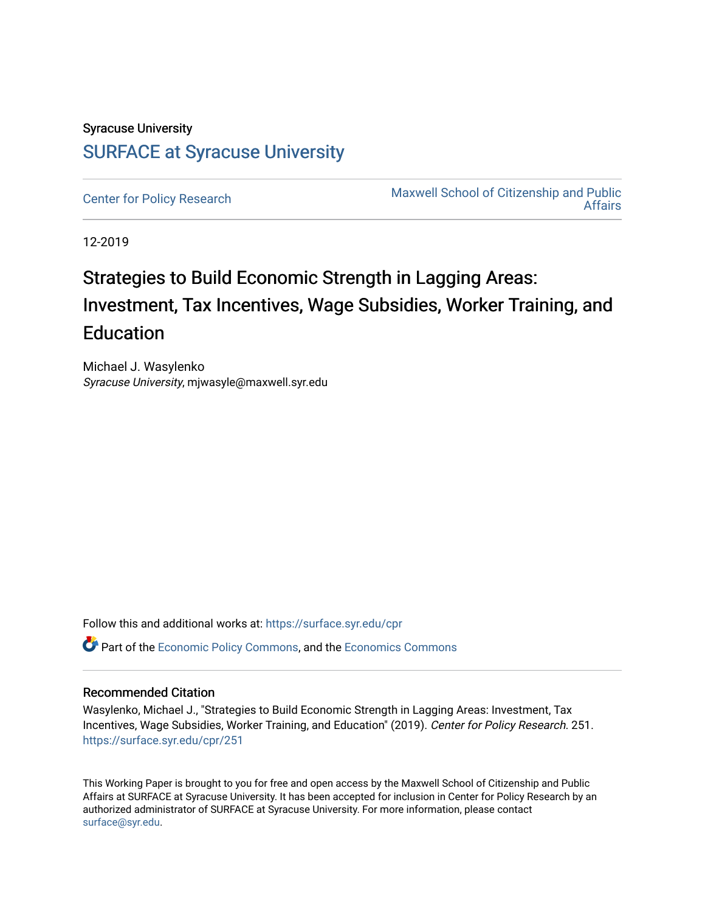Syracuse University

# SURFACE at Syracuse University

Center for Policy Research

Maxwell School of Citizenship and Public Affairs

12-2019

# Strategies to Build Economic Strength in Lagging Areas: Investment, Tax Incentives, Wage Subsidies, Worker Training, and Education

Michael J. Wasylenko
*Syracuse University*, mjwasyle@maxwell.syr.edu

Follow this and additional works at: https://surface.syr.edu/cpr

Part of the Economic Policy Commons, and the Economics Commons

## Recommended Citation

Wasylenko, Michael J., "Strategies to Build Economic Strength in Lagging Areas: Investment, Tax Incentives, Wage Subsidies, Worker Training, and Education" (2019). *Center for Policy Research*. 251.
https://surface.syr.edu/cpr/251

This Working Paper is brought to you for free and open access by the Maxwell School of Citizenship and Public Affairs at SURFACE at Syracuse University. It has been accepted for inclusion in Center for Policy Research by an authorized administrator of SURFACE at Syracuse University. For more information, please contact surface@syr.edu.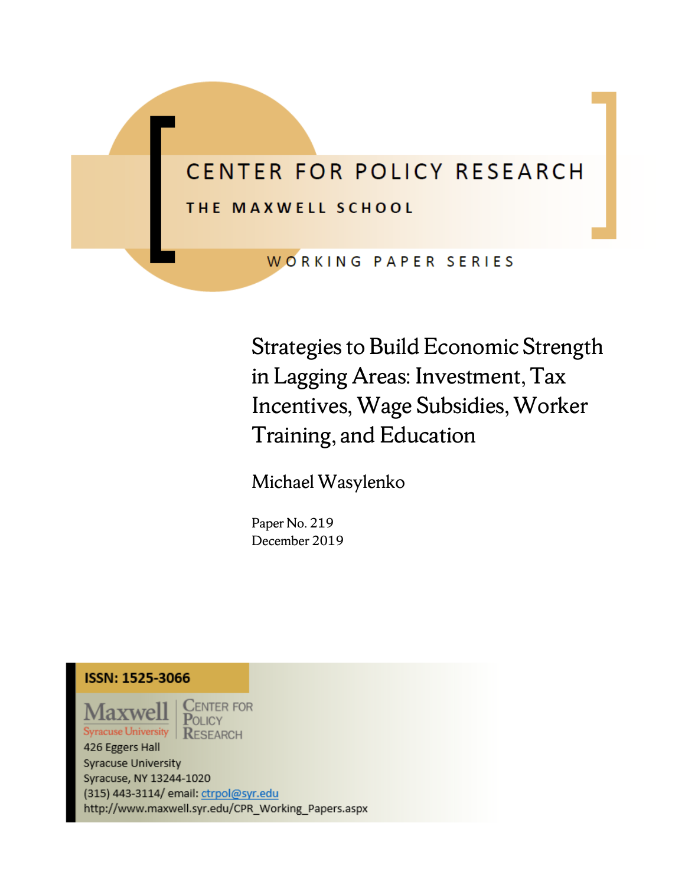# CENTER FOR POLICY RESEARCH

## THE MAXWELL SCHOOL

WORKING PAPER SERIES

# Strategies to Build Economic Strength in Lagging Areas: Investment, Tax Incentives, Wage Subsidies, Worker Training, and Education

Michael Wasylenko

Paper No. 219
December 2019

**ISSN: 1525-3066**

Maxwell
Syracuse University

Center for Policy Research

426 Eggers Hall
Syracuse University
Syracuse, NY 13244-1020
(315) 443-3114/ email: ctrpol@syr.edu
http://www.maxwell.syr.edu/CPR_Working_Papers.aspx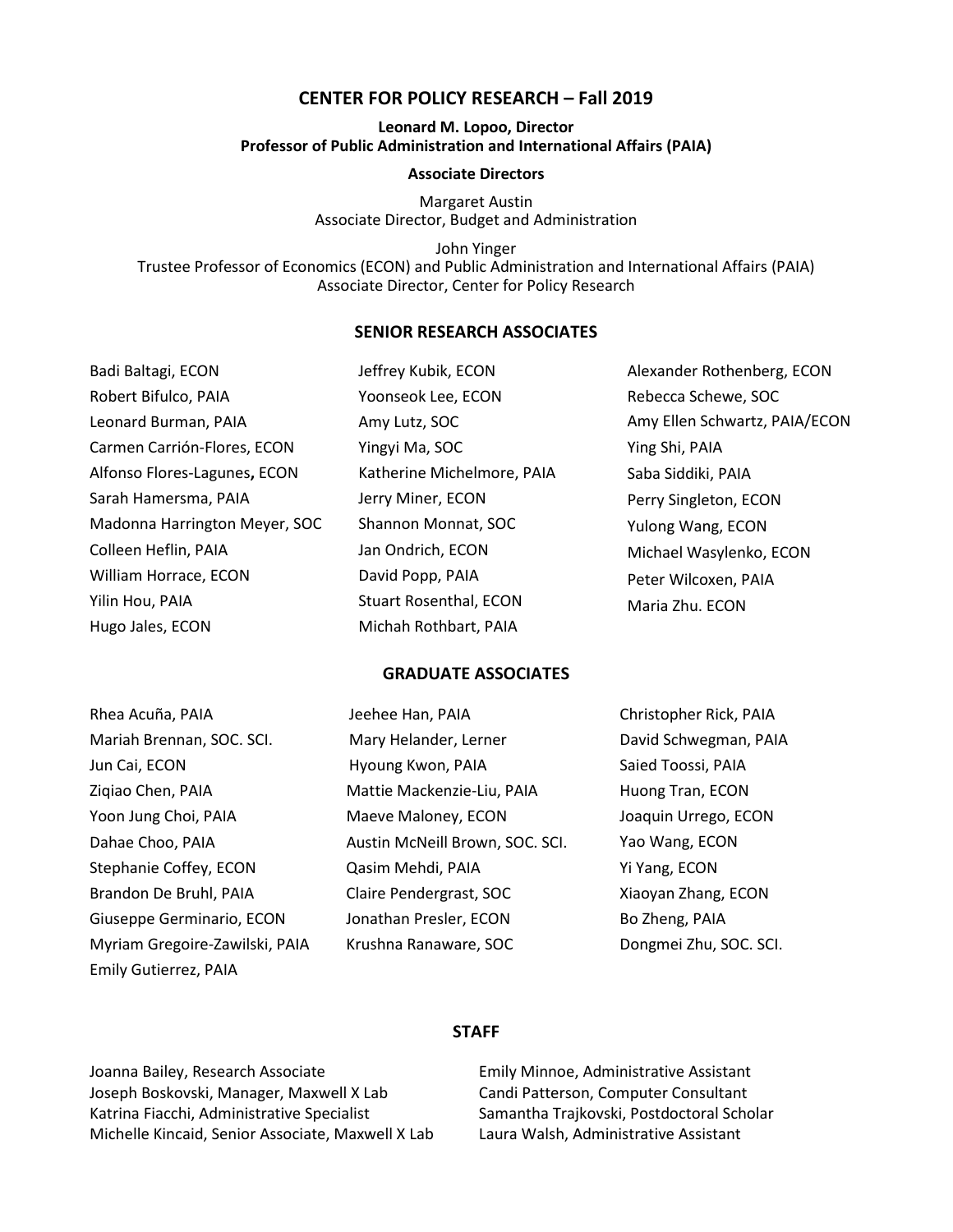# CENTER FOR POLICY RESEARCH – Fall 2019

**Leonard M. Lopoo, Director**
**Professor of Public Administration and International Affairs (PAIA)**

**Associate Directors**

Margaret Austin
Associate Director, Budget and Administration

John Yinger
Trustee Professor of Economics (ECON) and Public Administration and International Affairs (PAIA)
Associate Director, Center for Policy Research

## SENIOR RESEARCH ASSOCIATES

Badi Baltagi, ECON
Robert Bifulco, PAIA
Leonard Burman, PAIA
Carmen Carrión-Flores, ECON
Alfonso Flores-Lagunes**,** ECON
Sarah Hamersma, PAIA
Madonna Harrington Meyer, SOC
Colleen Heflin, PAIA
William Horrace, ECON
Yilin Hou, PAIA
Hugo Jales, ECON
Jeffrey Kubik, ECON
Yoonseok Lee, ECON
Amy Lutz, SOC
Yingyi Ma, SOC
Katherine Michelmore, PAIA
Jerry Miner, ECON
Shannon Monnat, SOC
Jan Ondrich, ECON
David Popp, PAIA
Stuart Rosenthal, ECON
Michah Rothbart, PAIA
Alexander Rothenberg, ECON
Rebecca Schewe, SOC
Amy Ellen Schwartz, PAIA/ECON
Ying Shi, PAIA
Saba Siddiki, PAIA
Perry Singleton, ECON
Yulong Wang, ECON
Michael Wasylenko, ECON
Peter Wilcoxen, PAIA
Maria Zhu. ECON

## GRADUATE ASSOCIATES

Rhea Acuña, PAIA
Mariah Brennan, SOC. SCI.
Jun Cai, ECON
Ziqiao Chen, PAIA
Yoon Jung Choi, PAIA
Dahae Choo, PAIA
Stephanie Coffey, ECON
Brandon De Bruhl, PAIA
Giuseppe Germinario, ECON
Myriam Gregoire-Zawilski, PAIA
Emily Gutierrez, PAIA
Jeehee Han, PAIA
Mary Helander, Lerner
Hyoung Kwon, PAIA
Mattie Mackenzie-Liu, PAIA
Maeve Maloney, ECON
Austin McNeill Brown, SOC. SCI.
Qasim Mehdi, PAIA
Claire Pendergrast, SOC
Jonathan Presler, ECON
Krushna Ranaware, SOC
Christopher Rick, PAIA
David Schwegman, PAIA
Saied Toossi, PAIA
Huong Tran, ECON
Joaquin Urrego, ECON
Yao Wang, ECON
Yi Yang, ECON
Xiaoyan Zhang, ECON
Bo Zheng, PAIA
Dongmei Zhu, SOC. SCI.

## STAFF

Joanna Bailey, Research Associate
Joseph Boskovski, Manager, Maxwell X Lab
Katrina Fiacchi, Administrative Specialist
Michelle Kincaid, Senior Associate, Maxwell X Lab
Emily Minnoe, Administrative Assistant
Candi Patterson, Computer Consultant
Samantha Trajkovski, Postdoctoral Scholar
Laura Walsh, Administrative Assistant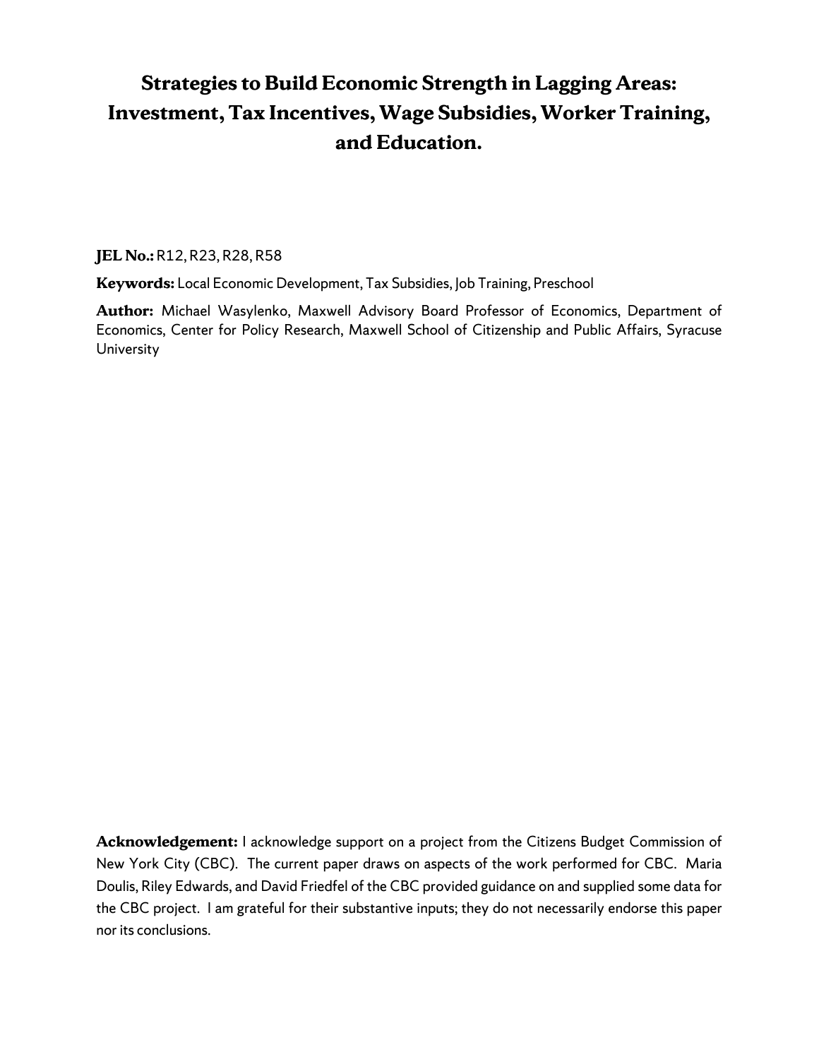# Strategies to Build Economic Strength in Lagging Areas: Investment, Tax Incentives, Wage Subsidies, Worker Training, and Education.

**JEL No.:** R12, R23, R28, R58

**Keywords:** Local Economic Development, Tax Subsidies, Job Training, Preschool

**Author:** Michael Wasylenko, Maxwell Advisory Board Professor of Economics, Department of Economics, Center for Policy Research, Maxwell School of Citizenship and Public Affairs, Syracuse University

**Acknowledgement:** I acknowledge support on a project from the Citizens Budget Commission of New York City (CBC). The current paper draws on aspects of the work performed for CBC. Maria Doulis, Riley Edwards, and David Friedfel of the CBC provided guidance on and supplied some data for the CBC project. I am grateful for their substantive inputs; they do not necessarily endorse this paper nor its conclusions.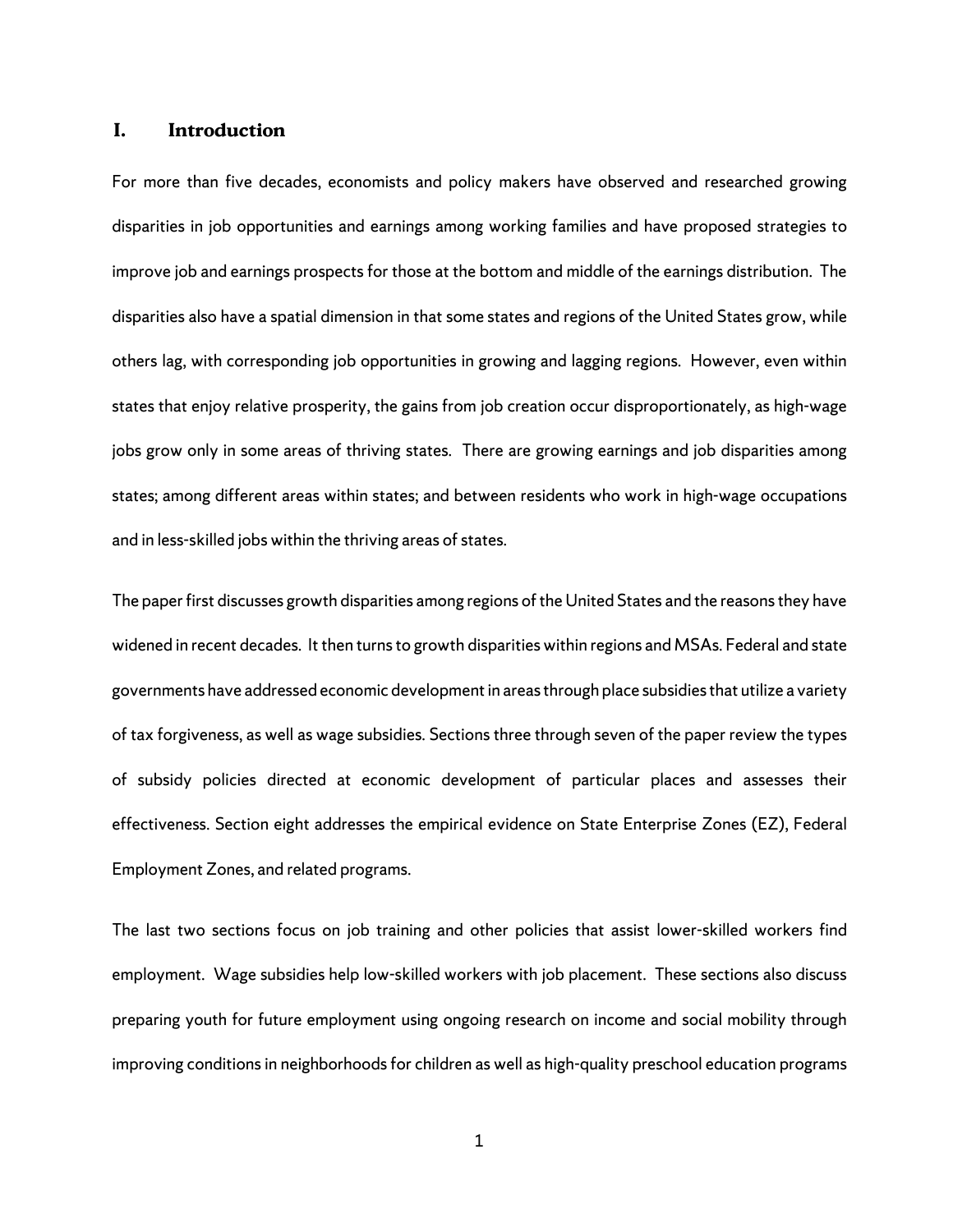## I. Introduction

For more than five decades, economists and policy makers have observed and researched growing disparities in job opportunities and earnings among working families and have proposed strategies to improve job and earnings prospects for those at the bottom and middle of the earnings distribution. The disparities also have a spatial dimension in that some states and regions of the United States grow, while others lag, with corresponding job opportunities in growing and lagging regions. However, even within states that enjoy relative prosperity, the gains from job creation occur disproportionately, as high-wage jobs grow only in some areas of thriving states. There are growing earnings and job disparities among states; among different areas within states; and between residents who work in high-wage occupations and in less-skilled jobs within the thriving areas of states.

The paper first discusses growth disparities among regions of the United States and the reasons they have widened in recent decades. It then turns to growth disparities within regions and MSAs. Federal and state governments have addressed economic development in areas through place subsidies that utilize a variety of tax forgiveness, as well as wage subsidies. Sections three through seven of the paper review the types of subsidy policies directed at economic development of particular places and assesses their effectiveness. Section eight addresses the empirical evidence on State Enterprise Zones (EZ), Federal Employment Zones, and related programs.

The last two sections focus on job training and other policies that assist lower-skilled workers find employment. Wage subsidies help low-skilled workers with job placement. These sections also discuss preparing youth for future employment using ongoing research on income and social mobility through improving conditions in neighborhoods for children as well as high-quality preschool education programs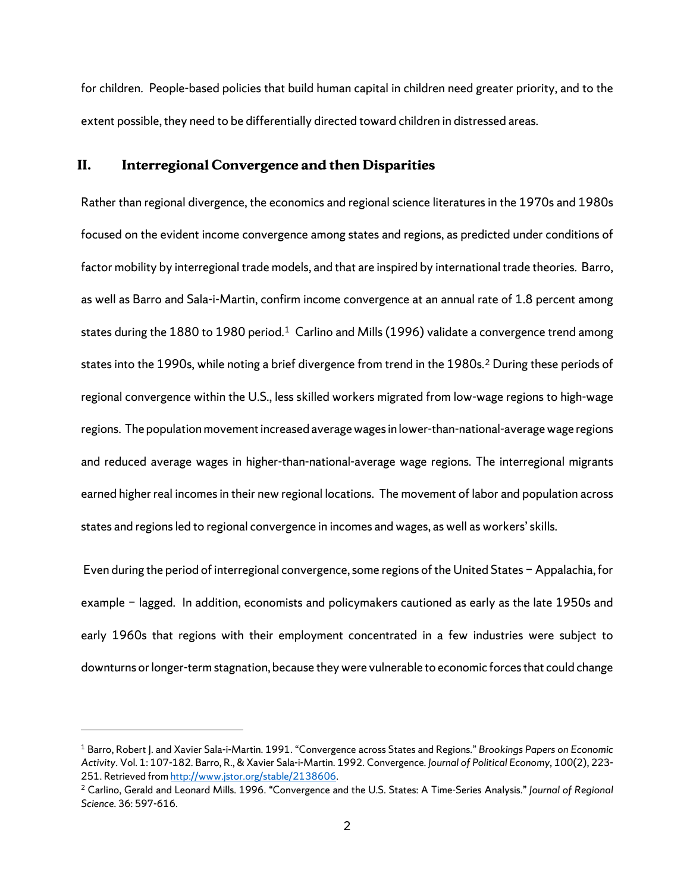for children. People-based policies that build human capital in children need greater priority, and to the extent possible, they need to be differentially directed toward children in distressed areas.

## II. Interregional Convergence and then Disparities

Rather than regional divergence, the economics and regional science literatures in the 1970s and 1980s focused on the evident income convergence among states and regions, as predicted under conditions of factor mobility by interregional trade models, and that are inspired by international trade theories. Barro, as well as Barro and Sala-i-Martin, confirm income convergence at an annual rate of 1.8 percent among states during the 1880 to 1980 period.[1] Carlino and Mills (1996) validate a convergence trend among states into the 1990s, while noting a brief divergence from trend in the 1980s.[2] During these periods of regional convergence within the U.S., less skilled workers migrated from low-wage regions to high-wage regions. The population movement increased average wages in lower-than-national-average wage regions and reduced average wages in higher-than-national-average wage regions. The interregional migrants earned higher real incomes in their new regional locations. The movement of labor and population across states and regions led to regional convergence in incomes and wages, as well as workers' skills.

Even during the period of interregional convergence, some regions of the United States – Appalachia, for example – lagged. In addition, economists and policymakers cautioned as early as the late 1950s and early 1960s that regions with their employment concentrated in a few industries were subject to downturns or longer-term stagnation, because they were vulnerable to economic forces that could change

---

[1] Barro, Robert J. and Xavier Sala-i-Martin. 1991. "Convergence across States and Regions." *Brookings Papers on Economic Activity*. Vol. 1: 107-182. Barro, R., & Xavier Sala-i-Martin. 1992. Convergence. *Journal of Political Economy*, *100*(2), 223-251. Retrieved from http://www.jstor.org/stable/2138606.

[2] Carlino, Gerald and Leonard Mills. 1996. "Convergence and the U.S. States: A Time-Series Analysis." *Journal of Regional Science*. 36: 597-616.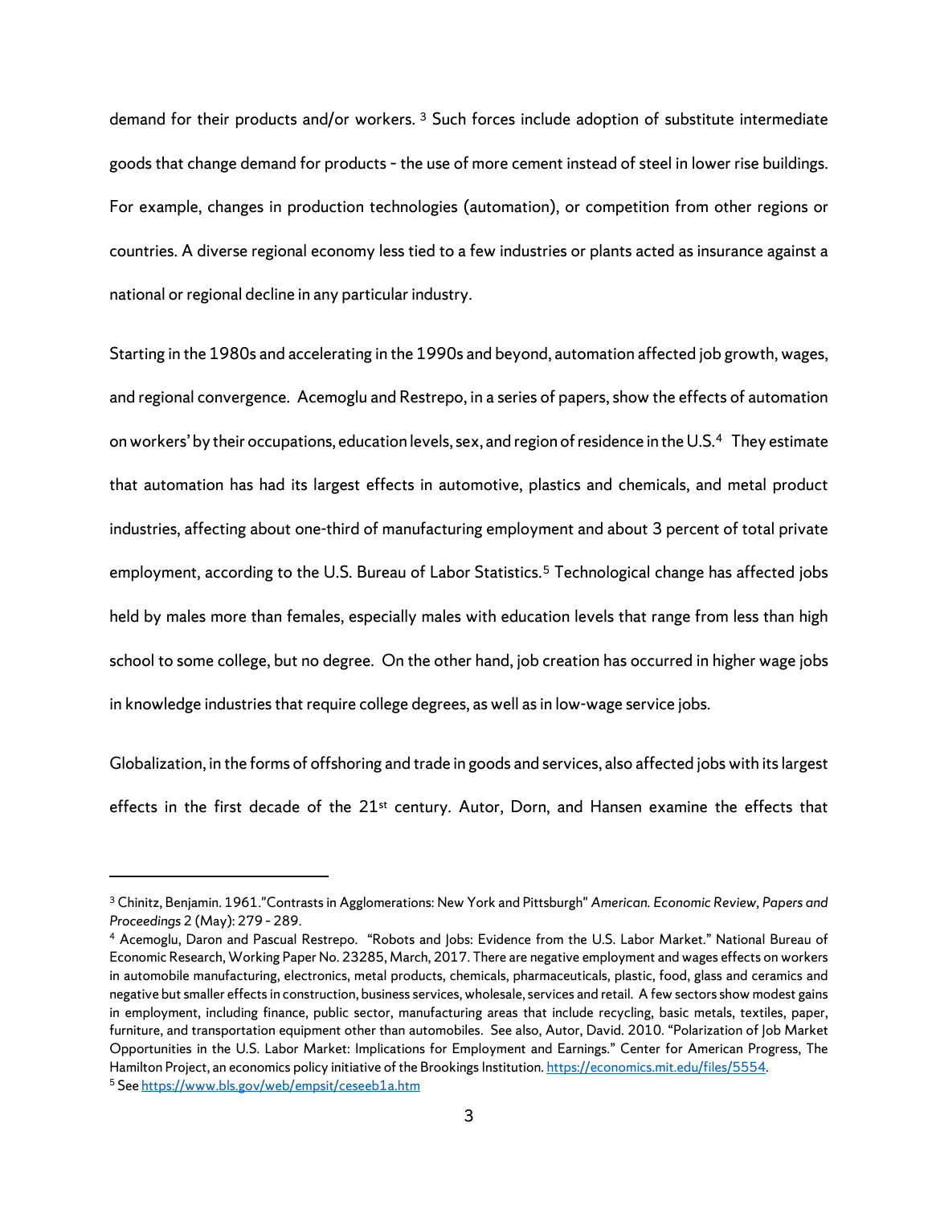demand for their products and/or workers. [3] Such forces include adoption of substitute intermediate goods that change demand for products - the use of more cement instead of steel in lower rise buildings. For example, changes in production technologies (automation), or competition from other regions or countries. A diverse regional economy less tied to a few industries or plants acted as insurance against a national or regional decline in any particular industry.

Starting in the 1980s and accelerating in the 1990s and beyond, automation affected job growth, wages, and regional convergence. Acemoglu and Restrepo, in a series of papers, show the effects of automation on workers' by their occupations, education levels, sex, and region of residence in the U.S.[4] They estimate that automation has had its largest effects in automotive, plastics and chemicals, and metal product industries, affecting about one-third of manufacturing employment and about 3 percent of total private employment, according to the U.S. Bureau of Labor Statistics.[5] Technological change has affected jobs held by males more than females, especially males with education levels that range from less than high school to some college, but no degree. On the other hand, job creation has occurred in higher wage jobs in knowledge industries that require college degrees, as well as in low-wage service jobs.

Globalization, in the forms of offshoring and trade in goods and services, also affected jobs with its largest effects in the first decade of the 21st century. Autor, Dorn, and Hansen examine the effects that

---

[3] Chinitz, Benjamin. 1961."Contrasts in Agglomerations: New York and Pittsburgh" *American. Economic Review, Papers and Proceedings* 2 (May): 279 - 289.

[4] Acemoglu, Daron and Pascual Restrepo. "Robots and Jobs: Evidence from the U.S. Labor Market." National Bureau of Economic Research, Working Paper No. 23285, March, 2017. There are negative employment and wages effects on workers in automobile manufacturing, electronics, metal products, chemicals, pharmaceuticals, plastic, food, glass and ceramics and negative but smaller effects in construction, business services, wholesale, services and retail. A few sectors show modest gains in employment, including finance, public sector, manufacturing areas that include recycling, basic metals, textiles, paper, furniture, and transportation equipment other than automobiles. See also, Autor, David. 2010. "Polarization of Job Market Opportunities in the U.S. Labor Market: Implications for Employment and Earnings." Center for American Progress, The Hamilton Project, an economics policy initiative of the Brookings Institution. https://economics.mit.edu/files/5554.

[5] See https://www.bls.gov/web/empsit/ceseeb1a.htm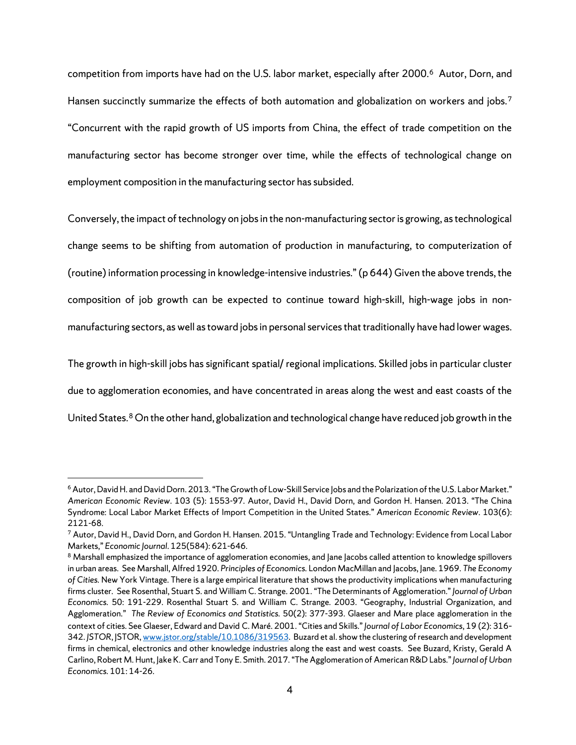competition from imports have had on the U.S. labor market, especially after 2000.[6] Autor, Dorn, and Hansen succinctly summarize the effects of both automation and globalization on workers and jobs.[7] "Concurrent with the rapid growth of US imports from China, the effect of trade competition on the manufacturing sector has become stronger over time, while the effects of technological change on employment composition in the manufacturing sector has subsided.

Conversely, the impact of technology on jobs in the non-manufacturing sector is growing, as technological change seems to be shifting from automation of production in manufacturing, to computerization of (routine) information processing in knowledge-intensive industries." (p 644) Given the above trends, the composition of job growth can be expected to continue toward high-skill, high-wage jobs in non-manufacturing sectors, as well as toward jobs in personal services that traditionally have had lower wages.

The growth in high-skill jobs has significant spatial/ regional implications. Skilled jobs in particular cluster due to agglomeration economies, and have concentrated in areas along the west and east coasts of the United States.[8] On the other hand, globalization and technological change have reduced job growth in the

---

[6] Autor, David H. and David Dorn. 2013. "The Growth of Low-Skill Service Jobs and the Polarization of the U.S. Labor Market." *American Economic Review*. 103 (5): 1553-97. Autor, David H., David Dorn, and Gordon H. Hansen. 2013. "The China Syndrome: Local Labor Market Effects of Import Competition in the United States." *American Economic Review*. 103(6): 2121-68.

[7] Autor, David H., David Dorn, and Gordon H. Hansen. 2015. "Untangling Trade and Technology: Evidence from Local Labor Markets," *Economic Journal*. 125(584): 621-646.

[8] Marshall emphasized the importance of agglomeration economies, and Jane Jacobs called attention to knowledge spillovers in urban areas. See Marshall, Alfred 1920. *Principles of Economics.* London MacMillan and Jacobs, Jane. 1969. *The Economy of Cities.* New York Vintage. There is a large empirical literature that shows the productivity implications when manufacturing firms cluster. See Rosenthal, Stuart S. and William C. Strange. 2001. "The Determinants of Agglomeration." *Journal of Urban Economics.* 50: 191-229. Rosenthal Stuart S. and William C. Strange. 2003. "Geography, Industrial Organization, and Agglomeration." *The Review of Economics and Statistics.* 50(2): 377-393. Glaeser and Mare place agglomeration in the context of cities. See Glaeser, Edward and David C. Maré. 2001. "Cities and Skills." *Journal of Labor Economics*, 19 (2): 316-342. *JSTOR*, JSTOR, www.jstor.org/stable/10.1086/319563. Buzard et al. show the clustering of research and development firms in chemical, electronics and other knowledge industries along the east and west coasts. See Buzard, Kristy, Gerald A Carlino, Robert M. Hunt, Jake K. Carr and Tony E. Smith. 2017. "The Agglomeration of American R&D Labs." *Journal of Urban Economics.* 101: 14-26.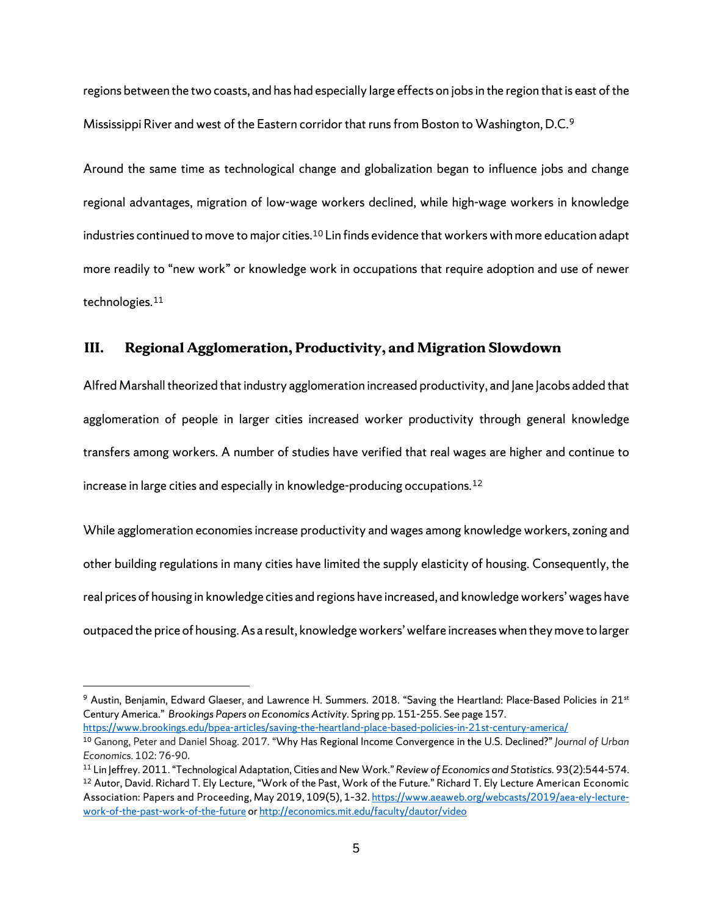regions between the two coasts, and has had especially large effects on jobs in the region that is east of the Mississippi River and west of the Eastern corridor that runs from Boston to Washington, D.C.[9]

Around the same time as technological change and globalization began to influence jobs and change regional advantages, migration of low-wage workers declined, while high-wage workers in knowledge industries continued to move to major cities.[10] Lin finds evidence that workers with more education adapt more readily to "new work" or knowledge work in occupations that require adoption and use of newer technologies.[11]

## III. Regional Agglomeration, Productivity, and Migration Slowdown

Alfred Marshall theorized that industry agglomeration increased productivity, and Jane Jacobs added that agglomeration of people in larger cities increased worker productivity through general knowledge transfers among workers. A number of studies have verified that real wages are higher and continue to increase in large cities and especially in knowledge-producing occupations.[12]

While agglomeration economies increase productivity and wages among knowledge workers, zoning and other building regulations in many cities have limited the supply elasticity of housing. Consequently, the real prices of housing in knowledge cities and regions have increased, and knowledge workers' wages have outpaced the price of housing. As a result, knowledge workers' welfare increases when they move to larger

---

[9] Austin, Benjamin, Edward Glaeser, and Lawrence H. Summers. 2018. "Saving the Heartland: Place-Based Policies in 21st Century America." *Brookings Papers on Economics Activity*. Spring pp. 151-255. See page 157. https://www.brookings.edu/bpea-articles/saving-the-heartland-place-based-policies-in-21st-century-america/

[10] Ganong, Peter and Daniel Shoag. 2017. "Why Has Regional Income Convergence in the U.S. Declined?" *Journal of Urban Economics*. 102: 76-90.

[11] Lin Jeffrey. 2011. "Technological Adaptation, Cities and New Work." *Review of Economics and Statistics*. 93(2):544-574.

[12] Autor, David. Richard T. Ely Lecture, "Work of the Past, Work of the Future." Richard T. Ely Lecture American Economic Association: Papers and Proceeding, May 2019, 109(5), 1-32. https://www.aeaweb.org/webcasts/2019/aea-ely-lecture-work-of-the-past-work-of-the-future or http://economics.mit.edu/faculty/dautor/video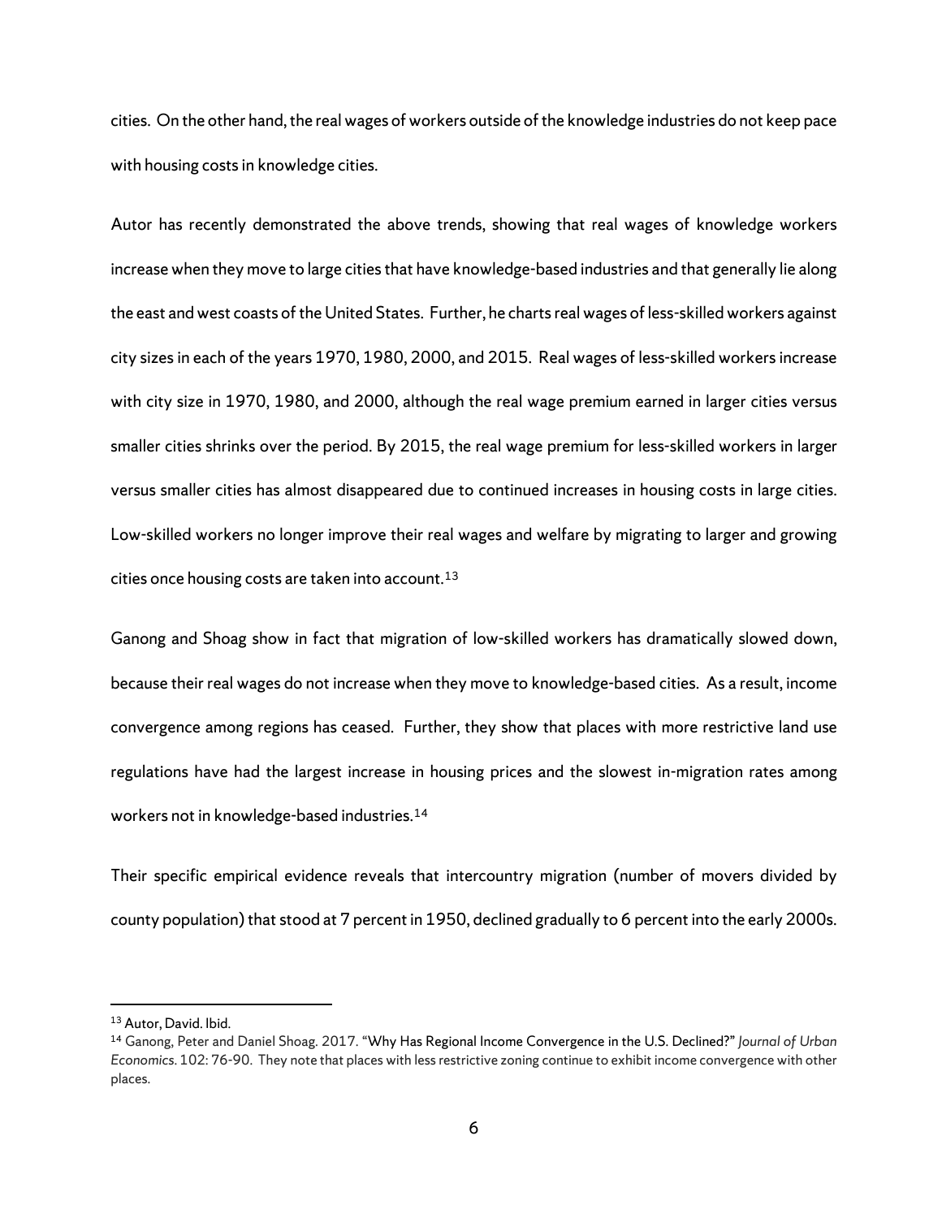cities. On the other hand, the real wages of workers outside of the knowledge industries do not keep pace with housing costs in knowledge cities.

Autor has recently demonstrated the above trends, showing that real wages of knowledge workers increase when they move to large cities that have knowledge-based industries and that generally lie along the east and west coasts of the United States. Further, he charts real wages of less-skilled workers against city sizes in each of the years 1970, 1980, 2000, and 2015. Real wages of less-skilled workers increase with city size in 1970, 1980, and 2000, although the real wage premium earned in larger cities versus smaller cities shrinks over the period. By 2015, the real wage premium for less-skilled workers in larger versus smaller cities has almost disappeared due to continued increases in housing costs in large cities. Low-skilled workers no longer improve their real wages and welfare by migrating to larger and growing cities once housing costs are taken into account.[13]

Ganong and Shoag show in fact that migration of low-skilled workers has dramatically slowed down, because their real wages do not increase when they move to knowledge-based cities. As a result, income convergence among regions has ceased. Further, they show that places with more restrictive land use regulations have had the largest increase in housing prices and the slowest in-migration rates among workers not in knowledge-based industries.[14]

Their specific empirical evidence reveals that intercountry migration (number of movers divided by county population) that stood at 7 percent in 1950, declined gradually to 6 percent into the early 2000s.

---

[13] Autor, David. Ibid.

[14] Ganong, Peter and Daniel Shoag. 2017. "Why Has Regional Income Convergence in the U.S. Declined?" *Journal of Urban Economics*. 102: 76-90. They note that places with less restrictive zoning continue to exhibit income convergence with other places.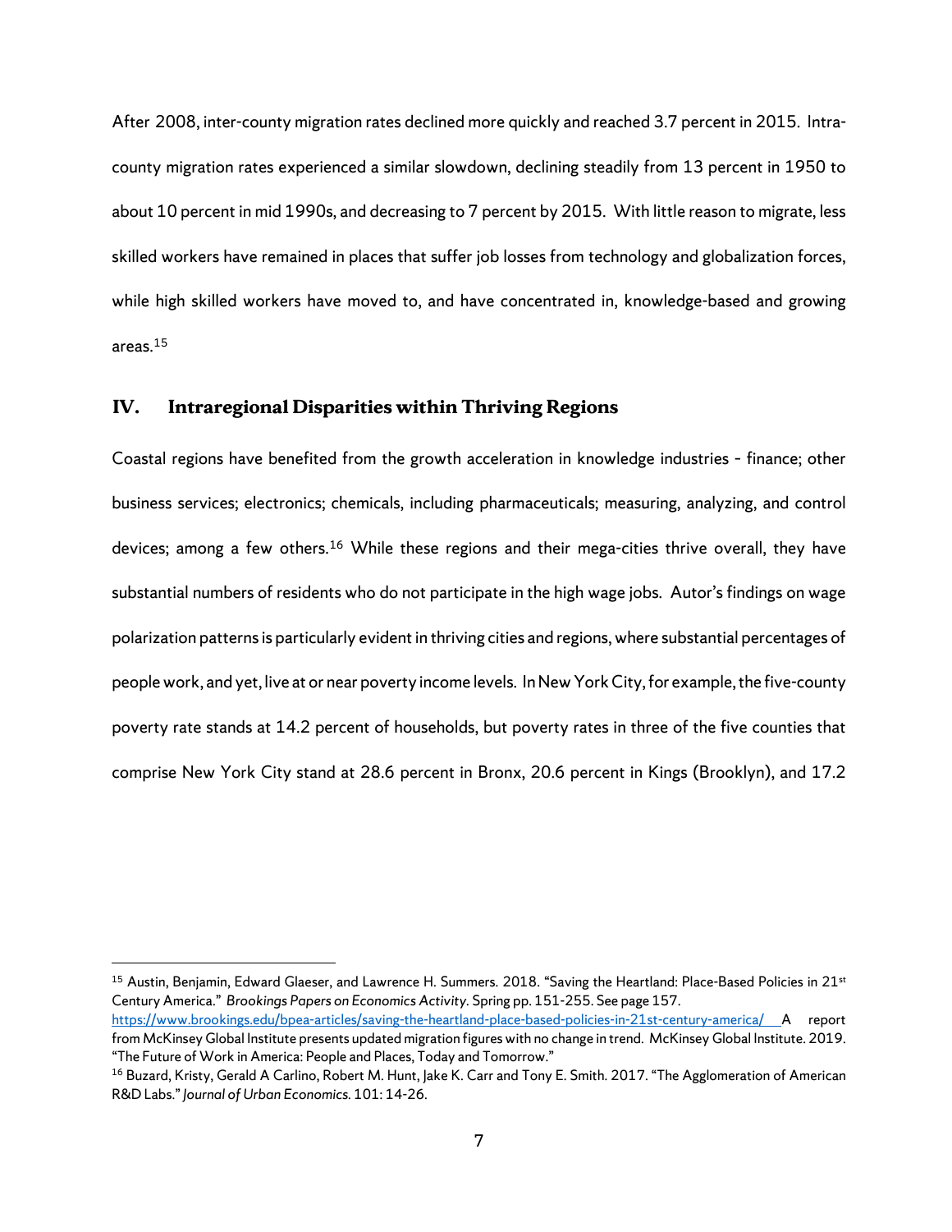After 2008, inter-county migration rates declined more quickly and reached 3.7 percent in 2015. Intra-county migration rates experienced a similar slowdown, declining steadily from 13 percent in 1950 to about 10 percent in mid 1990s, and decreasing to 7 percent by 2015. With little reason to migrate, less skilled workers have remained in places that suffer job losses from technology and globalization forces, while high skilled workers have moved to, and have concentrated in, knowledge-based and growing areas.[15]

## IV. Intraregional Disparities within Thriving Regions

Coastal regions have benefited from the growth acceleration in knowledge industries - finance; other business services; electronics; chemicals, including pharmaceuticals; measuring, analyzing, and control devices; among a few others.[16] While these regions and their mega-cities thrive overall, they have substantial numbers of residents who do not participate in the high wage jobs. Autor's findings on wage polarization patterns is particularly evident in thriving cities and regions, where substantial percentages of people work, and yet, live at or near poverty income levels. In New York City, for example, the five-county poverty rate stands at 14.2 percent of households, but poverty rates in three of the five counties that comprise New York City stand at 28.6 percent in Bronx, 20.6 percent in Kings (Brooklyn), and 17.2

---

[15] Austin, Benjamin, Edward Glaeser, and Lawrence H. Summers. 2018. "Saving the Heartland: Place-Based Policies in 21st Century America." *Brookings Papers on Economics Activity*. Spring pp. 151-255. See page 157. https://www.brookings.edu/bpea-articles/saving-the-heartland-place-based-policies-in-21st-century-america/ A report from McKinsey Global Institute presents updated migration figures with no change in trend. McKinsey Global Institute. 2019. "The Future of Work in America: People and Places, Today and Tomorrow."

[16] Buzard, Kristy, Gerald A Carlino, Robert M. Hunt, Jake K. Carr and Tony E. Smith. 2017. "The Agglomeration of American R&D Labs." *Journal of Urban Economics*. 101: 14-26.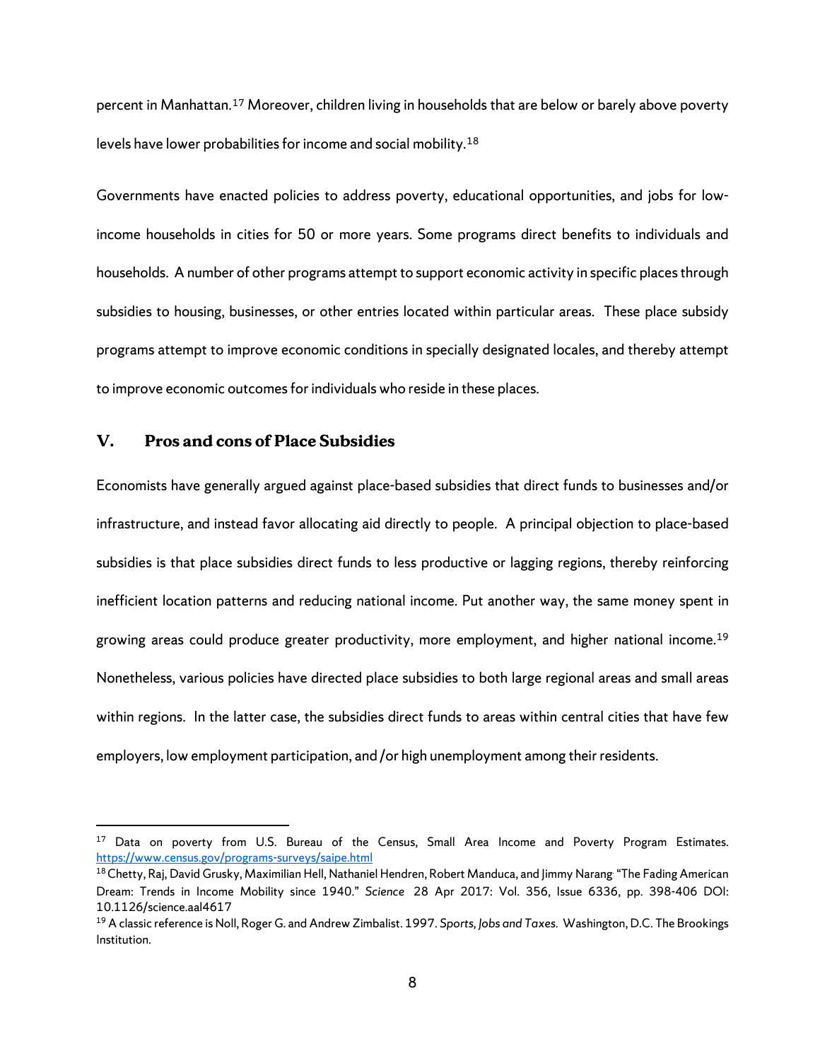percent in Manhattan.[17] Moreover, children living in households that are below or barely above poverty levels have lower probabilities for income and social mobility.[18]

Governments have enacted policies to address poverty, educational opportunities, and jobs for low-income households in cities for 50 or more years. Some programs direct benefits to individuals and households. A number of other programs attempt to support economic activity in specific places through subsidies to housing, businesses, or other entries located within particular areas. These place subsidy programs attempt to improve economic conditions in specially designated locales, and thereby attempt to improve economic outcomes for individuals who reside in these places.

## V. Pros and cons of Place Subsidies

Economists have generally argued against place-based subsidies that direct funds to businesses and/or infrastructure, and instead favor allocating aid directly to people. A principal objection to place-based subsidies is that place subsidies direct funds to less productive or lagging regions, thereby reinforcing inefficient location patterns and reducing national income. Put another way, the same money spent in growing areas could produce greater productivity, more employment, and higher national income.[19] Nonetheless, various policies have directed place subsidies to both large regional areas and small areas within regions. In the latter case, the subsidies direct funds to areas within central cities that have few employers, low employment participation, and /or high unemployment among their residents.

---

[17] Data on poverty from U.S. Bureau of the Census, Small Area Income and Poverty Program Estimates. https://www.census.gov/programs-surveys/saipe.html

[18] Chetty, Raj, David Grusky, Maximilian Hell, Nathaniel Hendren, Robert Manduca, and Jimmy Narang. "The Fading American Dream: Trends in Income Mobility since 1940." *Science* 28 Apr 2017: Vol. 356, Issue 6336, pp. 398-406 DOI: 10.1126/science.aal4617

[19] A classic reference is Noll, Roger G. and Andrew Zimbalist. 1997. *Sports, Jobs and Taxes.* Washington, D.C. The Brookings Institution.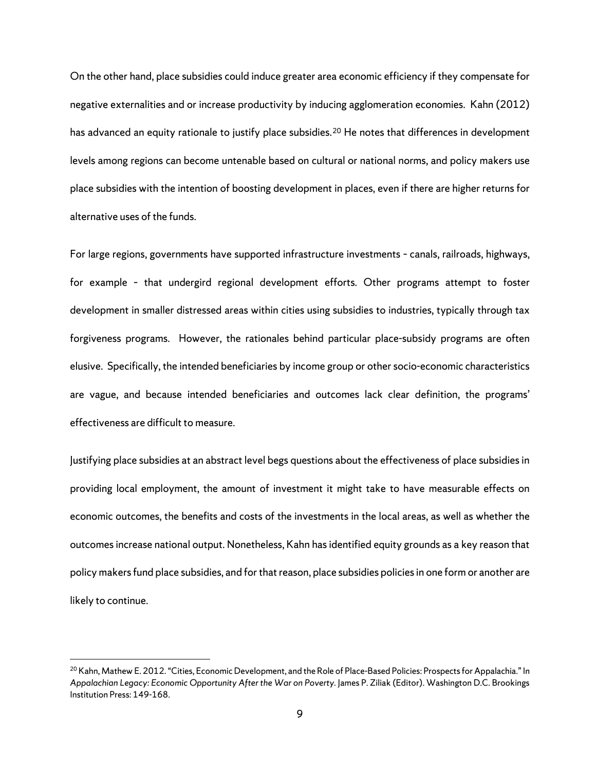On the other hand, place subsidies could induce greater area economic efficiency if they compensate for negative externalities and or increase productivity by inducing agglomeration economies. Kahn (2012) has advanced an equity rationale to justify place subsidies.[20] He notes that differences in development levels among regions can become untenable based on cultural or national norms, and policy makers use place subsidies with the intention of boosting development in places, even if there are higher returns for alternative uses of the funds.

For large regions, governments have supported infrastructure investments - canals, railroads, highways, for example - that undergird regional development efforts. Other programs attempt to foster development in smaller distressed areas within cities using subsidies to industries, typically through tax forgiveness programs. However, the rationales behind particular place-subsidy programs are often elusive. Specifically, the intended beneficiaries by income group or other socio-economic characteristics are vague, and because intended beneficiaries and outcomes lack clear definition, the programs' effectiveness are difficult to measure.

Justifying place subsidies at an abstract level begs questions about the effectiveness of place subsidies in providing local employment, the amount of investment it might take to have measurable effects on economic outcomes, the benefits and costs of the investments in the local areas, as well as whether the outcomes increase national output. Nonetheless, Kahn has identified equity grounds as a key reason that policy makers fund place subsidies, and for that reason, place subsidies policies in one form or another are likely to continue.

---

[20] Kahn, Mathew E. 2012. "Cities, Economic Development, and the Role of Place-Based Policies: Prospects for Appalachia." In *Appalachian Legacy: Economic Opportunity After the War on Poverty*. James P. Ziliak (Editor). Washington D.C. Brookings Institution Press: 149-168.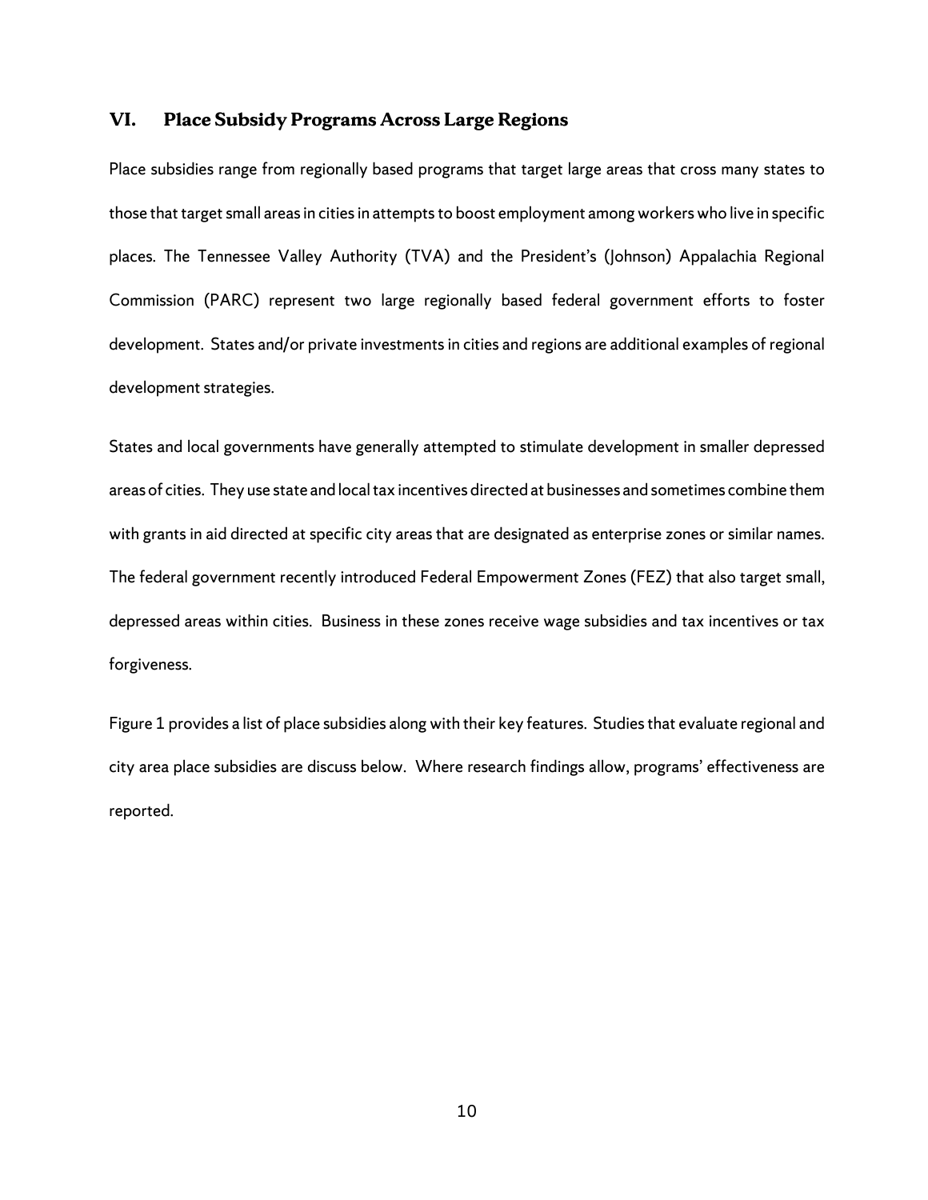## VI. Place Subsidy Programs Across Large Regions

Place subsidies range from regionally based programs that target large areas that cross many states to those that target small areas in cities in attempts to boost employment among workers who live in specific places. The Tennessee Valley Authority (TVA) and the President's (Johnson) Appalachia Regional Commission (PARC) represent two large regionally based federal government efforts to foster development. States and/or private investments in cities and regions are additional examples of regional development strategies.

States and local governments have generally attempted to stimulate development in smaller depressed areas of cities. They use state and local tax incentives directed at businesses and sometimes combine them with grants in aid directed at specific city areas that are designated as enterprise zones or similar names. The federal government recently introduced Federal Empowerment Zones (FEZ) that also target small, depressed areas within cities. Business in these zones receive wage subsidies and tax incentives or tax forgiveness.

Figure 1 provides a list of place subsidies along with their key features. Studies that evaluate regional and city area place subsidies are discuss below. Where research findings allow, programs' effectiveness are reported.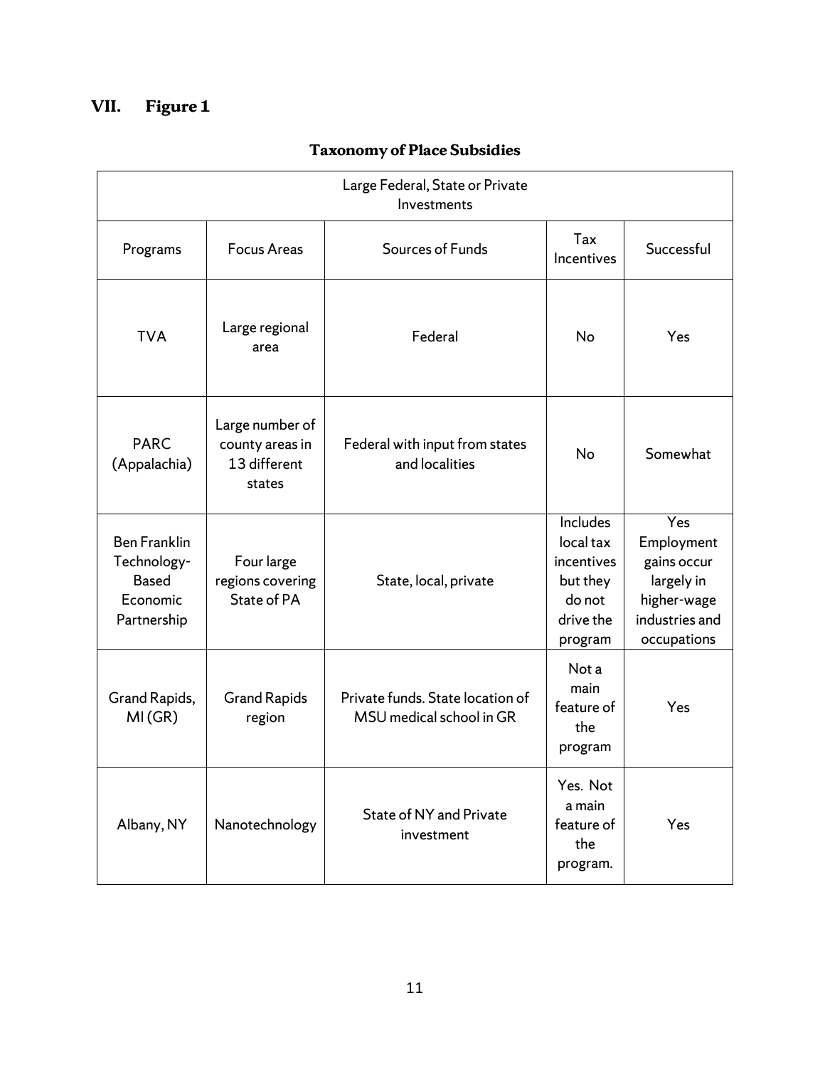## VII. Figure 1

**Taxonomy of Place Subsidies**

| Large Federal, State or Private Investments | | | | |
|---|---|---|---|---|
| Programs | Focus Areas | Sources of Funds | Tax Incentives | Successful |
| TVA | Large regional area | Federal | No | Yes |
| PARC (Appalachia) | Large number of county areas in 13 different states | Federal with input from states and localities | No | Somewhat |
| Ben Franklin Technology-Based Economic Partnership | Four large regions covering State of PA | State, local, private | Includes local tax incentives but they do not drive the program | Yes Employment gains occur largely in higher-wage industries and occupations |
| Grand Rapids, MI (GR) | Grand Rapids region | Private funds. State location of MSU medical school in GR | Not a main feature of the program | Yes |
| Albany, NY | Nanotechnology | State of NY and Private investment | Yes. Not a main feature of the program. | Yes |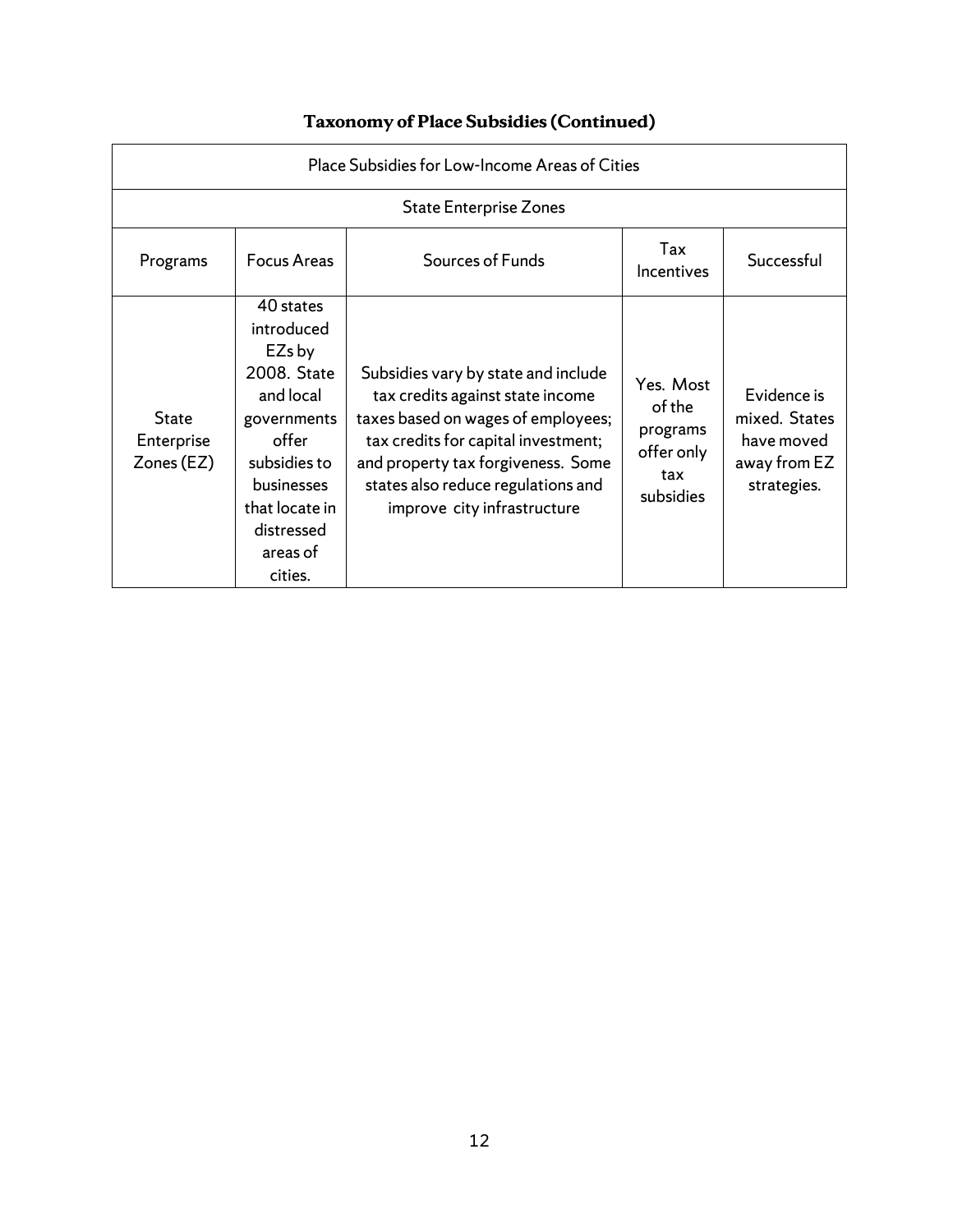## Taxonomy of Place Subsidies (Continued)

| Place Subsidies for Low-Income Areas of Cities | | | | |
|---|---|---|---|---|
| State Enterprise Zones | | | | |
| Programs | Focus Areas | Sources of Funds | Tax Incentives | Successful |
| State Enterprise Zones (EZ) | 40 states introduced EZs by 2008. State and local governments offer subsidies to businesses that locate in distressed areas of cities. | Subsidies vary by state and include tax credits against state income taxes based on wages of employees; tax credits for capital investment; and property tax forgiveness. Some states also reduce regulations and improve city infrastructure | Yes. Most of the programs offer only tax subsidies | Evidence is mixed. States have moved away from EZ strategies. |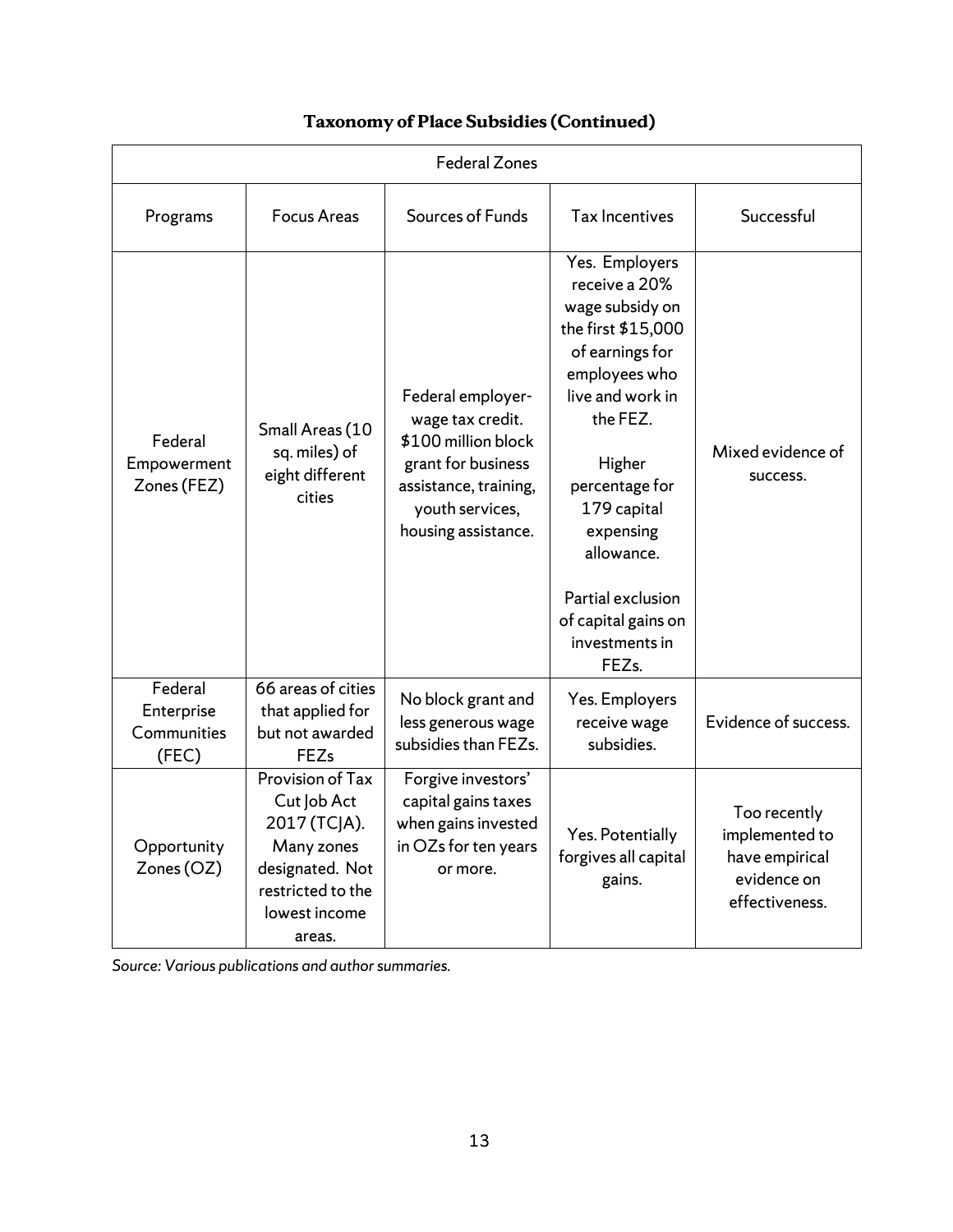**Taxonomy of Place Subsidies (Continued)**

| Federal Zones | | | | |
|---|---|---|---|---|
| Programs | Focus Areas | Sources of Funds | Tax Incentives | Successful |
| Federal Empowerment Zones (FEZ) | Small Areas (10 sq. miles) of eight different cities | Federal employer-wage tax credit. $100 million block grant for business assistance, training, youth services, housing assistance. | Yes. Employers receive a 20% wage subsidy on the first $15,000 of earnings for employees who live and work in the FEZ.<br><br>Higher percentage for 179 capital expensing allowance.<br><br>Partial exclusion of capital gains on investments in FEZs. | Mixed evidence of success. |
| Federal Enterprise Communities (FEC) | 66 areas of cities that applied for but not awarded FEZs | No block grant and less generous wage subsidies than FEZs. | Yes. Employers receive wage subsidies. | Evidence of success. |
| Opportunity Zones (OZ) | Provision of Tax Cut Job Act 2017 (TCJA). Many zones designated. Not restricted to the lowest income areas. | Forgive investors' capital gains taxes when gains invested in OZs for ten years or more. | Yes. Potentially forgives all capital gains. | Too recently implemented to have empirical evidence on effectiveness. |

*Source: Various publications and author summaries.*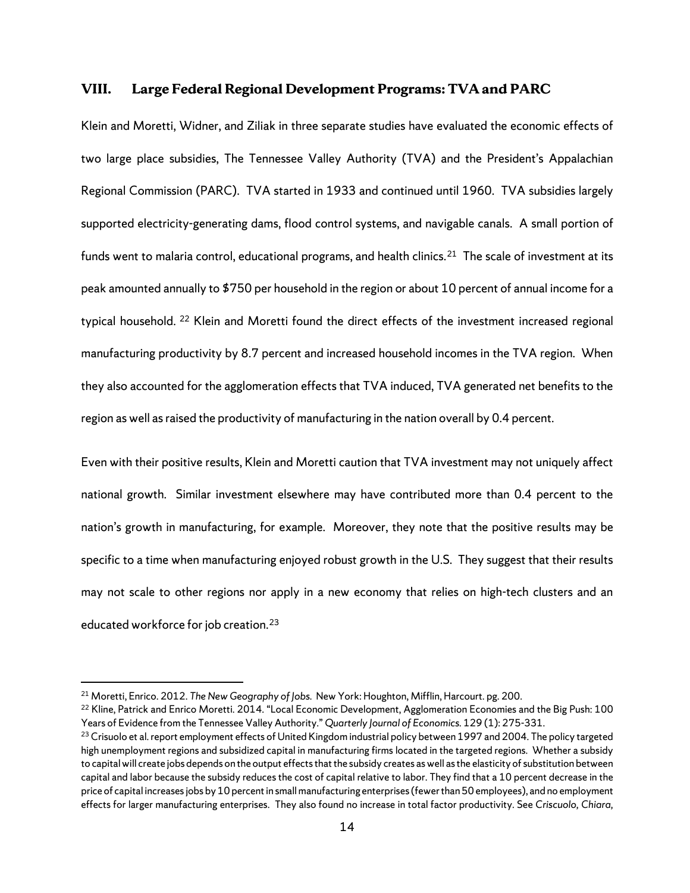## VIII. Large Federal Regional Development Programs: TVA and PARC

Klein and Moretti, Widner, and Ziliak in three separate studies have evaluated the economic effects of two large place subsidies, The Tennessee Valley Authority (TVA) and the President's Appalachian Regional Commission (PARC). TVA started in 1933 and continued until 1960. TVA subsidies largely supported electricity-generating dams, flood control systems, and navigable canals. A small portion of funds went to malaria control, educational programs, and health clinics.[21] The scale of investment at its peak amounted annually to $750 per household in the region or about 10 percent of annual income for a typical household.[22] Klein and Moretti found the direct effects of the investment increased regional manufacturing productivity by 8.7 percent and increased household incomes in the TVA region. When they also accounted for the agglomeration effects that TVA induced, TVA generated net benefits to the region as well as raised the productivity of manufacturing in the nation overall by 0.4 percent.

Even with their positive results, Klein and Moretti caution that TVA investment may not uniquely affect national growth. Similar investment elsewhere may have contributed more than 0.4 percent to the nation's growth in manufacturing, for example. Moreover, they note that the positive results may be specific to a time when manufacturing enjoyed robust growth in the U.S. They suggest that their results may not scale to other regions nor apply in a new economy that relies on high-tech clusters and an educated workforce for job creation.[23]

---

[21] Moretti, Enrico. 2012. *The New Geography of Jobs*. New York: Houghton, Mifflin, Harcourt. pg. 200.

[22] Kline, Patrick and Enrico Moretti. 2014. "Local Economic Development, Agglomeration Economies and the Big Push: 100 Years of Evidence from the Tennessee Valley Authority." *Quarterly Journal of Economics*. 129 (1): 275-331.

[23] Crisuolo et al. report employment effects of United Kingdom industrial policy between 1997 and 2004. The policy targeted high unemployment regions and subsidized capital in manufacturing firms located in the targeted regions. Whether a subsidy to capital will create jobs depends on the output effects that the subsidy creates as well as the elasticity of substitution between capital and labor because the subsidy reduces the cost of capital relative to labor. They find that a 10 percent decrease in the price of capital increases jobs by 10 percent in small manufacturing enterprises (fewer than 50 employees), and no employment effects for larger manufacturing enterprises. They also found no increase in total factor productivity. See *Criscuolo, Chiara,*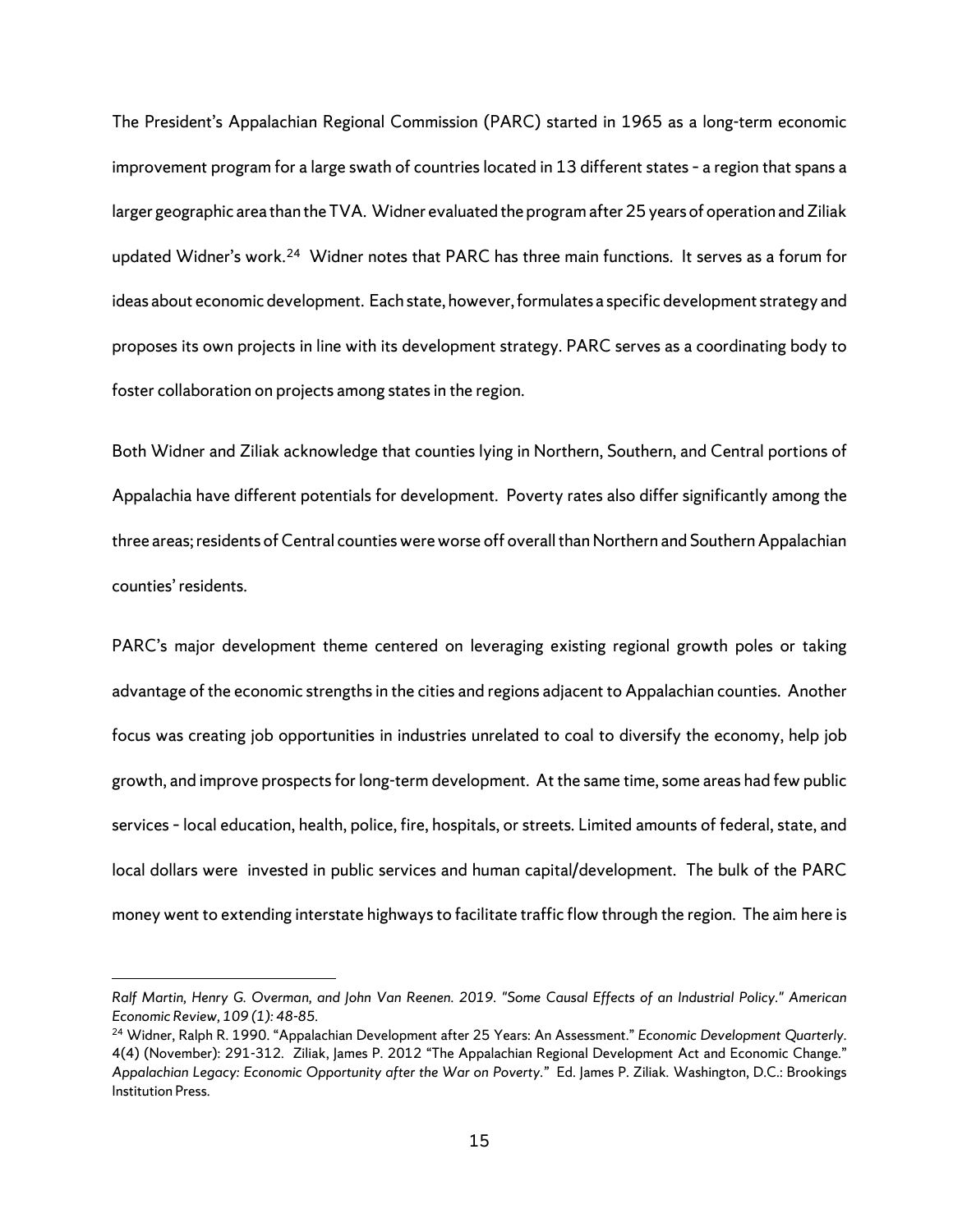The President's Appalachian Regional Commission (PARC) started in 1965 as a long-term economic improvement program for a large swath of countries located in 13 different states – a region that spans a larger geographic area than the TVA. Widner evaluated the program after 25 years of operation and Ziliak updated Widner's work.[24] Widner notes that PARC has three main functions. It serves as a forum for ideas about economic development. Each state, however, formulates a specific development strategy and proposes its own projects in line with its development strategy. PARC serves as a coordinating body to foster collaboration on projects among states in the region.

Both Widner and Ziliak acknowledge that counties lying in Northern, Southern, and Central portions of Appalachia have different potentials for development. Poverty rates also differ significantly among the three areas; residents of Central counties were worse off overall than Northern and Southern Appalachian counties' residents.

PARC's major development theme centered on leveraging existing regional growth poles or taking advantage of the economic strengths in the cities and regions adjacent to Appalachian counties. Another focus was creating job opportunities in industries unrelated to coal to diversify the economy, help job growth, and improve prospects for long-term development. At the same time, some areas had few public services – local education, health, police, fire, hospitals, or streets. Limited amounts of federal, state, and local dollars were invested in public services and human capital/development. The bulk of the PARC money went to extending interstate highways to facilitate traffic flow through the region. The aim here is

---

*Ralf Martin, Henry G. Overman, and John Van Reenen. 2019. "Some Causal Effects of an Industrial Policy." American Economic Review, 109 (1): 48-85.*

[24] Widner, Ralph R. 1990. "Appalachian Development after 25 Years: An Assessment." *Economic Development Quarterly*. 4(4) (November): 291-312. Ziliak, James P. 2012 "The Appalachian Regional Development Act and Economic Change." *Appalachian Legacy: Economic Opportunity after the War on Poverty.*" Ed. James P. Ziliak. Washington, D.C.: Brookings Institution Press.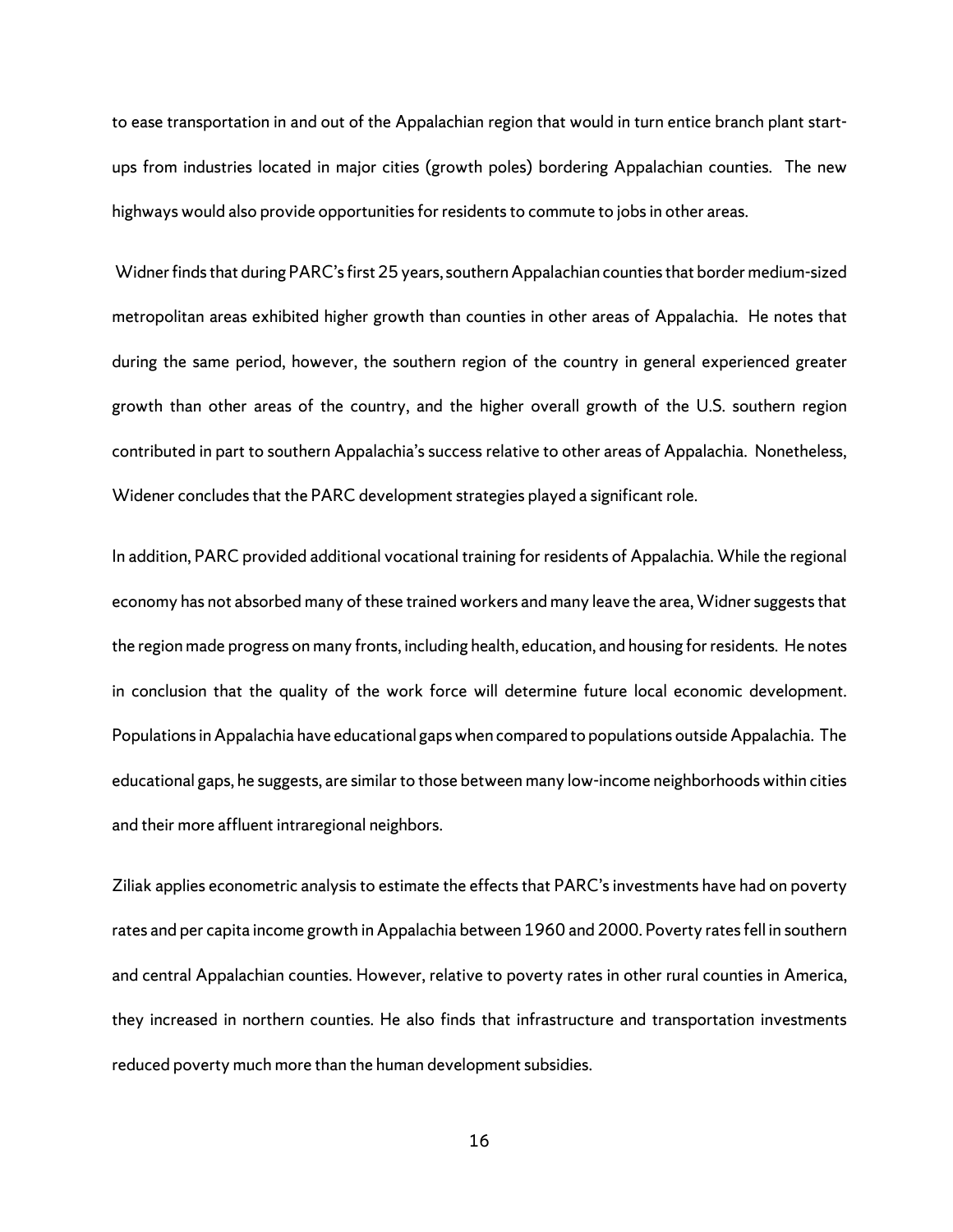to ease transportation in and out of the Appalachian region that would in turn entice branch plant start-ups from industries located in major cities (growth poles) bordering Appalachian counties. The new highways would also provide opportunities for residents to commute to jobs in other areas.

Widner finds that during PARC's first 25 years, southern Appalachian counties that border medium-sized metropolitan areas exhibited higher growth than counties in other areas of Appalachia. He notes that during the same period, however, the southern region of the country in general experienced greater growth than other areas of the country, and the higher overall growth of the U.S. southern region contributed in part to southern Appalachia's success relative to other areas of Appalachia. Nonetheless, Widener concludes that the PARC development strategies played a significant role.

In addition, PARC provided additional vocational training for residents of Appalachia. While the regional economy has not absorbed many of these trained workers and many leave the area, Widner suggests that the region made progress on many fronts, including health, education, and housing for residents. He notes in conclusion that the quality of the work force will determine future local economic development. Populations in Appalachia have educational gaps when compared to populations outside Appalachia. The educational gaps, he suggests, are similar to those between many low-income neighborhoods within cities and their more affluent intraregional neighbors.

Ziliak applies econometric analysis to estimate the effects that PARC's investments have had on poverty rates and per capita income growth in Appalachia between 1960 and 2000. Poverty rates fell in southern and central Appalachian counties. However, relative to poverty rates in other rural counties in America, they increased in northern counties. He also finds that infrastructure and transportation investments reduced poverty much more than the human development subsidies.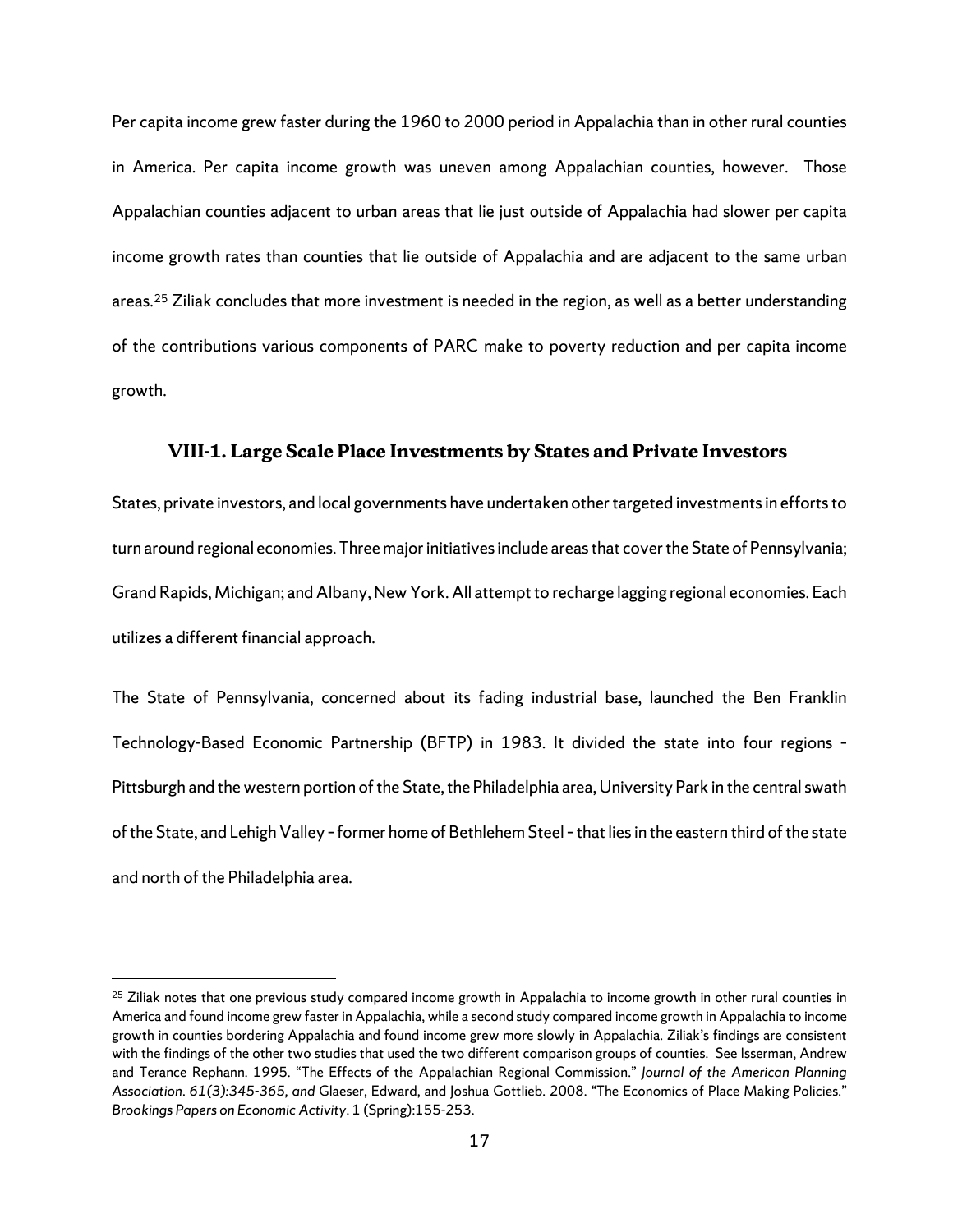Per capita income grew faster during the 1960 to 2000 period in Appalachia than in other rural counties in America. Per capita income growth was uneven among Appalachian counties, however. Those Appalachian counties adjacent to urban areas that lie just outside of Appalachia had slower per capita income growth rates than counties that lie outside of Appalachia and are adjacent to the same urban areas.[25] Ziliak concludes that more investment is needed in the region, as well as a better understanding of the contributions various components of PARC make to poverty reduction and per capita income growth.

### VIII-1. Large Scale Place Investments by States and Private Investors

States, private investors, and local governments have undertaken other targeted investments in efforts to turn around regional economies. Three major initiatives include areas that cover the State of Pennsylvania; Grand Rapids, Michigan; and Albany, New York. All attempt to recharge lagging regional economies. Each utilizes a different financial approach.

The State of Pennsylvania, concerned about its fading industrial base, launched the Ben Franklin Technology-Based Economic Partnership (BFTP) in 1983. It divided the state into four regions - Pittsburgh and the western portion of the State, the Philadelphia area, University Park in the central swath of the State, and Lehigh Valley - former home of Bethlehem Steel - that lies in the eastern third of the state and north of the Philadelphia area.

---

[25] Ziliak notes that one previous study compared income growth in Appalachia to income growth in other rural counties in America and found income grew faster in Appalachia, while a second study compared income growth in Appalachia to income growth in counties bordering Appalachia and found income grew more slowly in Appalachia. Ziliak's findings are consistent with the findings of the other two studies that used the two different comparison groups of counties. See Isserman, Andrew and Terance Rephann. 1995. "The Effects of the Appalachian Regional Commission." *Journal of the American Planning Association. 61(3):345-365, and* Glaeser, Edward, and Joshua Gottlieb. 2008. "The Economics of Place Making Policies." *Brookings Papers on Economic Activity*. 1 (Spring):155-253.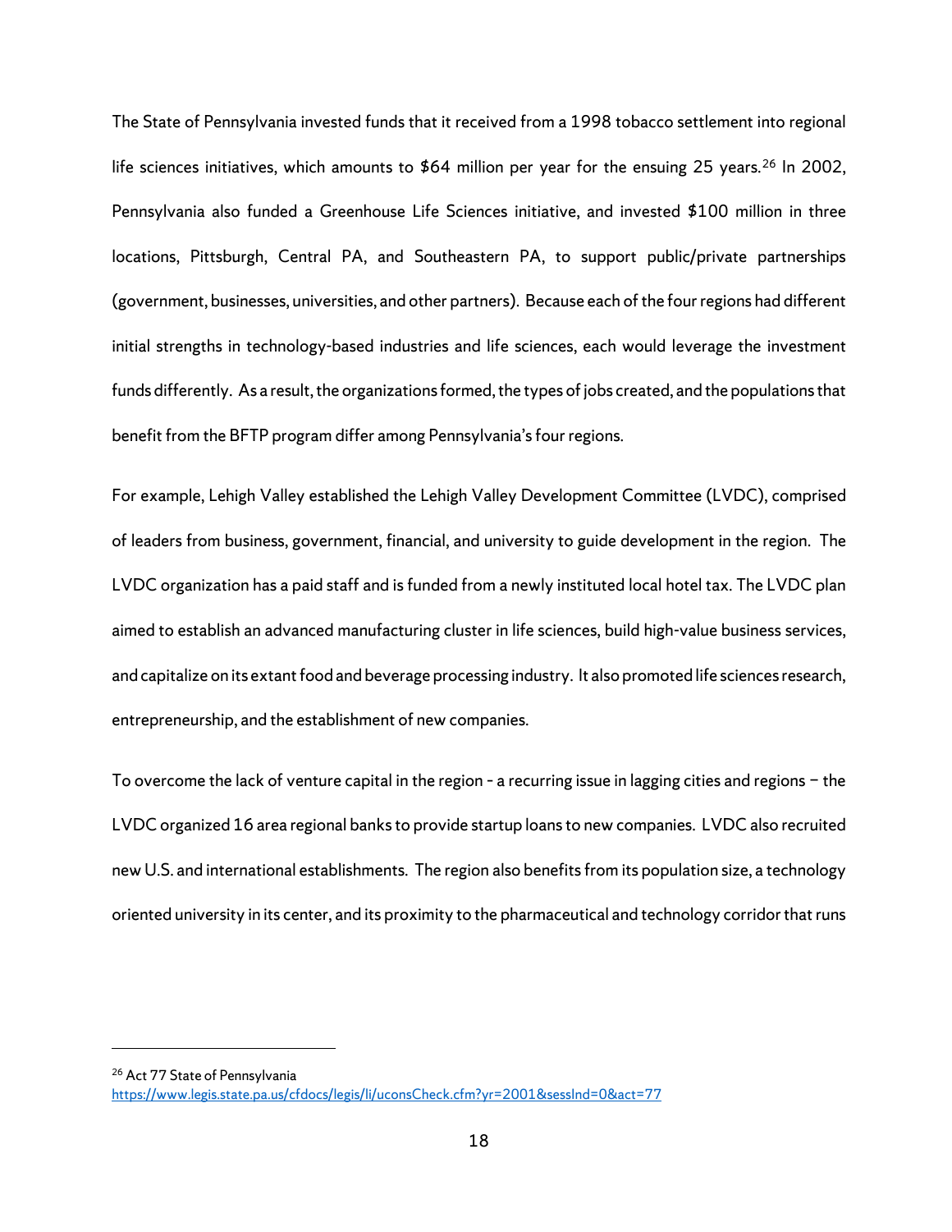The State of Pennsylvania invested funds that it received from a 1998 tobacco settlement into regional life sciences initiatives, which amounts to $64 million per year for the ensuing 25 years.[26] In 2002, Pennsylvania also funded a Greenhouse Life Sciences initiative, and invested $100 million in three locations, Pittsburgh, Central PA, and Southeastern PA, to support public/private partnerships (government, businesses, universities, and other partners). Because each of the four regions had different initial strengths in technology-based industries and life sciences, each would leverage the investment funds differently. As a result, the organizations formed, the types of jobs created, and the populations that benefit from the BFTP program differ among Pennsylvania's four regions.

For example, Lehigh Valley established the Lehigh Valley Development Committee (LVDC), comprised of leaders from business, government, financial, and university to guide development in the region. The LVDC organization has a paid staff and is funded from a newly instituted local hotel tax. The LVDC plan aimed to establish an advanced manufacturing cluster in life sciences, build high-value business services, and capitalize on its extant food and beverage processing industry. It also promoted life sciences research, entrepreneurship, and the establishment of new companies.

To overcome the lack of venture capital in the region - a recurring issue in lagging cities and regions – the LVDC organized 16 area regional banks to provide startup loans to new companies. LVDC also recruited new U.S. and international establishments. The region also benefits from its population size, a technology oriented university in its center, and its proximity to the pharmaceutical and technology corridor that runs

---

[26] Act 77 State of Pennsylvania https://www.legis.state.pa.us/cfdocs/legis/li/uconsCheck.cfm?yr=2001&sessInd=0&act=77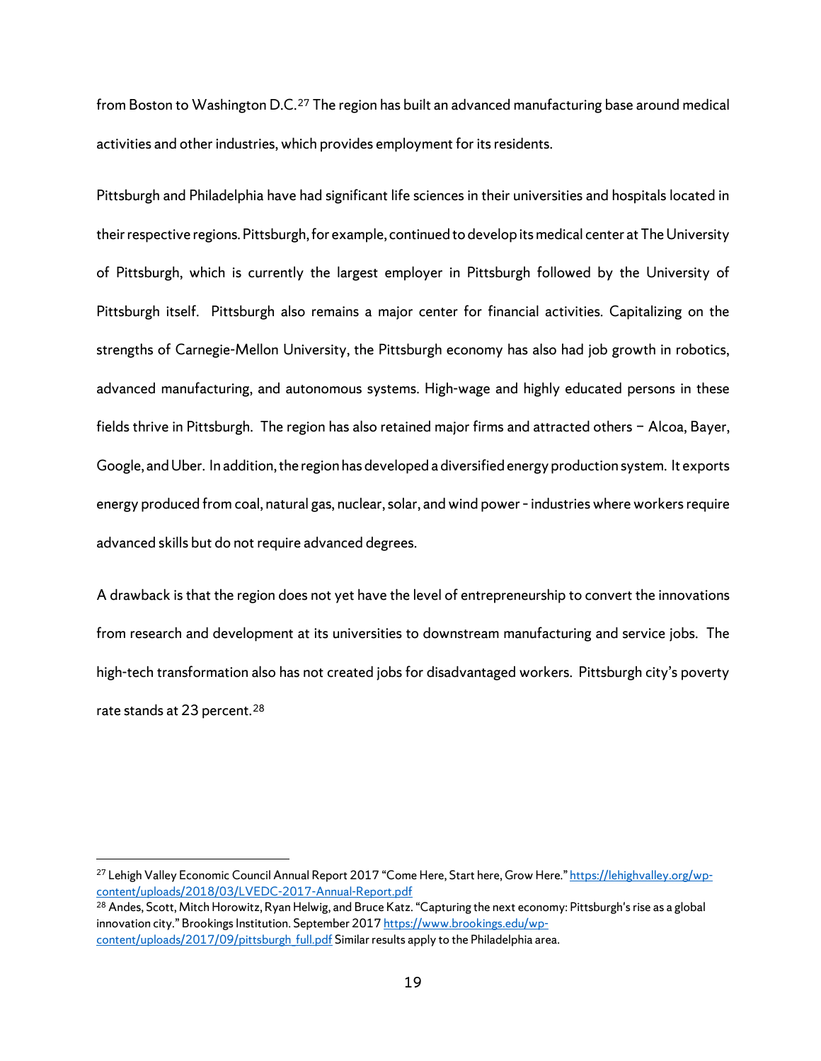from Boston to Washington D.C.[27] The region has built an advanced manufacturing base around medical activities and other industries, which provides employment for its residents.

Pittsburgh and Philadelphia have had significant life sciences in their universities and hospitals located in their respective regions. Pittsburgh, for example, continued to develop its medical center at The University of Pittsburgh, which is currently the largest employer in Pittsburgh followed by the University of Pittsburgh itself. Pittsburgh also remains a major center for financial activities. Capitalizing on the strengths of Carnegie-Mellon University, the Pittsburgh economy has also had job growth in robotics, advanced manufacturing, and autonomous systems. High-wage and highly educated persons in these fields thrive in Pittsburgh. The region has also retained major firms and attracted others – Alcoa, Bayer, Google, and Uber. In addition, the region has developed a diversified energy production system. It exports energy produced from coal, natural gas, nuclear, solar, and wind power - industries where workers require advanced skills but do not require advanced degrees.

A drawback is that the region does not yet have the level of entrepreneurship to convert the innovations from research and development at its universities to downstream manufacturing and service jobs. The high-tech transformation also has not created jobs for disadvantaged workers. Pittsburgh city's poverty rate stands at 23 percent.[28]

---

[27] Lehigh Valley Economic Council Annual Report 2017 "Come Here, Start here, Grow Here." https://lehighvalley.org/wp-content/uploads/2018/03/LVEDC-2017-Annual-Report.pdf

[28] Andes, Scott, Mitch Horowitz, Ryan Helwig, and Bruce Katz. "Capturing the next economy: Pittsburgh's rise as a global innovation city." Brookings Institution. September 2017 https://www.brookings.edu/wp-content/uploads/2017/09/pittsburgh_full.pdf Similar results apply to the Philadelphia area.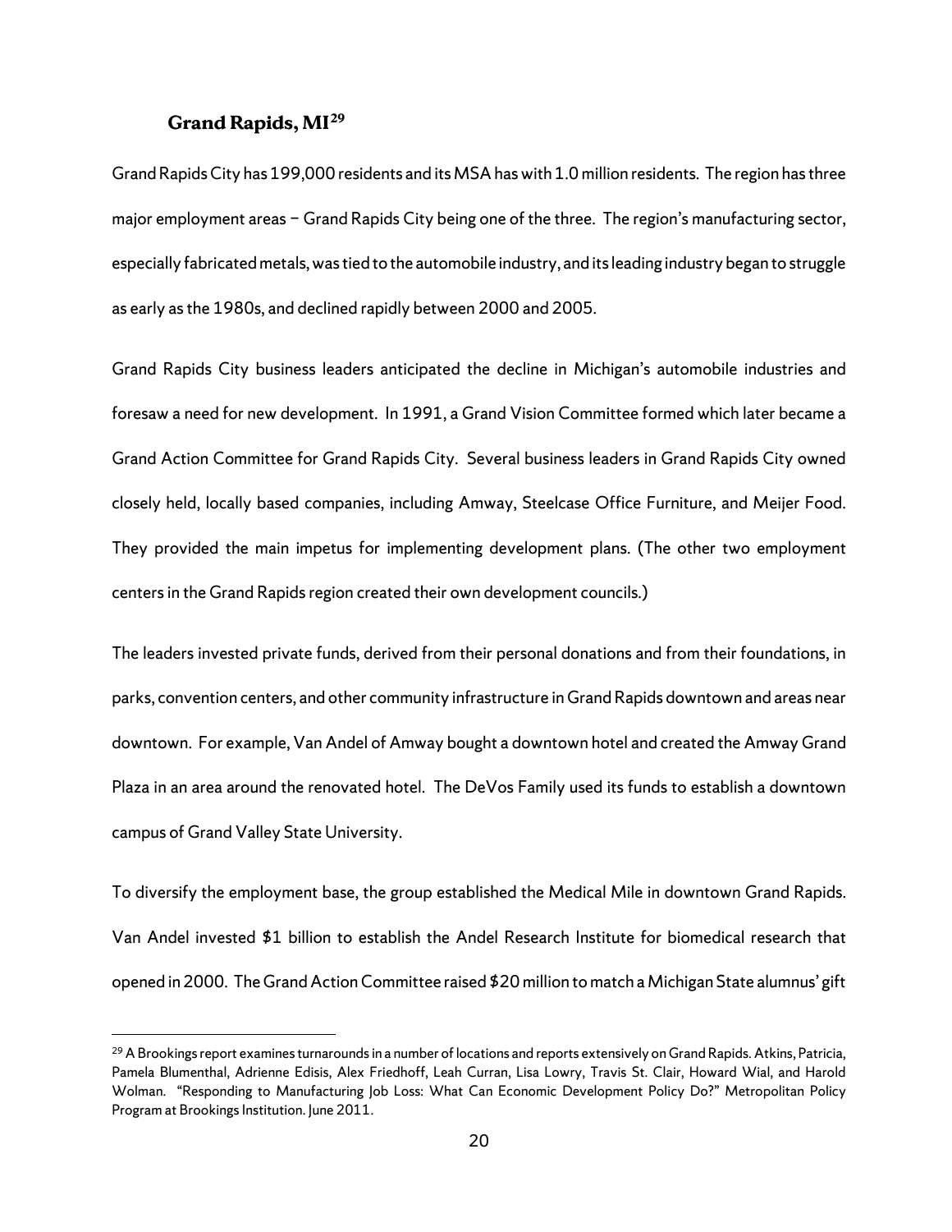### Grand Rapids, MI[29]

Grand Rapids City has 199,000 residents and its MSA has with 1.0 million residents. The region has three major employment areas – Grand Rapids City being one of the three. The region's manufacturing sector, especially fabricated metals, was tied to the automobile industry, and its leading industry began to struggle as early as the 1980s, and declined rapidly between 2000 and 2005.

Grand Rapids City business leaders anticipated the decline in Michigan's automobile industries and foresaw a need for new development. In 1991, a Grand Vision Committee formed which later became a Grand Action Committee for Grand Rapids City. Several business leaders in Grand Rapids City owned closely held, locally based companies, including Amway, Steelcase Office Furniture, and Meijer Food. They provided the main impetus for implementing development plans. (The other two employment centers in the Grand Rapids region created their own development councils.)

The leaders invested private funds, derived from their personal donations and from their foundations, in parks, convention centers, and other community infrastructure in Grand Rapids downtown and areas near downtown. For example, Van Andel of Amway bought a downtown hotel and created the Amway Grand Plaza in an area around the renovated hotel. The DeVos Family used its funds to establish a downtown campus of Grand Valley State University.

To diversify the employment base, the group established the Medical Mile in downtown Grand Rapids. Van Andel invested $1 billion to establish the Andel Research Institute for biomedical research that opened in 2000. The Grand Action Committee raised $20 million to match a Michigan State alumnus' gift

[29] A Brookings report examines turnarounds in a number of locations and reports extensively on Grand Rapids. Atkins, Patricia, Pamela Blumenthal, Adrienne Edisis, Alex Friedhoff, Leah Curran, Lisa Lowry, Travis St. Clair, Howard Wial, and Harold Wolman. "Responding to Manufacturing Job Loss: What Can Economic Development Policy Do?" Metropolitan Policy Program at Brookings Institution. June 2011.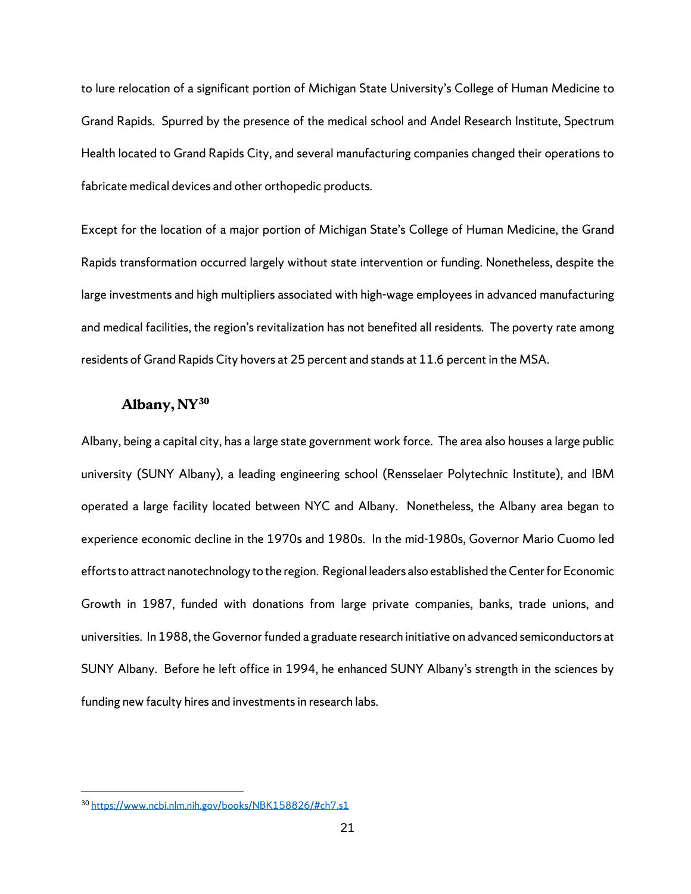to lure relocation of a significant portion of Michigan State University's College of Human Medicine to Grand Rapids. Spurred by the presence of the medical school and Andel Research Institute, Spectrum Health located to Grand Rapids City, and several manufacturing companies changed their operations to fabricate medical devices and other orthopedic products.

Except for the location of a major portion of Michigan State's College of Human Medicine, the Grand Rapids transformation occurred largely without state intervention or funding. Nonetheless, despite the large investments and high multipliers associated with high-wage employees in advanced manufacturing and medical facilities, the region's revitalization has not benefited all residents. The poverty rate among residents of Grand Rapids City hovers at 25 percent and stands at 11.6 percent in the MSA.

### Albany, NY[30]

Albany, being a capital city, has a large state government work force. The area also houses a large public university (SUNY Albany), a leading engineering school (Rensselaer Polytechnic Institute), and IBM operated a large facility located between NYC and Albany. Nonetheless, the Albany area began to experience economic decline in the 1970s and 1980s. In the mid-1980s, Governor Mario Cuomo led efforts to attract nanotechnology to the region. Regional leaders also established the Center for Economic Growth in 1987, funded with donations from large private companies, banks, trade unions, and universities. In 1988, the Governor funded a graduate research initiative on advanced semiconductors at SUNY Albany. Before he left office in 1994, he enhanced SUNY Albany's strength in the sciences by funding new faculty hires and investments in research labs.

[30] https://www.ncbi.nlm.nih.gov/books/NBK158826/#ch7.s1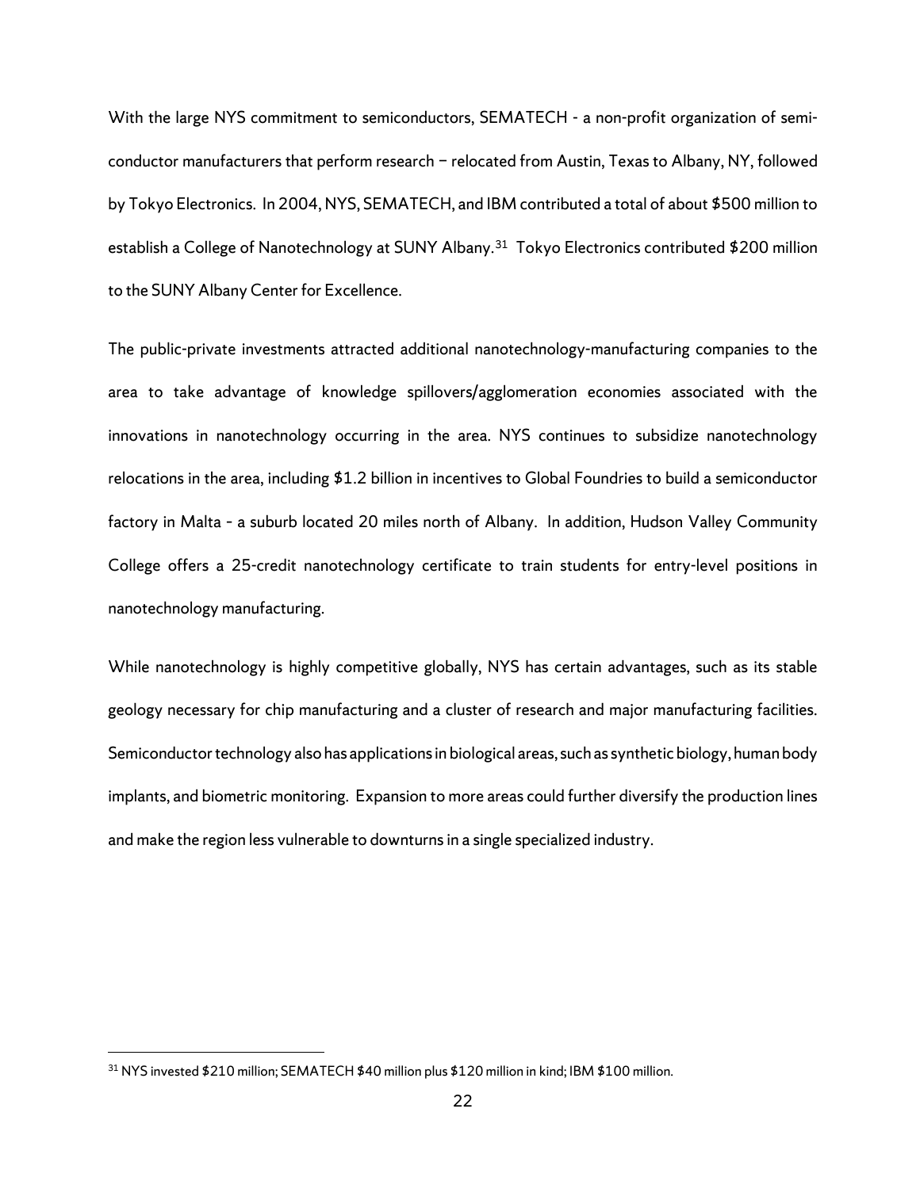With the large NYS commitment to semiconductors, SEMATECH - a non-profit organization of semiconductor manufacturers that perform research – relocated from Austin, Texas to Albany, NY, followed by Tokyo Electronics. In 2004, NYS, SEMATECH, and IBM contributed a total of about $500 million to establish a College of Nanotechnology at SUNY Albany.[31] Tokyo Electronics contributed $200 million to the SUNY Albany Center for Excellence.

The public-private investments attracted additional nanotechnology-manufacturing companies to the area to take advantage of knowledge spillovers/agglomeration economies associated with the innovations in nanotechnology occurring in the area. NYS continues to subsidize nanotechnology relocations in the area, including $1.2 billion in incentives to Global Foundries to build a semiconductor factory in Malta - a suburb located 20 miles north of Albany. In addition, Hudson Valley Community College offers a 25-credit nanotechnology certificate to train students for entry-level positions in nanotechnology manufacturing.

While nanotechnology is highly competitive globally, NYS has certain advantages, such as its stable geology necessary for chip manufacturing and a cluster of research and major manufacturing facilities. Semiconductor technology also has applications in biological areas, such as synthetic biology, human body implants, and biometric monitoring. Expansion to more areas could further diversify the production lines and make the region less vulnerable to downturns in a single specialized industry.

---

[31] NYS invested $210 million; SEMATECH $40 million plus $120 million in kind; IBM $100 million.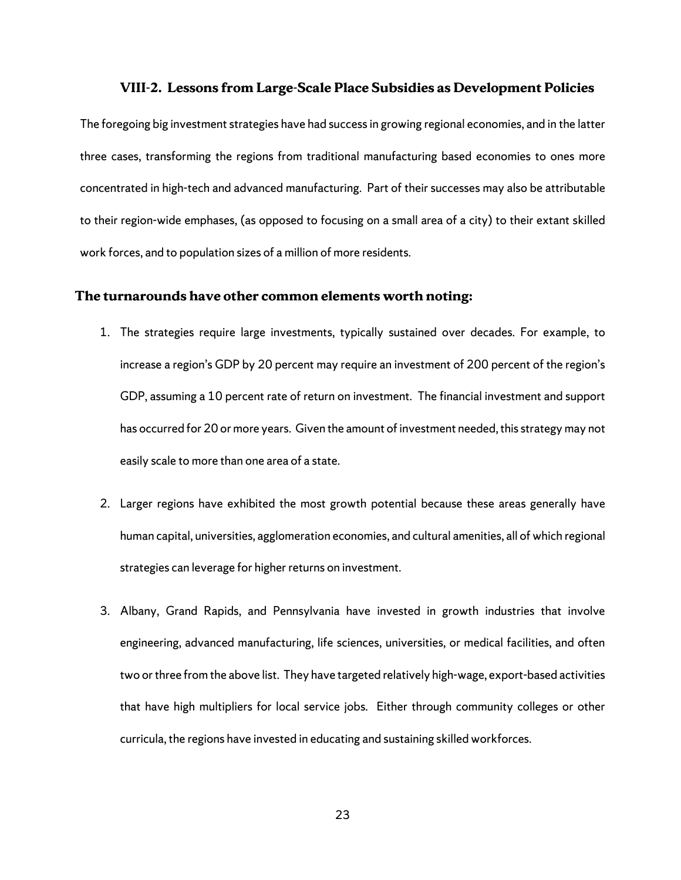### VIII-2. Lessons from Large-Scale Place Subsidies as Development Policies

The foregoing big investment strategies have had success in growing regional economies, and in the latter three cases, transforming the regions from traditional manufacturing based economies to ones more concentrated in high-tech and advanced manufacturing. Part of their successes may also be attributable to their region-wide emphases, (as opposed to focusing on a small area of a city) to their extant skilled work forces, and to population sizes of a million of more residents.

### The turnarounds have other common elements worth noting:

1. The strategies require large investments, typically sustained over decades. For example, to increase a region's GDP by 20 percent may require an investment of 200 percent of the region's GDP, assuming a 10 percent rate of return on investment. The financial investment and support has occurred for 20 or more years. Given the amount of investment needed, this strategy may not easily scale to more than one area of a state.

2. Larger regions have exhibited the most growth potential because these areas generally have human capital, universities, agglomeration economies, and cultural amenities, all of which regional strategies can leverage for higher returns on investment.

3. Albany, Grand Rapids, and Pennsylvania have invested in growth industries that involve engineering, advanced manufacturing, life sciences, universities, or medical facilities, and often two or three from the above list. They have targeted relatively high-wage, export-based activities that have high multipliers for local service jobs. Either through community colleges or other curricula, the regions have invested in educating and sustaining skilled workforces.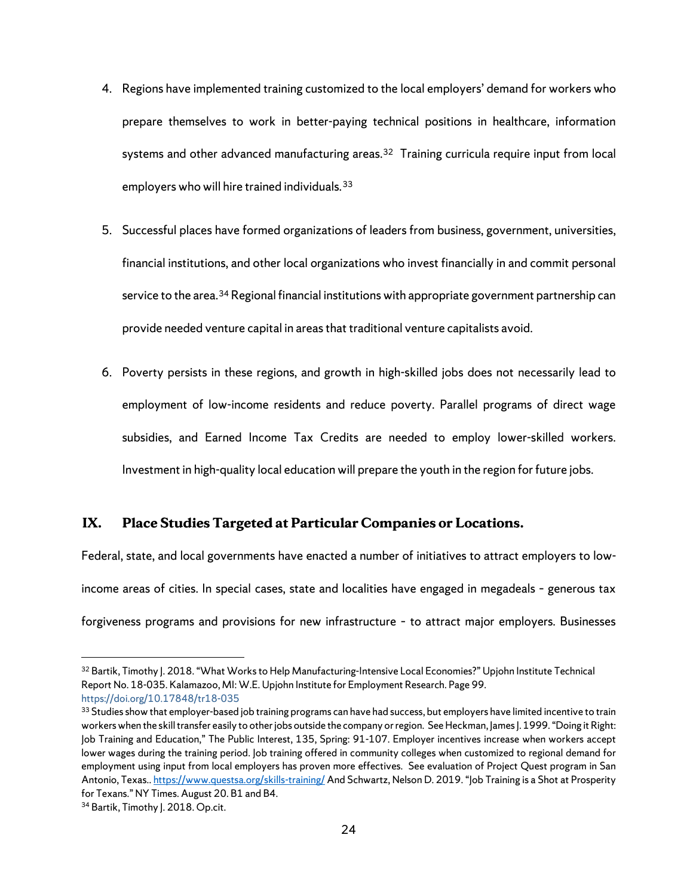4. Regions have implemented training customized to the local employers' demand for workers who prepare themselves to work in better-paying technical positions in healthcare, information systems and other advanced manufacturing areas.[32] Training curricula require input from local employers who will hire trained individuals.[33]

5. Successful places have formed organizations of leaders from business, government, universities, financial institutions, and other local organizations who invest financially in and commit personal service to the area.[34] Regional financial institutions with appropriate government partnership can provide needed venture capital in areas that traditional venture capitalists avoid.

6. Poverty persists in these regions, and growth in high-skilled jobs does not necessarily lead to employment of low-income residents and reduce poverty. Parallel programs of direct wage subsidies, and Earned Income Tax Credits are needed to employ lower-skilled workers. Investment in high-quality local education will prepare the youth in the region for future jobs.

## IX. Place Studies Targeted at Particular Companies or Locations.

Federal, state, and local governments have enacted a number of initiatives to attract employers to low-income areas of cities. In special cases, state and localities have engaged in megadeals - generous tax forgiveness programs and provisions for new infrastructure - to attract major employers. Businesses

---

[32] Bartik, Timothy J. 2018. "What Works to Help Manufacturing-Intensive Local Economies?" Upjohn Institute Technical Report No. 18-035. Kalamazoo, MI: W.E. Upjohn Institute for Employment Research. Page 99. https://doi.org/10.17848/tr18-035

[33] Studies show that employer-based job training programs can have had success, but employers have limited incentive to train workers when the skill transfer easily to other jobs outside the company or region. See Heckman, James J. 1999. "Doing it Right: Job Training and Education," The Public Interest, 135, Spring: 91-107. Employer incentives increase when workers accept lower wages during the training period. Job training offered in community colleges when customized to regional demand for employment using input from local employers has proven more effectives. See evaluation of Project Quest program in San Antonio, Texas.. https://www.questsa.org/skills-training/ And Schwartz, Nelson D. 2019. "Job Training is a Shot at Prosperity for Texans." NY Times. August 20. B1 and B4.

[34] Bartik, Timothy J. 2018. Op.cit.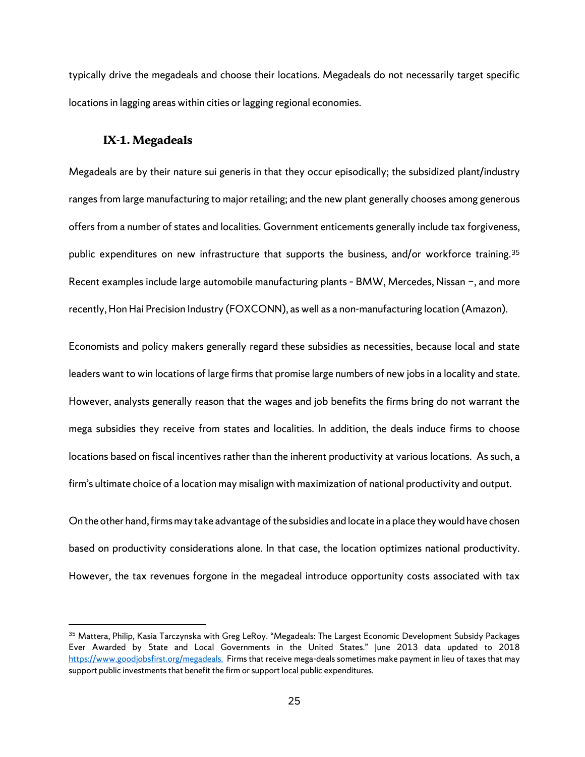typically drive the megadeals and choose their locations. Megadeals do not necessarily target specific locations in lagging areas within cities or lagging regional economies.

### IX-1. Megadeals

Megadeals are by their nature sui generis in that they occur episodically; the subsidized plant/industry ranges from large manufacturing to major retailing; and the new plant generally chooses among generous offers from a number of states and localities. Government enticements generally include tax forgiveness, public expenditures on new infrastructure that supports the business, and/or workforce training.[35] Recent examples include large automobile manufacturing plants - BMW, Mercedes, Nissan –, and more recently, Hon Hai Precision Industry (FOXCONN), as well as a non-manufacturing location (Amazon).

Economists and policy makers generally regard these subsidies as necessities, because local and state leaders want to win locations of large firms that promise large numbers of new jobs in a locality and state. However, analysts generally reason that the wages and job benefits the firms bring do not warrant the mega subsidies they receive from states and localities. In addition, the deals induce firms to choose locations based on fiscal incentives rather than the inherent productivity at various locations. As such, a firm's ultimate choice of a location may misalign with maximization of national productivity and output.

On the other hand, firms may take advantage of the subsidies and locate in a place they would have chosen based on productivity considerations alone. In that case, the location optimizes national productivity. However, the tax revenues forgone in the megadeal introduce opportunity costs associated with tax

---

[35] Mattera, Philip, Kasia Tarczynska with Greg LeRoy. "Megadeals: The Largest Economic Development Subsidy Packages Ever Awarded by State and Local Governments in the United States." June 2013 data updated to 2018 https://www.goodjobsfirst.org/megadeals. Firms that receive mega-deals sometimes make payment in lieu of taxes that may support public investments that benefit the firm or support local public expenditures.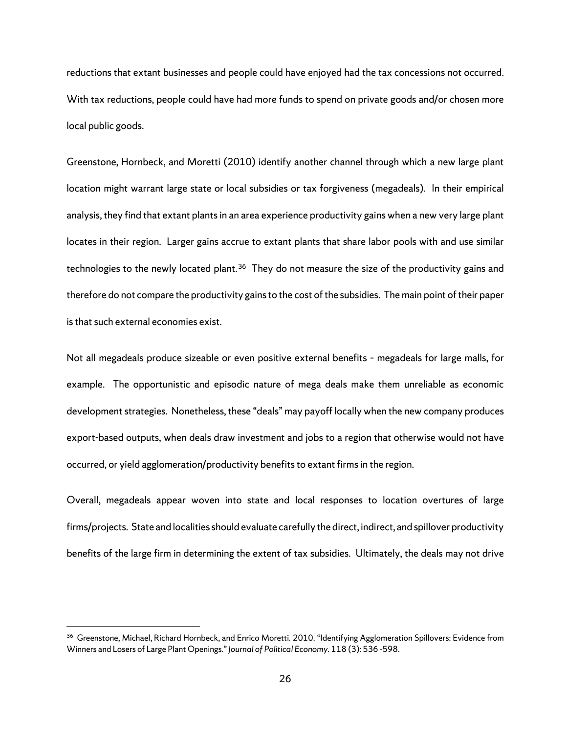reductions that extant businesses and people could have enjoyed had the tax concessions not occurred. With tax reductions, people could have had more funds to spend on private goods and/or chosen more local public goods.

Greenstone, Hornbeck, and Moretti (2010) identify another channel through which a new large plant location might warrant large state or local subsidies or tax forgiveness (megadeals). In their empirical analysis, they find that extant plants in an area experience productivity gains when a new very large plant locates in their region. Larger gains accrue to extant plants that share labor pools with and use similar technologies to the newly located plant.[36] They do not measure the size of the productivity gains and therefore do not compare the productivity gains to the cost of the subsidies. The main point of their paper is that such external economies exist.

Not all megadeals produce sizeable or even positive external benefits - megadeals for large malls, for example. The opportunistic and episodic nature of mega deals make them unreliable as economic development strategies. Nonetheless, these "deals" may payoff locally when the new company produces export-based outputs, when deals draw investment and jobs to a region that otherwise would not have occurred, or yield agglomeration/productivity benefits to extant firms in the region.

Overall, megadeals appear woven into state and local responses to location overtures of large firms/projects. State and localities should evaluate carefully the direct, indirect, and spillover productivity benefits of the large firm in determining the extent of tax subsidies. Ultimately, the deals may not drive

---

[36] Greenstone, Michael, Richard Hornbeck, and Enrico Moretti. 2010. "Identifying Agglomeration Spillovers: Evidence from Winners and Losers of Large Plant Openings." *Journal of Political Economy*. 118 (3): 536 -598.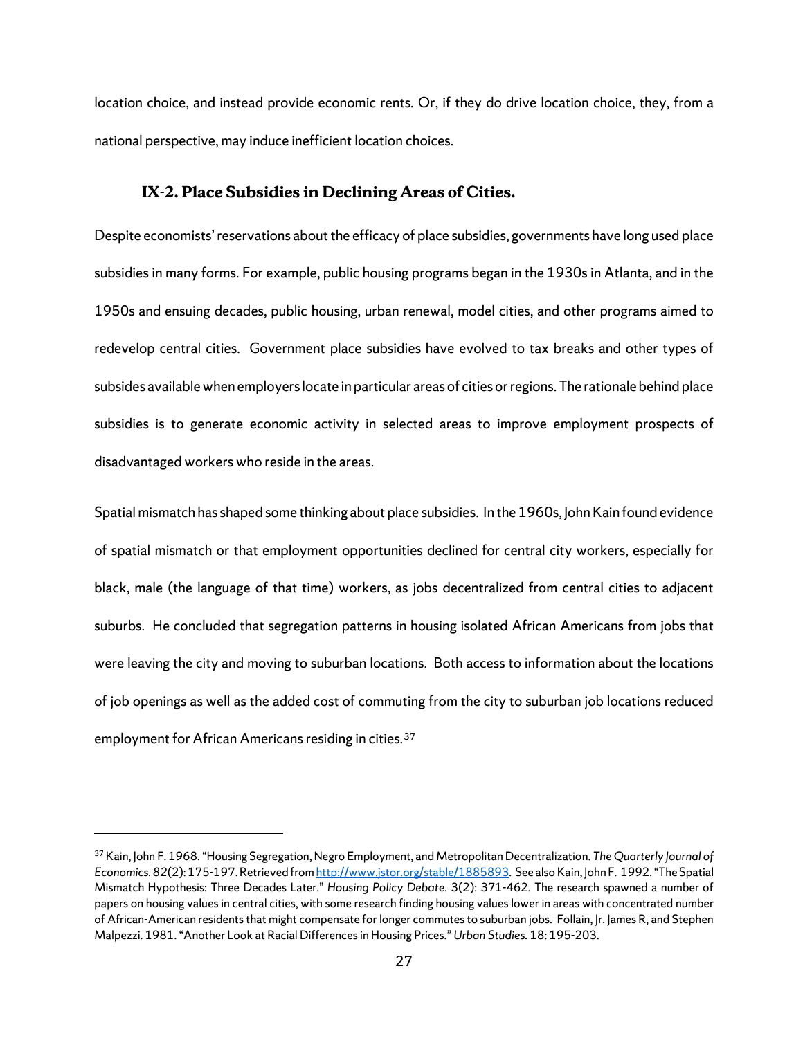location choice, and instead provide economic rents. Or, if they do drive location choice, they, from a national perspective, may induce inefficient location choices.

### IX-2. Place Subsidies in Declining Areas of Cities.

Despite economists' reservations about the efficacy of place subsidies, governments have long used place subsidies in many forms. For example, public housing programs began in the 1930s in Atlanta, and in the 1950s and ensuing decades, public housing, urban renewal, model cities, and other programs aimed to redevelop central cities. Government place subsidies have evolved to tax breaks and other types of subsides available when employers locate in particular areas of cities or regions. The rationale behind place subsidies is to generate economic activity in selected areas to improve employment prospects of disadvantaged workers who reside in the areas.

Spatial mismatch has shaped some thinking about place subsidies. In the 1960s, John Kain found evidence of spatial mismatch or that employment opportunities declined for central city workers, especially for black, male (the language of that time) workers, as jobs decentralized from central cities to adjacent suburbs. He concluded that segregation patterns in housing isolated African Americans from jobs that were leaving the city and moving to suburban locations. Both access to information about the locations of job openings as well as the added cost of commuting from the city to suburban job locations reduced employment for African Americans residing in cities.[37]

---

[37] Kain, John F. 1968. "Housing Segregation, Negro Employment, and Metropolitan Decentralization. *The Quarterly Journal of Economics. 82*(2): 175-197. Retrieved from http://www.jstor.org/stable/1885893. See also Kain, John F. 1992. "The Spatial Mismatch Hypothesis: Three Decades Later." *Housing Policy Debate.* 3(2): 371-462. The research spawned a number of papers on housing values in central cities, with some research finding housing values lower in areas with concentrated number of African-American residents that might compensate for longer commutes to suburban jobs. Follain, Jr. James R, and Stephen Malpezzi. 1981. "Another Look at Racial Differences in Housing Prices." *Urban Studies.* 18: 195-203.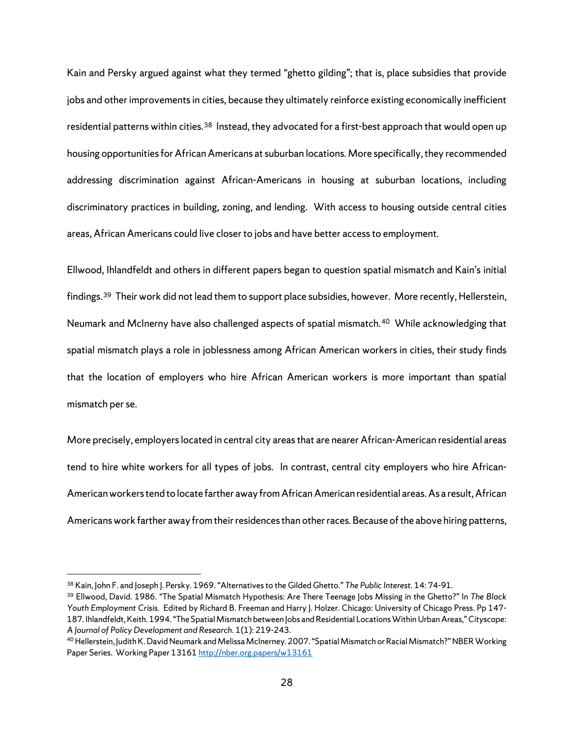Kain and Persky argued against what they termed “ghetto gilding”; that is, place subsidies that provide jobs and other improvements in cities, because they ultimately reinforce existing economically inefficient residential patterns within cities.[38] Instead, they advocated for a first-best approach that would open up housing opportunities for African Americans at suburban locations. More specifically, they recommended addressing discrimination against African-Americans in housing at suburban locations, including discriminatory practices in building, zoning, and lending. With access to housing outside central cities areas, African Americans could live closer to jobs and have better access to employment.

Ellwood, Ihlandfeldt and others in different papers began to question spatial mismatch and Kain’s initial findings.[39] Their work did not lead them to support place subsidies, however. More recently, Hellerstein, Neumark and McInerny have also challenged aspects of spatial mismatch.[40] While acknowledging that spatial mismatch plays a role in joblessness among African American workers in cities, their study finds that the location of employers who hire African American workers is more important than spatial mismatch per se.

More precisely, employers located in central city areas that are nearer African-American residential areas tend to hire white workers for all types of jobs. In contrast, central city employers who hire African-American workers tend to locate farther away from African American residential areas. As a result, African Americans work farther away from their residences than other races. Because of the above hiring patterns,

---

[38] Kain, John F. and Joseph J. Persky. 1969. “Alternatives to the Gilded Ghetto.” *The Public Interest*. 14: 74-91.

[39] Ellwood, David. 1986. “The Spatial Mismatch Hypothesis: Are There Teenage Jobs Missing in the Ghetto?” In *The Black Youth Employment Crisis.* Edited by Richard B. Freeman and Harry J. Holzer. Chicago: University of Chicago Press. Pp 147-187. Ihlandfeldt, Keith. 1994. “The Spatial Mismatch between Jobs and Residential Locations Within Urban Areas,” *Cityscape: A Journal of Policy Development and Research*. 1(1): 219-243.

[40] Hellerstein, Judith K. David Neumark and Melissa McInerney. 2007. “Spatial Mismatch or Racial Mismatch?” NBER Working Paper Series. Working Paper 13161 http://nber.org.papers/w13161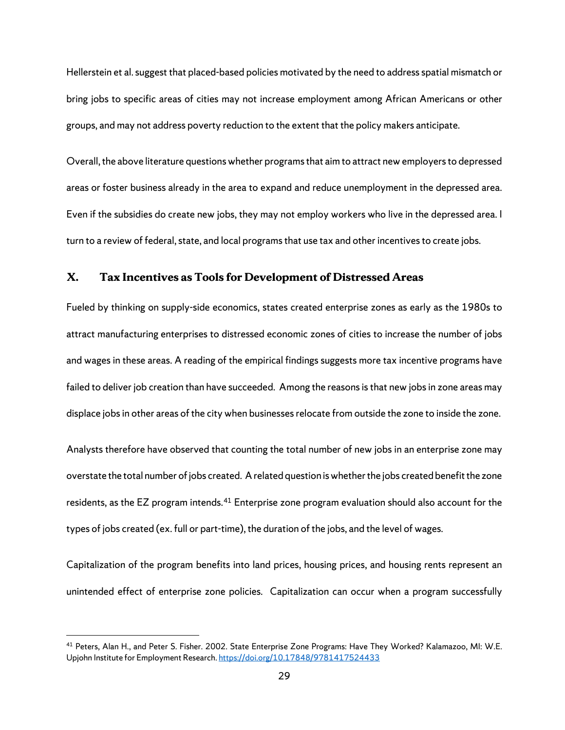Hellerstein et al. suggest that placed-based policies motivated by the need to address spatial mismatch or bring jobs to specific areas of cities may not increase employment among African Americans or other groups, and may not address poverty reduction to the extent that the policy makers anticipate.

Overall, the above literature questions whether programs that aim to attract new employers to depressed areas or foster business already in the area to expand and reduce unemployment in the depressed area. Even if the subsidies do create new jobs, they may not employ workers who live in the depressed area. I turn to a review of federal, state, and local programs that use tax and other incentives to create jobs.

## X. Tax Incentives as Tools for Development of Distressed Areas

Fueled by thinking on supply-side economics, states created enterprise zones as early as the 1980s to attract manufacturing enterprises to distressed economic zones of cities to increase the number of jobs and wages in these areas. A reading of the empirical findings suggests more tax incentive programs have failed to deliver job creation than have succeeded. Among the reasons is that new jobs in zone areas may displace jobs in other areas of the city when businesses relocate from outside the zone to inside the zone.

Analysts therefore have observed that counting the total number of new jobs in an enterprise zone may overstate the total number of jobs created. A related question is whether the jobs created benefit the zone residents, as the EZ program intends.[41] Enterprise zone program evaluation should also account for the types of jobs created (ex. full or part-time), the duration of the jobs, and the level of wages.

Capitalization of the program benefits into land prices, housing prices, and housing rents represent an unintended effect of enterprise zone policies. Capitalization can occur when a program successfully

---

[41] Peters, Alan H., and Peter S. Fisher. 2002. State Enterprise Zone Programs: Have They Worked? Kalamazoo, MI: W.E. Upjohn Institute for Employment Research. https://doi.org/10.17848/9781417524433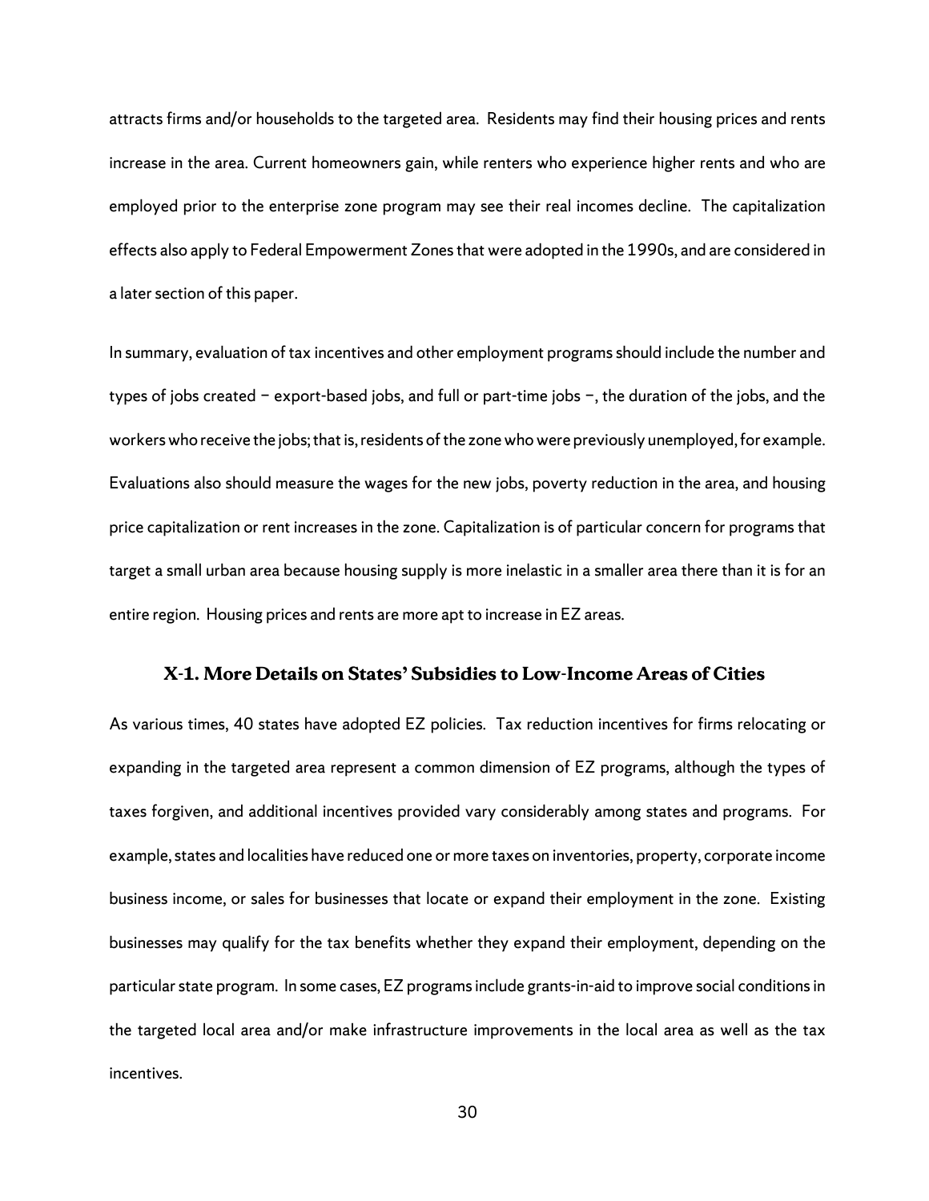attracts firms and/or households to the targeted area. Residents may find their housing prices and rents increase in the area. Current homeowners gain, while renters who experience higher rents and who are employed prior to the enterprise zone program may see their real incomes decline. The capitalization effects also apply to Federal Empowerment Zones that were adopted in the 1990s, and are considered in a later section of this paper.

In summary, evaluation of tax incentives and other employment programs should include the number and types of jobs created − export-based jobs, and full or part-time jobs −, the duration of the jobs, and the workers who receive the jobs; that is, residents of the zone who were previously unemployed, for example. Evaluations also should measure the wages for the new jobs, poverty reduction in the area, and housing price capitalization or rent increases in the zone. Capitalization is of particular concern for programs that target a small urban area because housing supply is more inelastic in a smaller area there than it is for an entire region. Housing prices and rents are more apt to increase in EZ areas.

### X-1. More Details on States' Subsidies to Low-Income Areas of Cities

As various times, 40 states have adopted EZ policies. Tax reduction incentives for firms relocating or expanding in the targeted area represent a common dimension of EZ programs, although the types of taxes forgiven, and additional incentives provided vary considerably among states and programs. For example, states and localities have reduced one or more taxes on inventories, property, corporate income business income, or sales for businesses that locate or expand their employment in the zone. Existing businesses may qualify for the tax benefits whether they expand their employment, depending on the particular state program. In some cases, EZ programs include grants-in-aid to improve social conditions in the targeted local area and/or make infrastructure improvements in the local area as well as the tax incentives.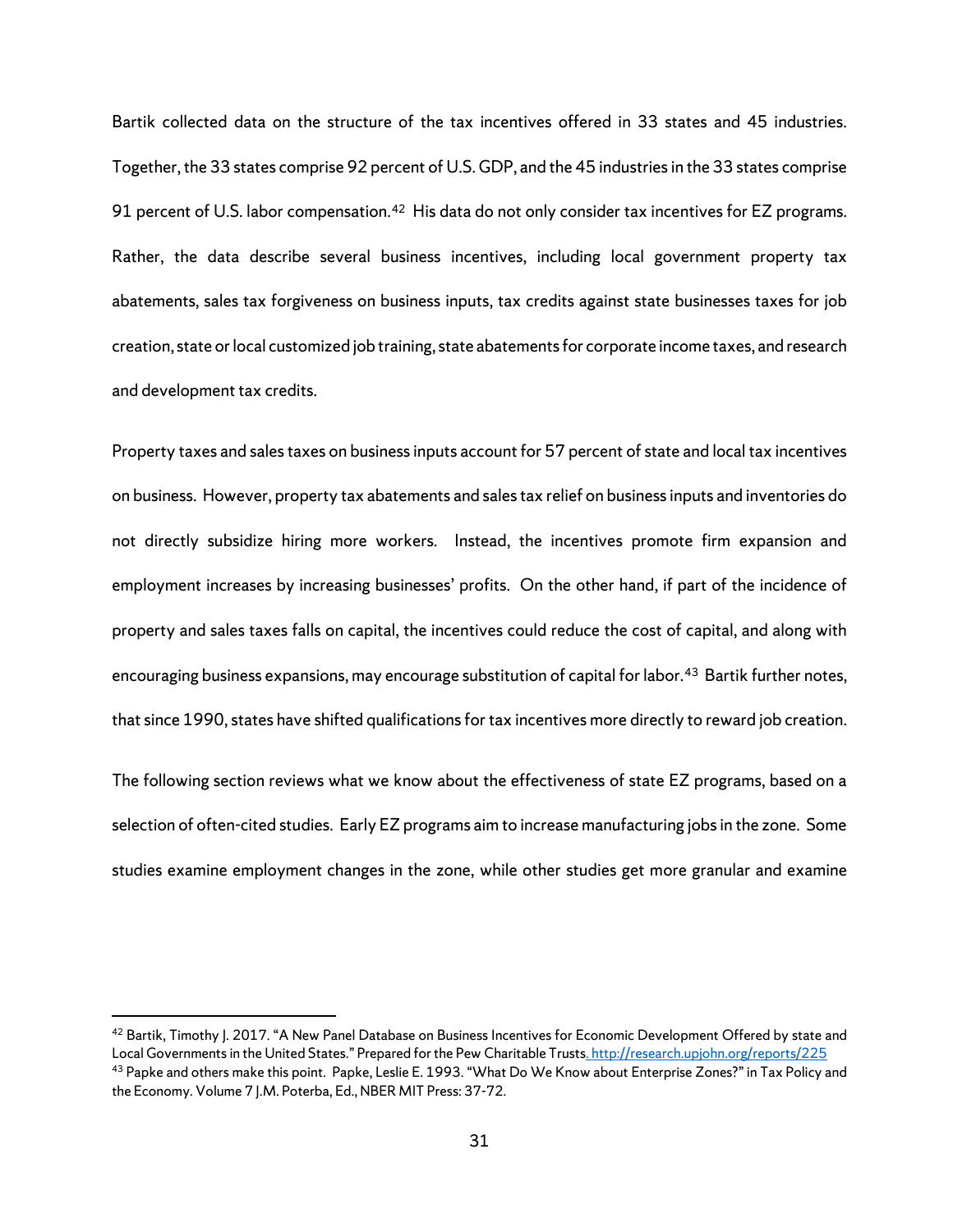Bartik collected data on the structure of the tax incentives offered in 33 states and 45 industries. Together, the 33 states comprise 92 percent of U.S. GDP, and the 45 industries in the 33 states comprise 91 percent of U.S. labor compensation.[42] His data do not only consider tax incentives for EZ programs. Rather, the data describe several business incentives, including local government property tax abatements, sales tax forgiveness on business inputs, tax credits against state businesses taxes for job creation, state or local customized job training, state abatements for corporate income taxes, and research and development tax credits.

Property taxes and sales taxes on business inputs account for 57 percent of state and local tax incentives on business. However, property tax abatements and sales tax relief on business inputs and inventories do not directly subsidize hiring more workers. Instead, the incentives promote firm expansion and employment increases by increasing businesses' profits. On the other hand, if part of the incidence of property and sales taxes falls on capital, the incentives could reduce the cost of capital, and along with encouraging business expansions, may encourage substitution of capital for labor.[43] Bartik further notes, that since 1990, states have shifted qualifications for tax incentives more directly to reward job creation.

The following section reviews what we know about the effectiveness of state EZ programs, based on a selection of often-cited studies. Early EZ programs aim to increase manufacturing jobs in the zone. Some studies examine employment changes in the zone, while other studies get more granular and examine

---

[42] Bartik, Timothy J. 2017. "A New Panel Database on Business Incentives for Economic Development Offered by state and Local Governments in the United States." Prepared for the Pew Charitable Trusts. http://research.upjohn.org/reports/225

[43] Papke and others make this point. Papke, Leslie E. 1993. "What Do We Know about Enterprise Zones?" in Tax Policy and the Economy. Volume 7 J.M. Poterba, Ed., NBER MIT Press: 37-72.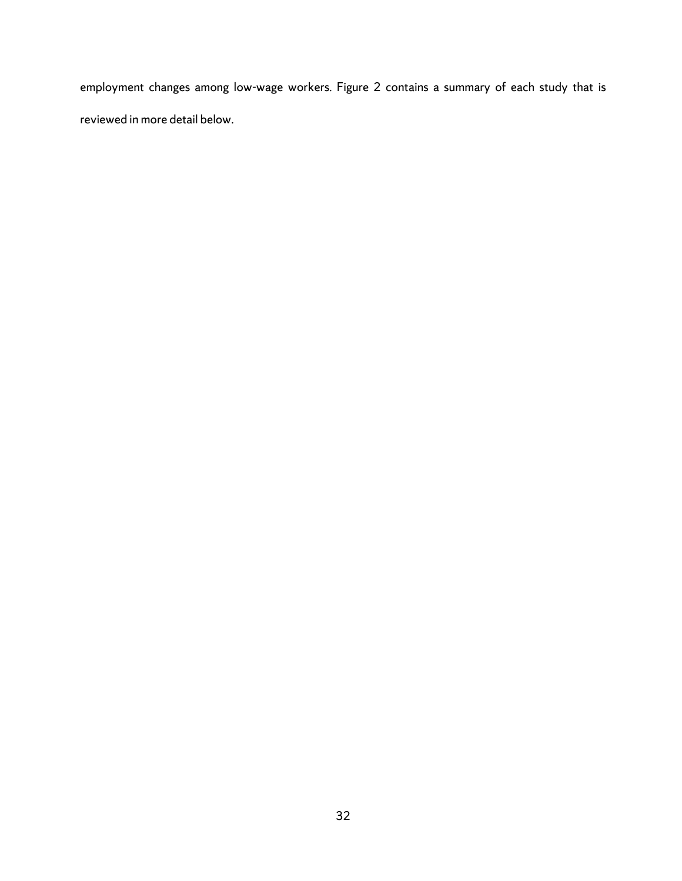employment changes among low-wage workers. Figure 2 contains a summary of each study that is reviewed in more detail below.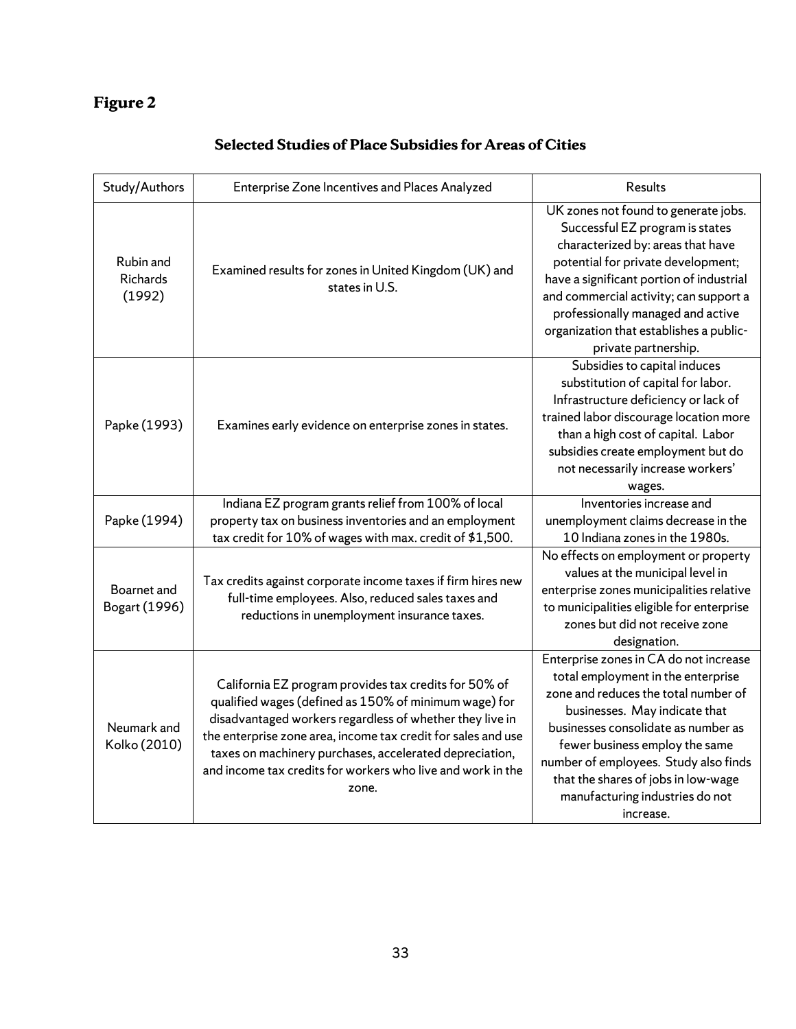**Figure 2**

## Selected Studies of Place Subsidies for Areas of Cities

| Study/Authors | Enterprise Zone Incentives and Places Analyzed | Results |
|---|---|---|
| Rubin and Richards (1992) | Examined results for zones in United Kingdom (UK) and states in U.S. | UK zones not found to generate jobs. Successful EZ program is states characterized by: areas that have potential for private development; have a significant portion of industrial and commercial activity; can support a professionally managed and active organization that establishes a public-private partnership. |
| Papke (1993) | Examines early evidence on enterprise zones in states. | Subsidies to capital induces substitution of capital for labor. Infrastructure deficiency or lack of trained labor discourage location more than a high cost of capital. Labor subsidies create employment but do not necessarily increase workers' wages. |
| Papke (1994) | Indiana EZ program grants relief from 100% of local property tax on business inventories and an employment tax credit for 10% of wages with max. credit of $1,500. | Inventories increase and unemployment claims decrease in the 10 Indiana zones in the 1980s. |
| Boarnet and Bogart (1996) | Tax credits against corporate income taxes if firm hires new full-time employees. Also, reduced sales taxes and reductions in unemployment insurance taxes. | No effects on employment or property values at the municipal level in enterprise zones municipalities relative to municipalities eligible for enterprise zones but did not receive zone designation. |
| Neumark and Kolko (2010) | California EZ program provides tax credits for 50% of qualified wages (defined as 150% of minimum wage) for disadvantaged workers regardless of whether they live in the enterprise zone area, income tax credit for sales and use taxes on machinery purchases, accelerated depreciation, and income tax credits for workers who live and work in the zone. | Enterprise zones in CA do not increase total employment in the enterprise zone and reduces the total number of businesses. May indicate that businesses consolidate as number as fewer business employ the same number of employees. Study also finds that the shares of jobs in low-wage manufacturing industries do not increase. |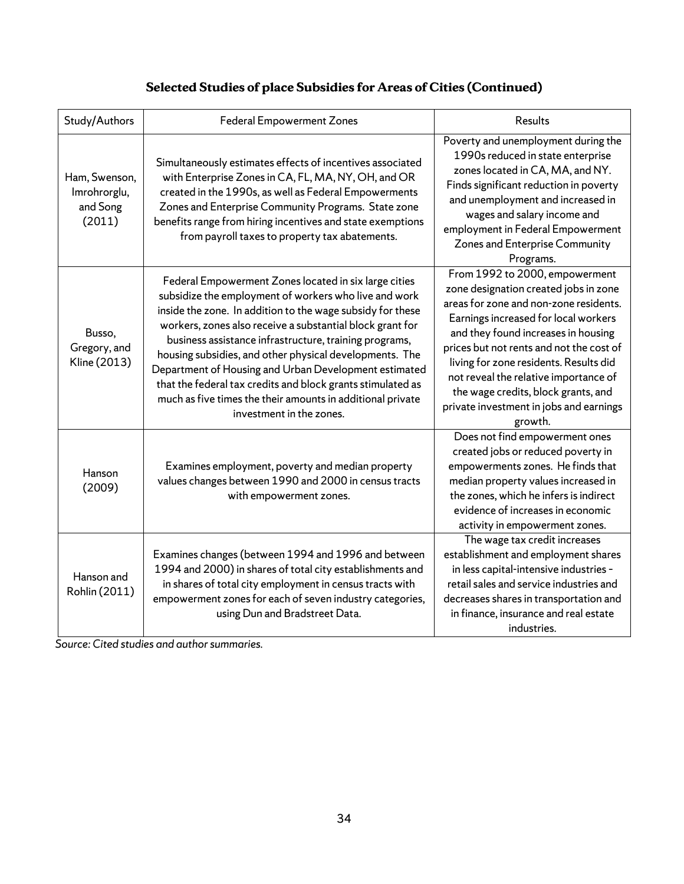### Selected Studies of place Subsidies for Areas of Cities (Continued)

| Study/Authors | Federal Empowerment Zones | Results |
|---|---|---|
| Ham, Swenson, Imrohrorglu, and Song (2011) | Simultaneously estimates effects of incentives associated with Enterprise Zones in CA, FL, MA, NY, OH, and OR created in the 1990s, as well as Federal Empowerments Zones and Enterprise Community Programs. State zone benefits range from hiring incentives and state exemptions from payroll taxes to property tax abatements. | Poverty and unemployment during the 1990s reduced in state enterprise zones located in CA, MA, and NY. Finds significant reduction in poverty and unemployment and increased in wages and salary income and employment in Federal Empowerment Zones and Enterprise Community Programs. |
| Busso, Gregory, and Kline (2013) | Federal Empowerment Zones located in six large cities subsidize the employment of workers who live and work inside the zone. In addition to the wage subsidy for these workers, zones also receive a substantial block grant for business assistance infrastructure, training programs, housing subsidies, and other physical developments. The Department of Housing and Urban Development estimated that the federal tax credits and block grants stimulated as much as five times the their amounts in additional private investment in the zones. | From 1992 to 2000, empowerment zone designation created jobs in zone areas for zone and non-zone residents. Earnings increased for local workers and they found increases in housing prices but not rents and not the cost of living for zone residents. Results did not reveal the relative importance of the wage credits, block grants, and private investment in jobs and earnings growth. |
| Hanson (2009) | Examines employment, poverty and median property values changes between 1990 and 2000 in census tracts with empowerment zones. | Does not find empowerment ones created jobs or reduced poverty in empowerments zones. He finds that median property values increased in the zones, which he infers is indirect evidence of increases in economic activity in empowerment zones. |
| Hanson and Rohlin (2011) | Examines changes (between 1994 and 1996 and between 1994 and 2000) in shares of total city establishments and in shares of total city employment in census tracts with empowerment zones for each of seven industry categories, using Dun and Bradstreet Data. | The wage tax credit increases establishment and employment shares in less capital-intensive industries - retail sales and service industries and decreases shares in transportation and in finance, insurance and real estate industries. |

*Source: Cited studies and author summaries.*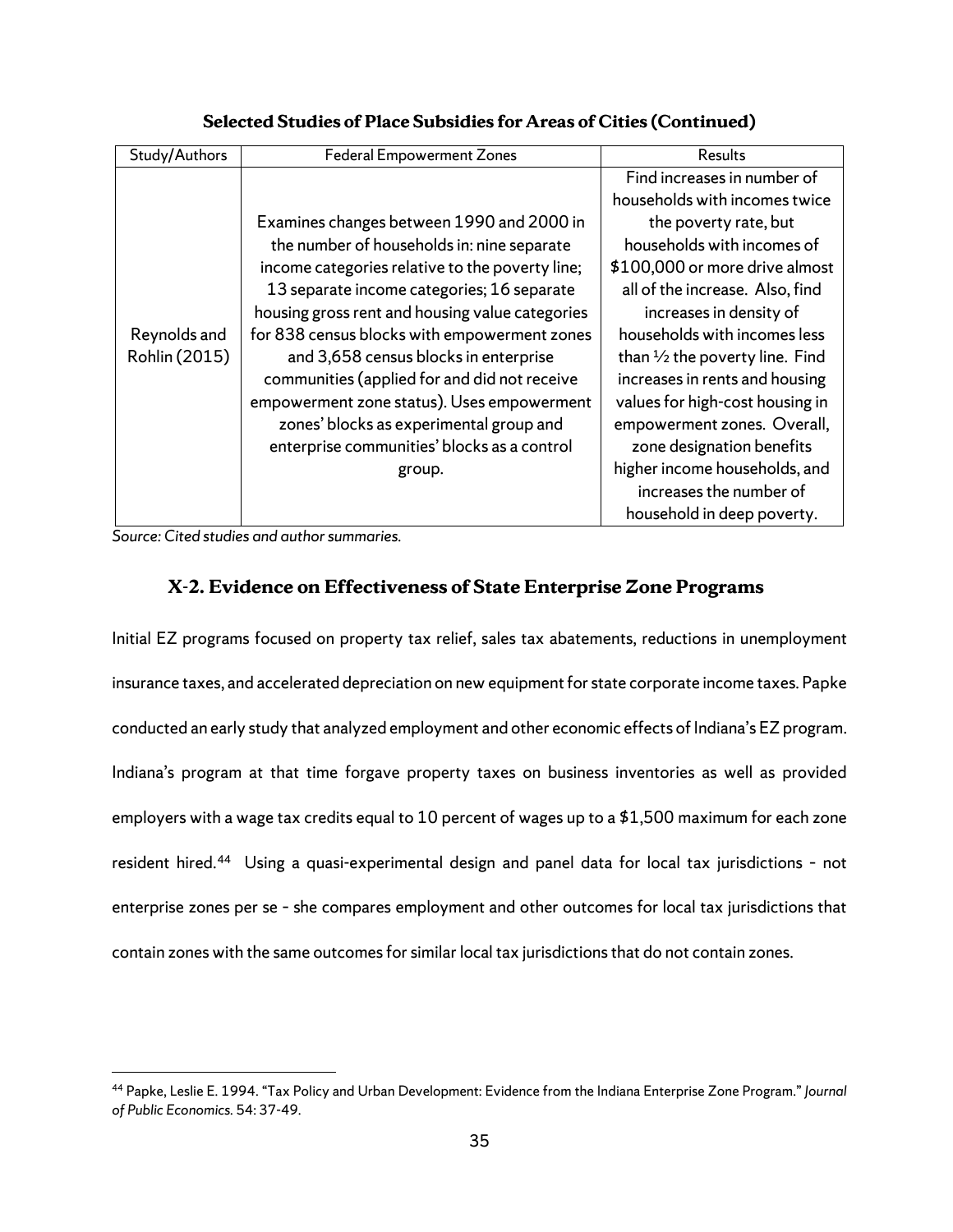**Selected Studies of Place Subsidies for Areas of Cities (Continued)**

| Study/Authors | Federal Empowerment Zones | Results |
|---|---|---|
| Reynolds and Rohlin (2015) | Examines changes between 1990 and 2000 in the number of households in: nine separate income categories relative to the poverty line; 13 separate income categories; 16 separate housing gross rent and housing value categories for 838 census blocks with empowerment zones and 3,658 census blocks in enterprise communities (applied for and did not receive empowerment zone status). Uses empowerment zones' blocks as experimental group and enterprise communities' blocks as a control group. | Find increases in number of households with incomes twice the poverty rate, but households with incomes of \$100,000 or more drive almost all of the increase. Also, find increases in density of households with incomes less than ½ the poverty line. Find increases in rents and housing values for high-cost housing in empowerment zones. Overall, zone designation benefits higher income households, and increases the number of household in deep poverty. |

*Source: Cited studies and author summaries.*

## X-2. Evidence on Effectiveness of State Enterprise Zone Programs

Initial EZ programs focused on property tax relief, sales tax abatements, reductions in unemployment insurance taxes, and accelerated depreciation on new equipment for state corporate income taxes. Papke conducted an early study that analyzed employment and other economic effects of Indiana's EZ program. Indiana's program at that time forgave property taxes on business inventories as well as provided employers with a wage tax credits equal to 10 percent of wages up to a \$1,500 maximum for each zone resident hired.[44] Using a quasi-experimental design and panel data for local tax jurisdictions - not enterprise zones per se - she compares employment and other outcomes for local tax jurisdictions that contain zones with the same outcomes for similar local tax jurisdictions that do not contain zones.

[44] Papke, Leslie E. 1994. "Tax Policy and Urban Development: Evidence from the Indiana Enterprise Zone Program." *Journal of Public Economics.* 54: 37-49.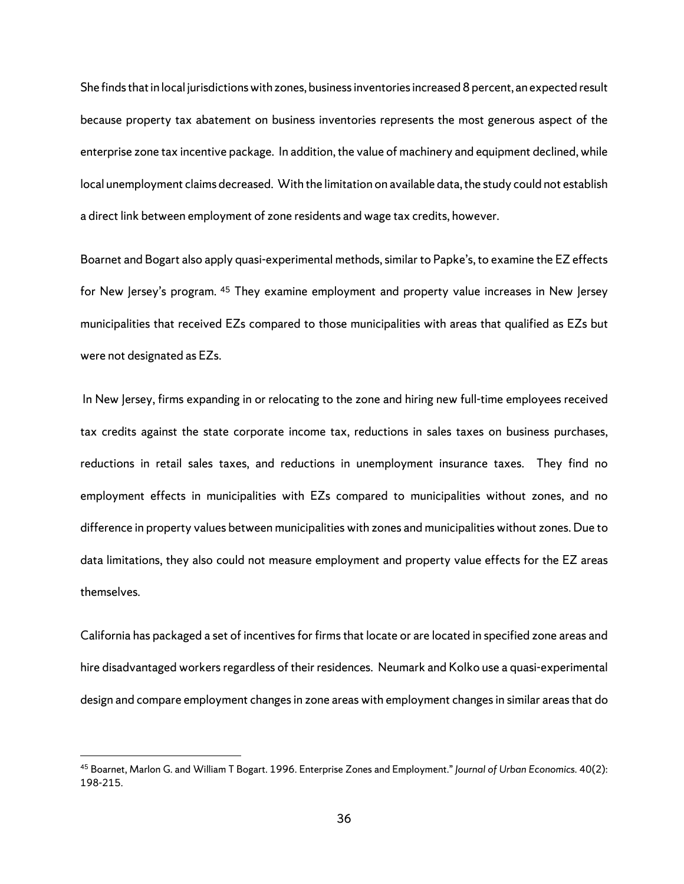She finds that in local jurisdictions with zones, business inventories increased 8 percent, an expected result because property tax abatement on business inventories represents the most generous aspect of the enterprise zone tax incentive package. In addition, the value of machinery and equipment declined, while local unemployment claims decreased. With the limitation on available data, the study could not establish a direct link between employment of zone residents and wage tax credits, however.

Boarnet and Bogart also apply quasi-experimental methods, similar to Papke's, to examine the EZ effects for New Jersey's program. [45] They examine employment and property value increases in New Jersey municipalities that received EZs compared to those municipalities with areas that qualified as EZs but were not designated as EZs.

In New Jersey, firms expanding in or relocating to the zone and hiring new full-time employees received tax credits against the state corporate income tax, reductions in sales taxes on business purchases, reductions in retail sales taxes, and reductions in unemployment insurance taxes. They find no employment effects in municipalities with EZs compared to municipalities without zones, and no difference in property values between municipalities with zones and municipalities without zones. Due to data limitations, they also could not measure employment and property value effects for the EZ areas themselves.

California has packaged a set of incentives for firms that locate or are located in specified zone areas and hire disadvantaged workers regardless of their residences. Neumark and Kolko use a quasi-experimental design and compare employment changes in zone areas with employment changes in similar areas that do

[45] Boarnet, Marlon G. and William T Bogart. 1996. Enterprise Zones and Employment." *Journal of Urban Economics.* 40(2): 198-215.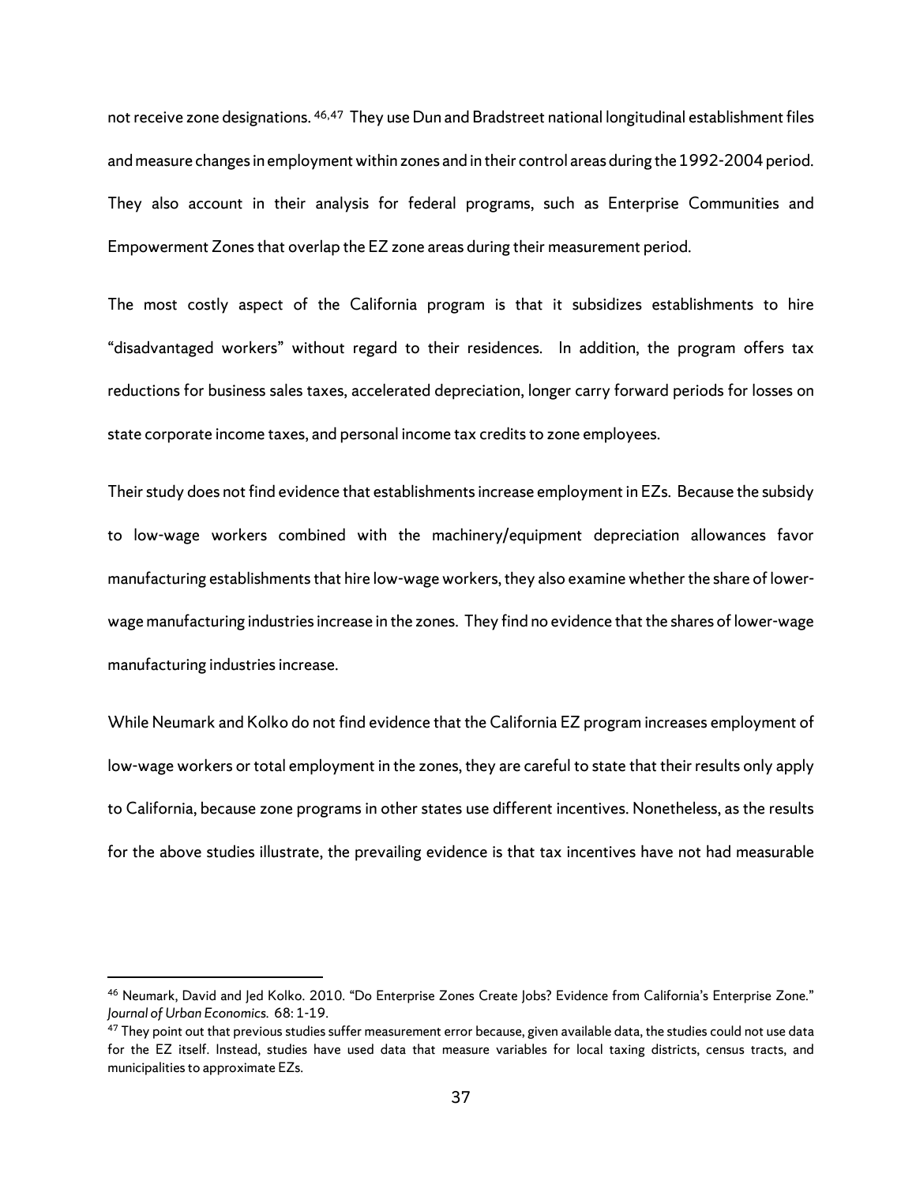not receive zone designations.[46,47] They use Dun and Bradstreet national longitudinal establishment files and measure changes in employment within zones and in their control areas during the 1992-2004 period. They also account in their analysis for federal programs, such as Enterprise Communities and Empowerment Zones that overlap the EZ zone areas during their measurement period.

The most costly aspect of the California program is that it subsidizes establishments to hire "disadvantaged workers" without regard to their residences. In addition, the program offers tax reductions for business sales taxes, accelerated depreciation, longer carry forward periods for losses on state corporate income taxes, and personal income tax credits to zone employees.

Their study does not find evidence that establishments increase employment in EZs. Because the subsidy to low-wage workers combined with the machinery/equipment depreciation allowances favor manufacturing establishments that hire low-wage workers, they also examine whether the share of lower-wage manufacturing industries increase in the zones. They find no evidence that the shares of lower-wage manufacturing industries increase.

While Neumark and Kolko do not find evidence that the California EZ program increases employment of low-wage workers or total employment in the zones, they are careful to state that their results only apply to California, because zone programs in other states use different incentives. Nonetheless, as the results for the above studies illustrate, the prevailing evidence is that tax incentives have not had measurable

---

[46] Neumark, David and Jed Kolko. 2010. "Do Enterprise Zones Create Jobs? Evidence from California's Enterprise Zone." *Journal of Urban Economics.* 68: 1-19.

[47] They point out that previous studies suffer measurement error because, given available data, the studies could not use data for the EZ itself. Instead, studies have used data that measure variables for local taxing districts, census tracts, and municipalities to approximate EZs.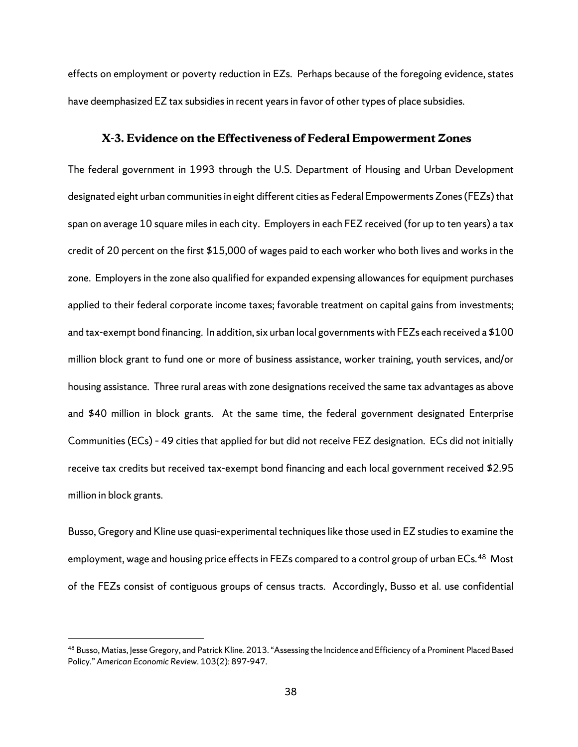effects on employment or poverty reduction in EZs. Perhaps because of the foregoing evidence, states have deemphasized EZ tax subsidies in recent years in favor of other types of place subsidies.

### X-3. Evidence on the Effectiveness of Federal Empowerment Zones

The federal government in 1993 through the U.S. Department of Housing and Urban Development designated eight urban communities in eight different cities as Federal Empowerments Zones (FEZs) that span on average 10 square miles in each city. Employers in each FEZ received (for up to ten years) a tax credit of 20 percent on the first $15,000 of wages paid to each worker who both lives and works in the zone. Employers in the zone also qualified for expanded expensing allowances for equipment purchases applied to their federal corporate income taxes; favorable treatment on capital gains from investments; and tax-exempt bond financing. In addition, six urban local governments with FEZs each received a $100 million block grant to fund one or more of business assistance, worker training, youth services, and/or housing assistance. Three rural areas with zone designations received the same tax advantages as above and $40 million in block grants. At the same time, the federal government designated Enterprise Communities (ECs) - 49 cities that applied for but did not receive FEZ designation. ECs did not initially receive tax credits but received tax-exempt bond financing and each local government received $2.95 million in block grants.

Busso, Gregory and Kline use quasi-experimental techniques like those used in EZ studies to examine the employment, wage and housing price effects in FEZs compared to a control group of urban ECs.[48] Most of the FEZs consist of contiguous groups of census tracts. Accordingly, Busso et al. use confidential

[48] Busso, Matias, Jesse Gregory, and Patrick Kline. 2013. "Assessing the Incidence and Efficiency of a Prominent Placed Based Policy." *American Economic Review*. 103(2): 897-947.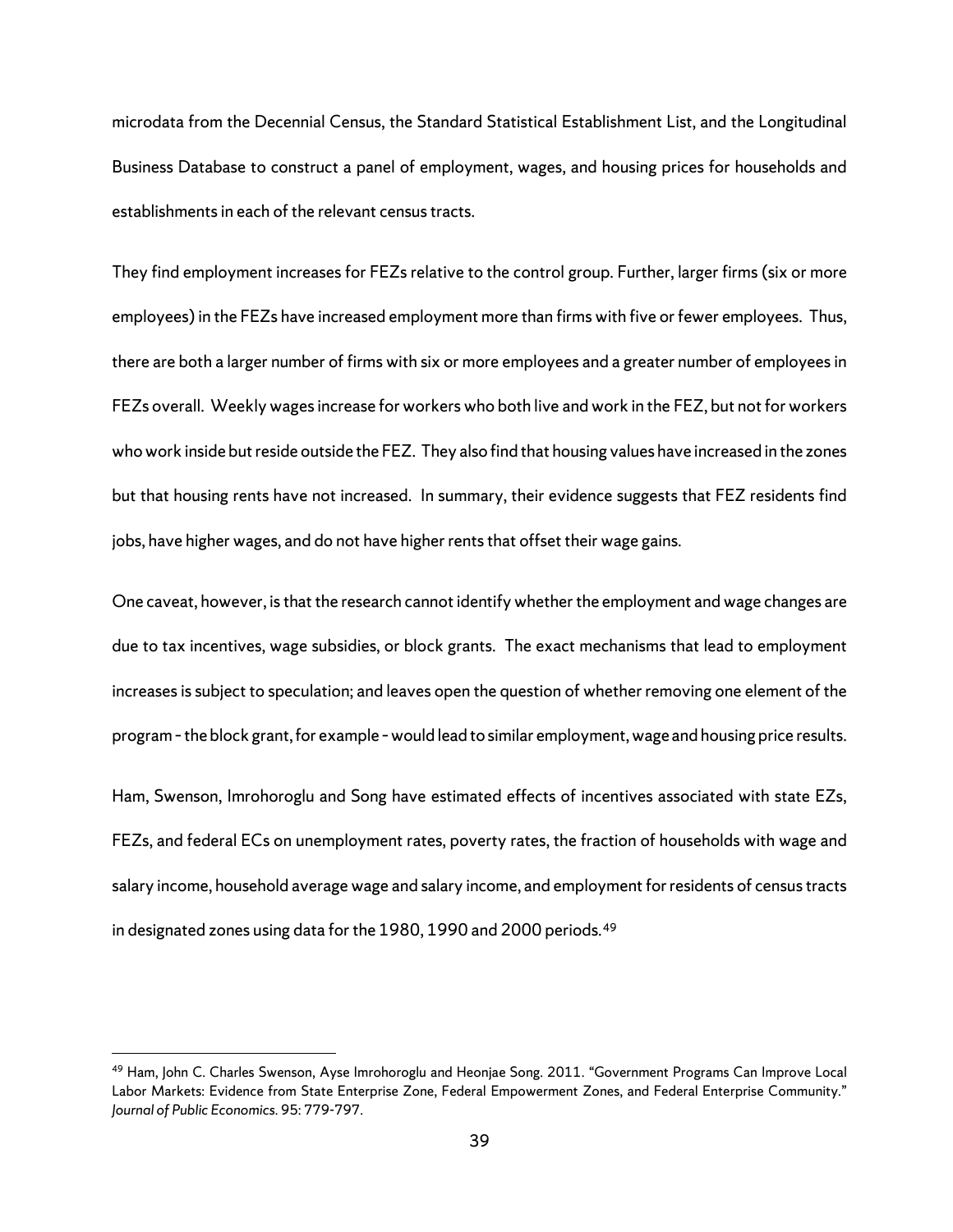microdata from the Decennial Census, the Standard Statistical Establishment List, and the Longitudinal Business Database to construct a panel of employment, wages, and housing prices for households and establishments in each of the relevant census tracts.

They find employment increases for FEZs relative to the control group. Further, larger firms (six or more employees) in the FEZs have increased employment more than firms with five or fewer employees. Thus, there are both a larger number of firms with six or more employees and a greater number of employees in FEZs overall. Weekly wages increase for workers who both live and work in the FEZ, but not for workers who work inside but reside outside the FEZ. They also find that housing values have increased in the zones but that housing rents have not increased. In summary, their evidence suggests that FEZ residents find jobs, have higher wages, and do not have higher rents that offset their wage gains.

One caveat, however, is that the research cannot identify whether the employment and wage changes are due to tax incentives, wage subsidies, or block grants. The exact mechanisms that lead to employment increases is subject to speculation; and leaves open the question of whether removing one element of the program – the block grant, for example – would lead to similar employment, wage and housing price results.

Ham, Swenson, Imrohoroglu and Song have estimated effects of incentives associated with state EZs, FEZs, and federal ECs on unemployment rates, poverty rates, the fraction of households with wage and salary income, household average wage and salary income, and employment for residents of census tracts in designated zones using data for the 1980, 1990 and 2000 periods.[49]

---

[49] Ham, John C. Charles Swenson, Ayse Imrohoroglu and Heonjae Song. 2011. "Government Programs Can Improve Local Labor Markets: Evidence from State Enterprise Zone, Federal Empowerment Zones, and Federal Enterprise Community." *Journal of Public Economics*. 95: 779-797.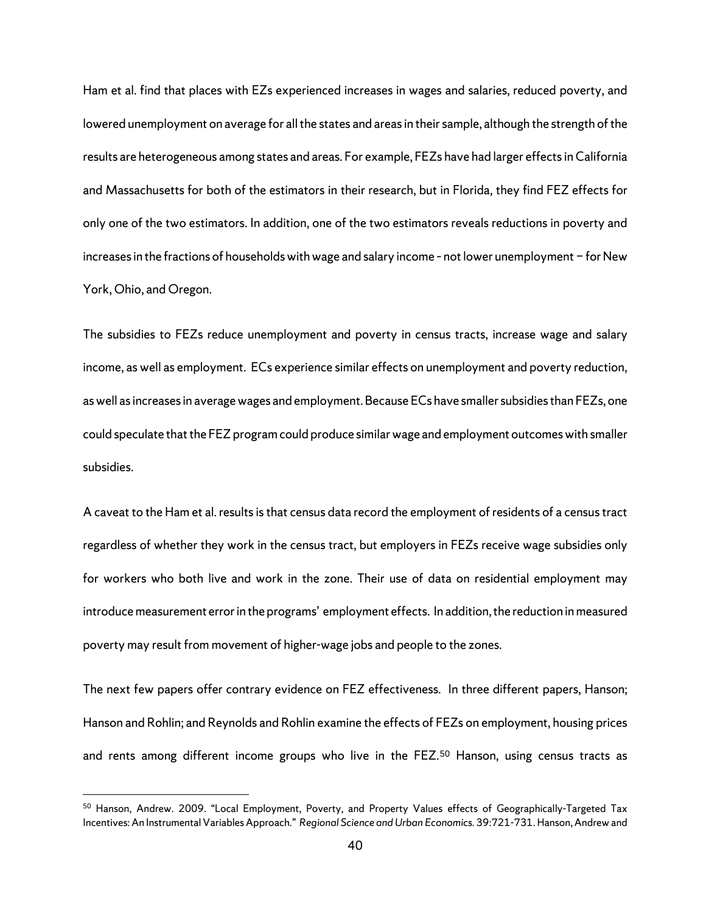Ham et al. find that places with EZs experienced increases in wages and salaries, reduced poverty, and lowered unemployment on average for all the states and areas in their sample, although the strength of the results are heterogeneous among states and areas. For example, FEZs have had larger effects in California and Massachusetts for both of the estimators in their research, but in Florida, they find FEZ effects for only one of the two estimators. In addition, one of the two estimators reveals reductions in poverty and increases in the fractions of households with wage and salary income - not lower unemployment – for New York, Ohio, and Oregon.

The subsidies to FEZs reduce unemployment and poverty in census tracts, increase wage and salary income, as well as employment. ECs experience similar effects on unemployment and poverty reduction, as well as increases in average wages and employment. Because ECs have smaller subsidies than FEZs, one could speculate that the FEZ program could produce similar wage and employment outcomes with smaller subsidies.

A caveat to the Ham et al. results is that census data record the employment of residents of a census tract regardless of whether they work in the census tract, but employers in FEZs receive wage subsidies only for workers who both live and work in the zone. Their use of data on residential employment may introduce measurement error in the programs' employment effects. In addition, the reduction in measured poverty may result from movement of higher-wage jobs and people to the zones.

The next few papers offer contrary evidence on FEZ effectiveness. In three different papers, Hanson; Hanson and Rohlin; and Reynolds and Rohlin examine the effects of FEZs on employment, housing prices and rents among different income groups who live in the FEZ.[50] Hanson, using census tracts as

[50] Hanson, Andrew. 2009. "Local Employment, Poverty, and Property Values effects of Geographically-Targeted Tax Incentives: An Instrumental Variables Approach." *Regional Science and Urban Economics.* 39:721-731. Hanson, Andrew and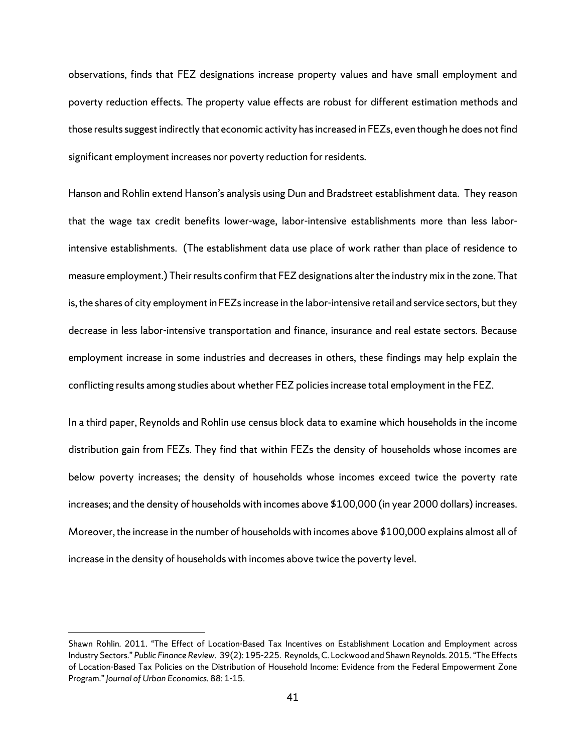observations, finds that FEZ designations increase property values and have small employment and poverty reduction effects. The property value effects are robust for different estimation methods and those results suggest indirectly that economic activity has increased in FEZs, even though he does not find significant employment increases nor poverty reduction for residents.

Hanson and Rohlin extend Hanson's analysis using Dun and Bradstreet establishment data. They reason that the wage tax credit benefits lower-wage, labor-intensive establishments more than less labor-intensive establishments. (The establishment data use place of work rather than place of residence to measure employment.) Their results confirm that FEZ designations alter the industry mix in the zone. That is, the shares of city employment in FEZs increase in the labor-intensive retail and service sectors, but they decrease in less labor-intensive transportation and finance, insurance and real estate sectors. Because employment increase in some industries and decreases in others, these findings may help explain the conflicting results among studies about whether FEZ policies increase total employment in the FEZ.

In a third paper, Reynolds and Rohlin use census block data to examine which households in the income distribution gain from FEZs. They find that within FEZs the density of households whose incomes are below poverty increases; the density of households whose incomes exceed twice the poverty rate increases; and the density of households with incomes above $100,000 (in year 2000 dollars) increases. Moreover, the increase in the number of households with incomes above $100,000 explains almost all of increase in the density of households with incomes above twice the poverty level.

---

Shawn Rohlin. 2011. "The Effect of Location-Based Tax Incentives on Establishment Location and Employment across Industry Sectors." *Public Finance Review*. 39(2): 195-225. Reynolds, C. Lockwood and Shawn Reynolds. 2015. "The Effects of Location-Based Tax Policies on the Distribution of Household Income: Evidence from the Federal Empowerment Zone Program." *Journal of Urban Economics*. 88: 1-15.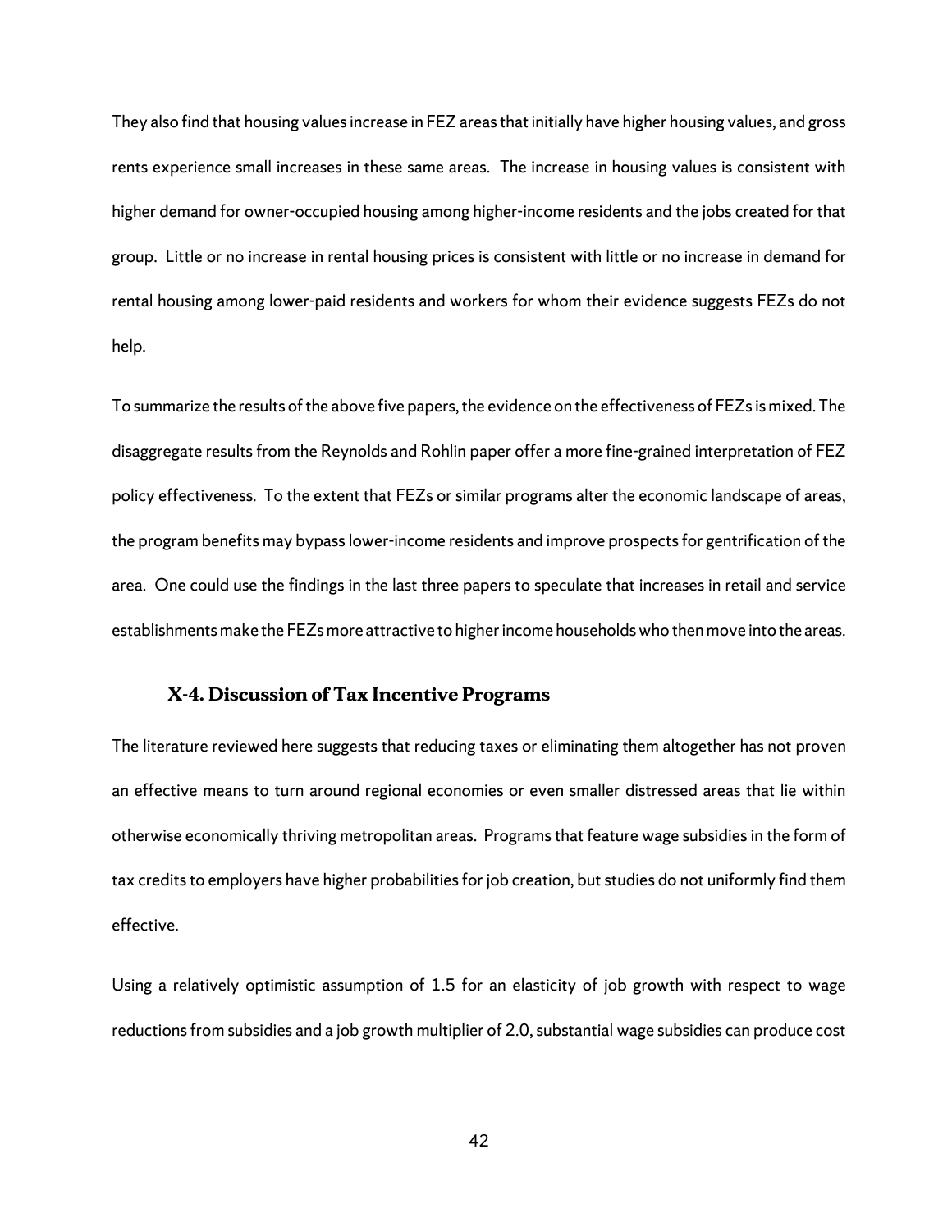They also find that housing values increase in FEZ areas that initially have higher housing values, and gross rents experience small increases in these same areas. The increase in housing values is consistent with higher demand for owner-occupied housing among higher-income residents and the jobs created for that group. Little or no increase in rental housing prices is consistent with little or no increase in demand for rental housing among lower-paid residents and workers for whom their evidence suggests FEZs do not help.

To summarize the results of the above five papers, the evidence on the effectiveness of FEZs is mixed. The disaggregate results from the Reynolds and Rohlin paper offer a more fine-grained interpretation of FEZ policy effectiveness. To the extent that FEZs or similar programs alter the economic landscape of areas, the program benefits may bypass lower-income residents and improve prospects for gentrification of the area. One could use the findings in the last three papers to speculate that increases in retail and service establishments make the FEZs more attractive to higher income households who then move into the areas.

### X-4. Discussion of Tax Incentive Programs

The literature reviewed here suggests that reducing taxes or eliminating them altogether has not proven an effective means to turn around regional economies or even smaller distressed areas that lie within otherwise economically thriving metropolitan areas. Programs that feature wage subsidies in the form of tax credits to employers have higher probabilities for job creation, but studies do not uniformly find them effective.

Using a relatively optimistic assumption of 1.5 for an elasticity of job growth with respect to wage reductions from subsidies and a job growth multiplier of 2.0, substantial wage subsidies can produce cost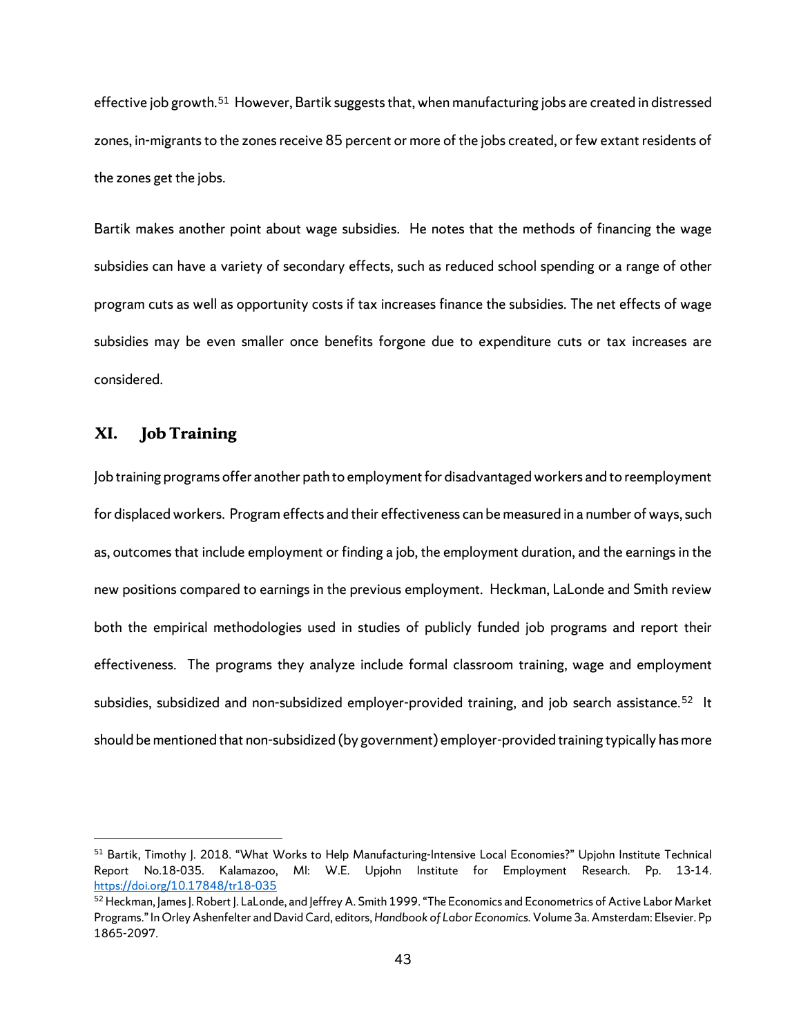effective job growth.[51] However, Bartik suggests that, when manufacturing jobs are created in distressed zones, in-migrants to the zones receive 85 percent or more of the jobs created, or few extant residents of the zones get the jobs.

Bartik makes another point about wage subsidies. He notes that the methods of financing the wage subsidies can have a variety of secondary effects, such as reduced school spending or a range of other program cuts as well as opportunity costs if tax increases finance the subsidies. The net effects of wage subsidies may be even smaller once benefits forgone due to expenditure cuts or tax increases are considered.

## XI. Job Training

Job training programs offer another path to employment for disadvantaged workers and to reemployment for displaced workers. Program effects and their effectiveness can be measured in a number of ways, such as, outcomes that include employment or finding a job, the employment duration, and the earnings in the new positions compared to earnings in the previous employment. Heckman, LaLonde and Smith review both the empirical methodologies used in studies of publicly funded job programs and report their effectiveness. The programs they analyze include formal classroom training, wage and employment subsidies, subsidized and non-subsidized employer-provided training, and job search assistance.[52] It should be mentioned that non-subsidized (by government) employer-provided training typically has more

---

[51] Bartik, Timothy J. 2018. "What Works to Help Manufacturing-Intensive Local Economies?" Upjohn Institute Technical Report No.18-035. Kalamazoo, MI: W.E. Upjohn Institute for Employment Research. Pp. 13-14. https://doi.org/10.17848/tr18-035

[52] Heckman, James J. Robert J. LaLonde, and Jeffrey A. Smith 1999. "The Economics and Econometrics of Active Labor Market Programs." In Orley Ashenfelter and David Card, editors, *Handbook of Labor Economics.* Volume 3a. Amsterdam: Elsevier. Pp 1865-2097.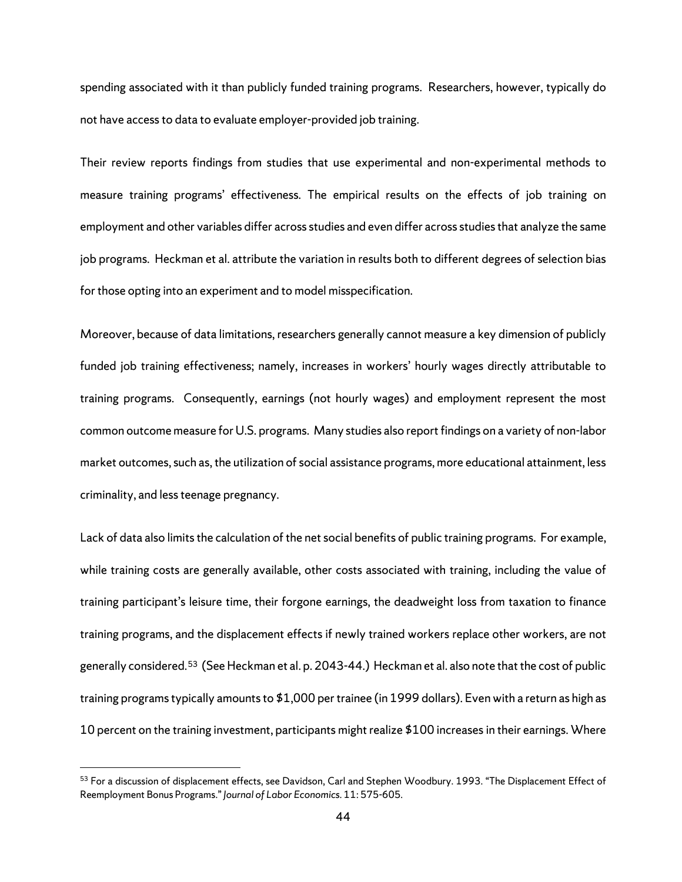spending associated with it than publicly funded training programs. Researchers, however, typically do not have access to data to evaluate employer-provided job training.

Their review reports findings from studies that use experimental and non-experimental methods to measure training programs' effectiveness. The empirical results on the effects of job training on employment and other variables differ across studies and even differ across studies that analyze the same job programs. Heckman et al. attribute the variation in results both to different degrees of selection bias for those opting into an experiment and to model misspecification.

Moreover, because of data limitations, researchers generally cannot measure a key dimension of publicly funded job training effectiveness; namely, increases in workers' hourly wages directly attributable to training programs. Consequently, earnings (not hourly wages) and employment represent the most common outcome measure for U.S. programs. Many studies also report findings on a variety of non-labor market outcomes, such as, the utilization of social assistance programs, more educational attainment, less criminality, and less teenage pregnancy.

Lack of data also limits the calculation of the net social benefits of public training programs. For example, while training costs are generally available, other costs associated with training, including the value of training participant's leisure time, their forgone earnings, the deadweight loss from taxation to finance training programs, and the displacement effects if newly trained workers replace other workers, are not generally considered.[53] (See Heckman et al. p. 2043-44.) Heckman et al. also note that the cost of public training programs typically amounts to $1,000 per trainee (in 1999 dollars). Even with a return as high as 10 percent on the training investment, participants might realize $100 increases in their earnings. Where

[53] For a discussion of displacement effects, see Davidson, Carl and Stephen Woodbury. 1993. "The Displacement Effect of Reemployment Bonus Programs." *Journal of Labor Economics*. 11: 575-605.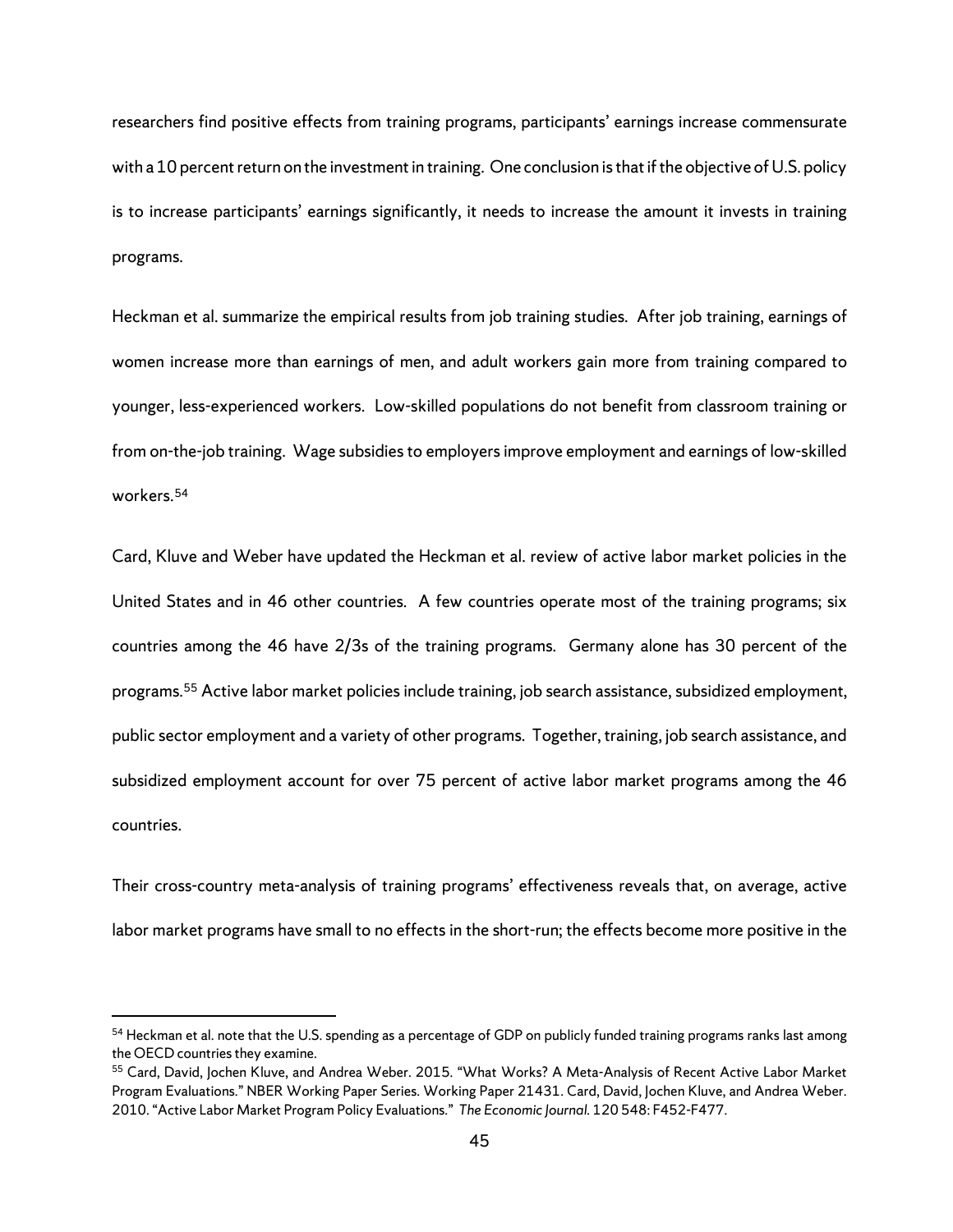researchers find positive effects from training programs, participants' earnings increase commensurate with a 10 percent return on the investment in training. One conclusion is that if the objective of U.S. policy is to increase participants' earnings significantly, it needs to increase the amount it invests in training programs.

Heckman et al. summarize the empirical results from job training studies. After job training, earnings of women increase more than earnings of men, and adult workers gain more from training compared to younger, less-experienced workers. Low-skilled populations do not benefit from classroom training or from on-the-job training. Wage subsidies to employers improve employment and earnings of low-skilled workers.[54]

Card, Kluve and Weber have updated the Heckman et al. review of active labor market policies in the United States and in 46 other countries. A few countries operate most of the training programs; six countries among the 46 have 2/3s of the training programs. Germany alone has 30 percent of the programs.[55] Active labor market policies include training, job search assistance, subsidized employment, public sector employment and a variety of other programs. Together, training, job search assistance, and subsidized employment account for over 75 percent of active labor market programs among the 46 countries.

Their cross-country meta-analysis of training programs' effectiveness reveals that, on average, active labor market programs have small to no effects in the short-run; the effects become more positive in the

---

[54] Heckman et al. note that the U.S. spending as a percentage of GDP on publicly funded training programs ranks last among the OECD countries they examine.

[55] Card, David, Jochen Kluve, and Andrea Weber. 2015. "What Works? A Meta-Analysis of Recent Active Labor Market Program Evaluations." NBER Working Paper Series. Working Paper 21431. Card, David, Jochen Kluve, and Andrea Weber. 2010. "Active Labor Market Program Policy Evaluations." *The Economic Journal*. 120 548: F452-F477.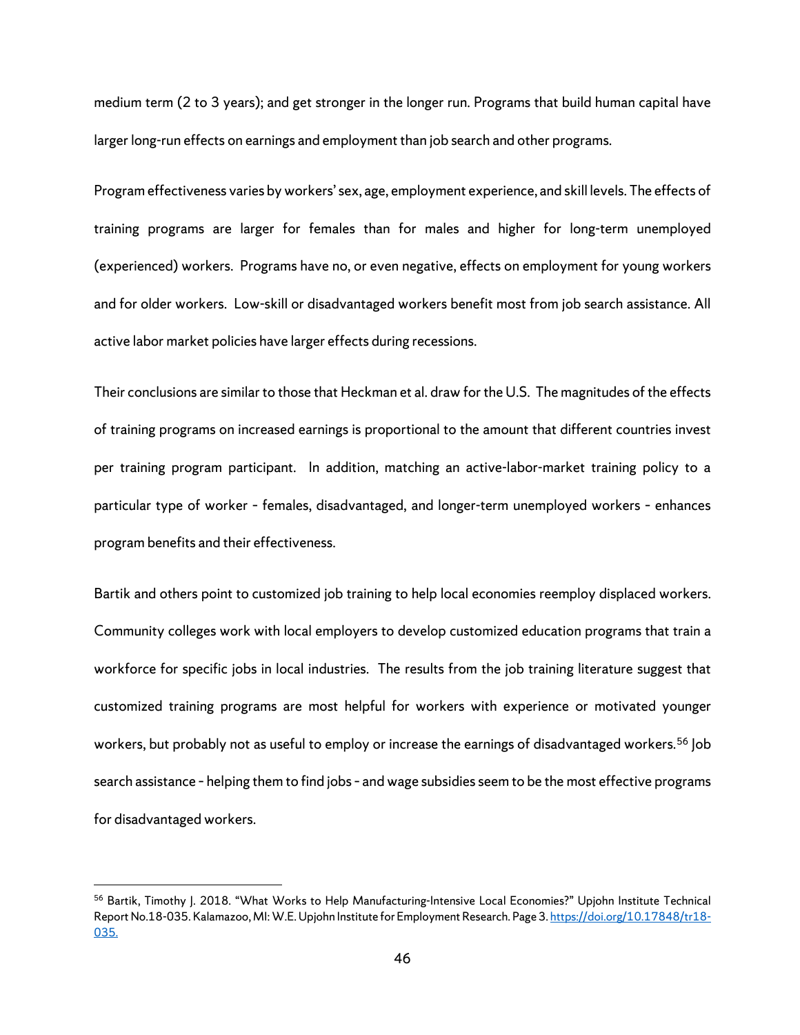medium term (2 to 3 years); and get stronger in the longer run. Programs that build human capital have larger long-run effects on earnings and employment than job search and other programs.

Program effectiveness varies by workers' sex, age, employment experience, and skill levels. The effects of training programs are larger for females than for males and higher for long-term unemployed (experienced) workers. Programs have no, or even negative, effects on employment for young workers and for older workers. Low-skill or disadvantaged workers benefit most from job search assistance. All active labor market policies have larger effects during recessions.

Their conclusions are similar to those that Heckman et al. draw for the U.S. The magnitudes of the effects of training programs on increased earnings is proportional to the amount that different countries invest per training program participant. In addition, matching an active-labor-market training policy to a particular type of worker - females, disadvantaged, and longer-term unemployed workers - enhances program benefits and their effectiveness.

Bartik and others point to customized job training to help local economies reemploy displaced workers. Community colleges work with local employers to develop customized education programs that train a workforce for specific jobs in local industries. The results from the job training literature suggest that customized training programs are most helpful for workers with experience or motivated younger workers, but probably not as useful to employ or increase the earnings of disadvantaged workers.[56] Job search assistance – helping them to find jobs – and wage subsidies seem to be the most effective programs for disadvantaged workers.

---

[56] Bartik, Timothy J. 2018. "What Works to Help Manufacturing-Intensive Local Economies?" Upjohn Institute Technical Report No.18-035. Kalamazoo, MI: W.E. Upjohn Institute for Employment Research. Page 3. https://doi.org/10.17848/tr18-035.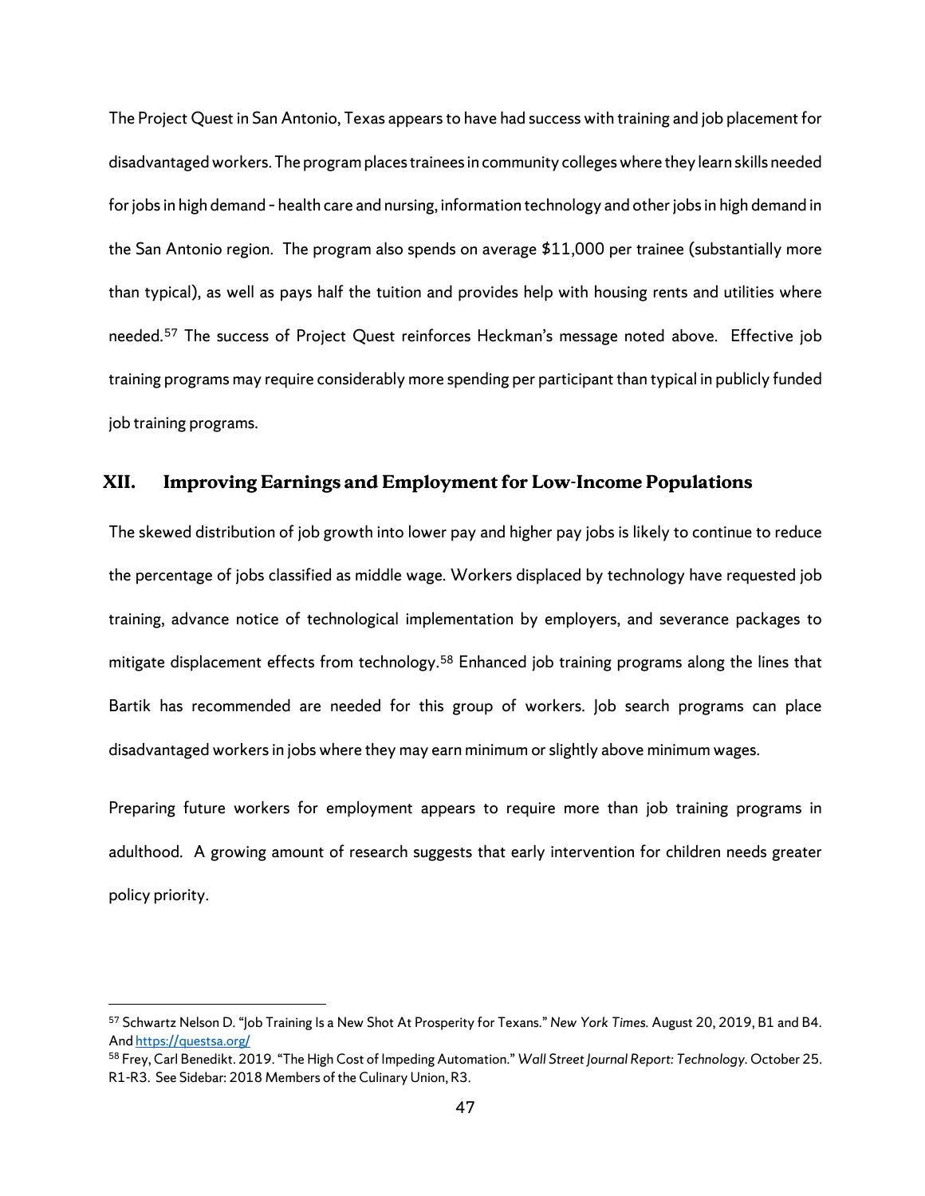The Project Quest in San Antonio, Texas appears to have had success with training and job placement for disadvantaged workers. The program places trainees in community colleges where they learn skills needed for jobs in high demand – health care and nursing, information technology and other jobs in high demand in the San Antonio region. The program also spends on average $11,000 per trainee (substantially more than typical), as well as pays half the tuition and provides help with housing rents and utilities where needed.[57] The success of Project Quest reinforces Heckman's message noted above. Effective job training programs may require considerably more spending per participant than typical in publicly funded job training programs.

## XII. Improving Earnings and Employment for Low-Income Populations

The skewed distribution of job growth into lower pay and higher pay jobs is likely to continue to reduce the percentage of jobs classified as middle wage. Workers displaced by technology have requested job training, advance notice of technological implementation by employers, and severance packages to mitigate displacement effects from technology.[58] Enhanced job training programs along the lines that Bartik has recommended are needed for this group of workers. Job search programs can place disadvantaged workers in jobs where they may earn minimum or slightly above minimum wages.

Preparing future workers for employment appears to require more than job training programs in adulthood. A growing amount of research suggests that early intervention for children needs greater policy priority.

---

[57] Schwartz Nelson D. "Job Training Is a New Shot At Prosperity for Texans." *New York Times*. August 20, 2019, B1 and B4. And https://questsa.org/

[58] Frey, Carl Benedikt. 2019. "The High Cost of Impeding Automation." *Wall Street Journal Report: Technology*. October 25. R1-R3. See Sidebar: 2018 Members of the Culinary Union, R3.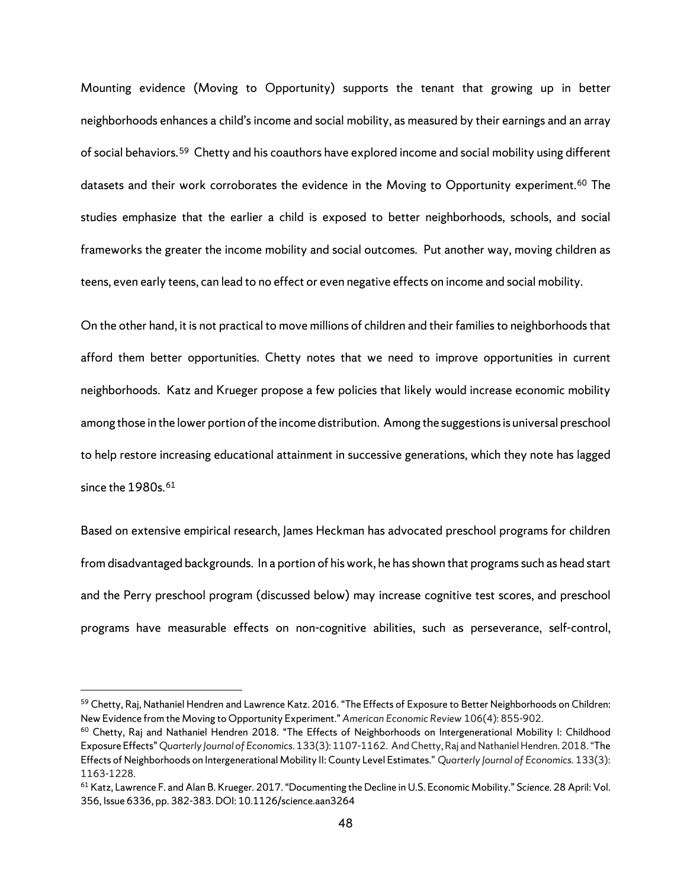Mounting evidence (Moving to Opportunity) supports the tenant that growing up in better neighborhoods enhances a child's income and social mobility, as measured by their earnings and an array of social behaviors.[59] Chetty and his coauthors have explored income and social mobility using different datasets and their work corroborates the evidence in the Moving to Opportunity experiment.[60] The studies emphasize that the earlier a child is exposed to better neighborhoods, schools, and social frameworks the greater the income mobility and social outcomes. Put another way, moving children as teens, even early teens, can lead to no effect or even negative effects on income and social mobility.

On the other hand, it is not practical to move millions of children and their families to neighborhoods that afford them better opportunities. Chetty notes that we need to improve opportunities in current neighborhoods. Katz and Krueger propose a few policies that likely would increase economic mobility among those in the lower portion of the income distribution. Among the suggestions is universal preschool to help restore increasing educational attainment in successive generations, which they note has lagged since the 1980s.[61]

Based on extensive empirical research, James Heckman has advocated preschool programs for children from disadvantaged backgrounds. In a portion of his work, he has shown that programs such as head start and the Perry preschool program (discussed below) may increase cognitive test scores, and preschool programs have measurable effects on non-cognitive abilities, such as perseverance, self-control,

---

[59] Chetty, Raj, Nathaniel Hendren and Lawrence Katz. 2016. "The Effects of Exposure to Better Neighborhoods on Children: New Evidence from the Moving to Opportunity Experiment." *American Economic Review* 106(4): 855-902.

[60] Chetty, Raj and Nathaniel Hendren 2018. "The Effects of Neighborhoods on Intergenerational Mobility I: Childhood Exposure Effects" *Quarterly Journal of Economics.* 133(3): 1107-1162. And Chetty, Raj and Nathaniel Hendren. 2018. "The Effects of Neighborhoods on Intergenerational Mobility II: County Level Estimates." *Quarterly Journal of Economics.* 133(3): 1163-1228.

[61] Katz, Lawrence F. and Alan B. Krueger. 2017. "Documenting the Decline in U.S. Economic Mobility." *Science.* 28 April: Vol. 356, Issue 6336, pp. 382-383. DOI: 10.1126/science.aan3264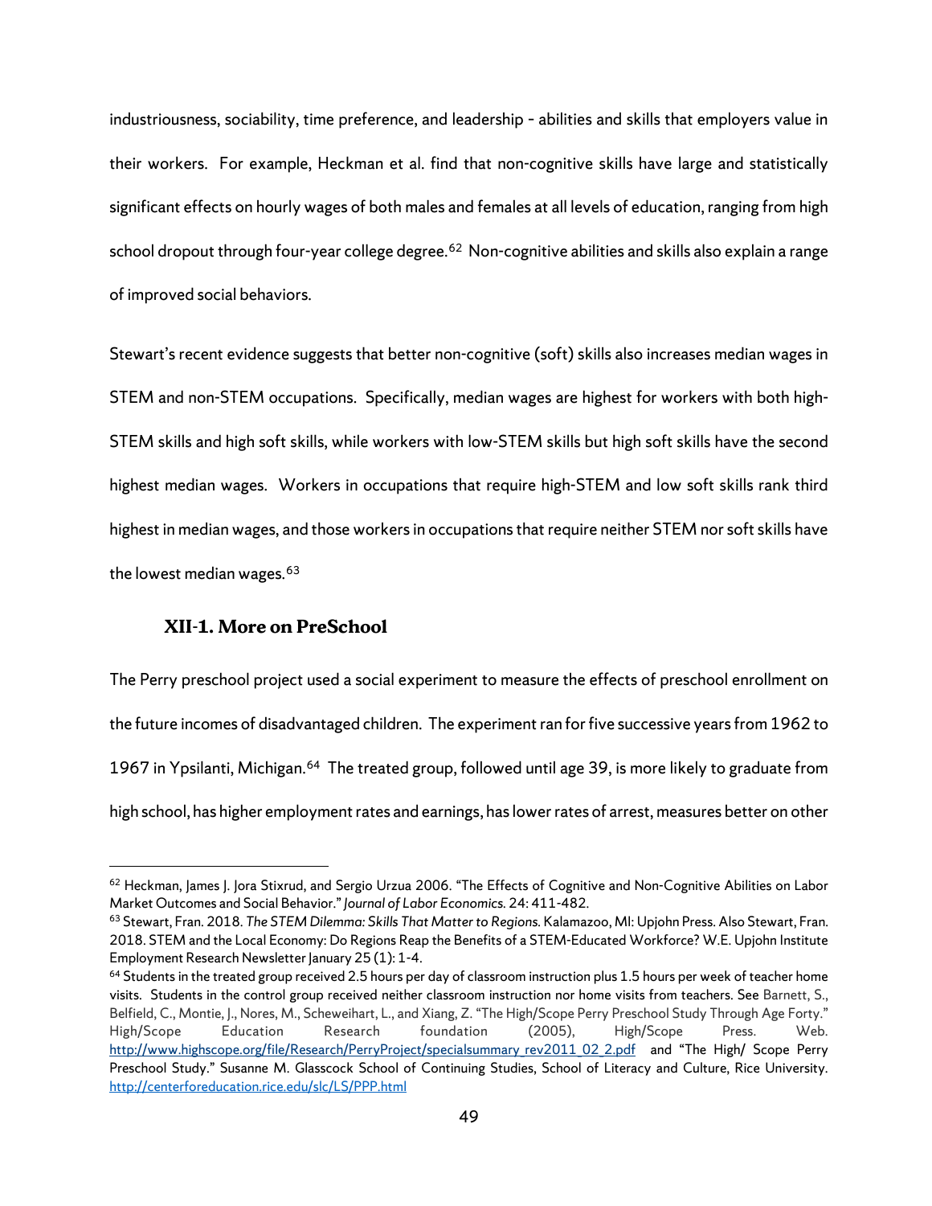industriousness, sociability, time preference, and leadership - abilities and skills that employers value in their workers. For example, Heckman et al. find that non-cognitive skills have large and statistically significant effects on hourly wages of both males and females at all levels of education, ranging from high school dropout through four-year college degree.[62] Non-cognitive abilities and skills also explain a range of improved social behaviors.

Stewart's recent evidence suggests that better non-cognitive (soft) skills also increases median wages in STEM and non-STEM occupations. Specifically, median wages are highest for workers with both high-STEM skills and high soft skills, while workers with low-STEM skills but high soft skills have the second highest median wages. Workers in occupations that require high-STEM and low soft skills rank third highest in median wages, and those workers in occupations that require neither STEM nor soft skills have the lowest median wages.[63]

### XII-1. More on PreSchool

The Perry preschool project used a social experiment to measure the effects of preschool enrollment on the future incomes of disadvantaged children. The experiment ran for five successive years from 1962 to 1967 in Ypsilanti, Michigan.[64] The treated group, followed until age 39, is more likely to graduate from high school, has higher employment rates and earnings, has lower rates of arrest, measures better on other

---

[62] Heckman, James J. Jora Stixrud, and Sergio Urzua 2006. "The Effects of Cognitive and Non-Cognitive Abilities on Labor Market Outcomes and Social Behavior." *Journal of Labor Economics.* 24: 411-482.

[63] Stewart, Fran. 2018. *The STEM Dilemma: Skills That Matter to Regions.* Kalamazoo, MI: Upjohn Press. Also Stewart, Fran. 2018. STEM and the Local Economy: Do Regions Reap the Benefits of a STEM-Educated Workforce? W.E. Upjohn Institute Employment Research Newsletter January 25 (1): 1-4.

[64] Students in the treated group received 2.5 hours per day of classroom instruction plus 1.5 hours per week of teacher home visits. Students in the control group received neither classroom instruction nor home visits from teachers. See Barnett, S., Belfield, C., Montie, J., Nores, M., Scheweihart, L., and Xiang, Z. "The High/Scope Perry Preschool Study Through Age Forty." High/Scope Education Research foundation (2005), High/Scope Press. Web. http://www.highscope.org/file/Research/PerryProject/specialsummary_rev2011_02_2.pdf and "The High/ Scope Perry Preschool Study." Susanne M. Glasscock School of Continuing Studies, School of Literacy and Culture, Rice University. http://centerforeducation.rice.edu/slc/LS/PPP.html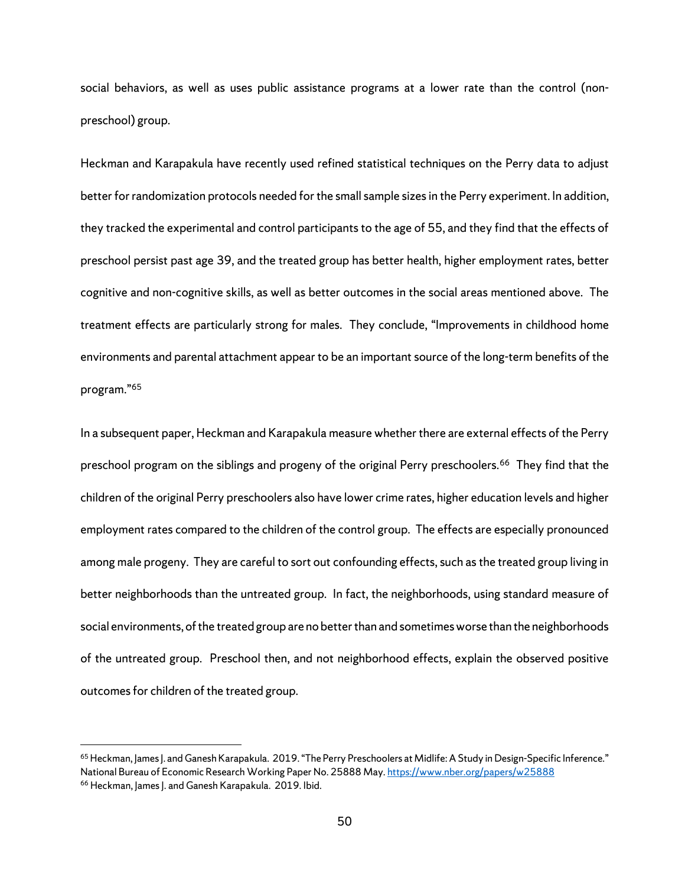social behaviors, as well as uses public assistance programs at a lower rate than the control (non-preschool) group.

Heckman and Karapakula have recently used refined statistical techniques on the Perry data to adjust better for randomization protocols needed for the small sample sizes in the Perry experiment. In addition, they tracked the experimental and control participants to the age of 55, and they find that the effects of preschool persist past age 39, and the treated group has better health, higher employment rates, better cognitive and non-cognitive skills, as well as better outcomes in the social areas mentioned above. The treatment effects are particularly strong for males. They conclude, "Improvements in childhood home environments and parental attachment appear to be an important source of the long-term benefits of the program."[65]

In a subsequent paper, Heckman and Karapakula measure whether there are external effects of the Perry preschool program on the siblings and progeny of the original Perry preschoolers.[66] They find that the children of the original Perry preschoolers also have lower crime rates, higher education levels and higher employment rates compared to the children of the control group. The effects are especially pronounced among male progeny. They are careful to sort out confounding effects, such as the treated group living in better neighborhoods than the untreated group. In fact, the neighborhoods, using standard measure of social environments, of the treated group are no better than and sometimes worse than the neighborhoods of the untreated group. Preschool then, and not neighborhood effects, explain the observed positive outcomes for children of the treated group.

---

[65] Heckman, James J. and Ganesh Karapakula. 2019. "The Perry Preschoolers at Midlife: A Study in Design-Specific Inference." National Bureau of Economic Research Working Paper No. 25888 May. https://www.nber.org/papers/w25888

[66] Heckman, James J. and Ganesh Karapakula. 2019. Ibid.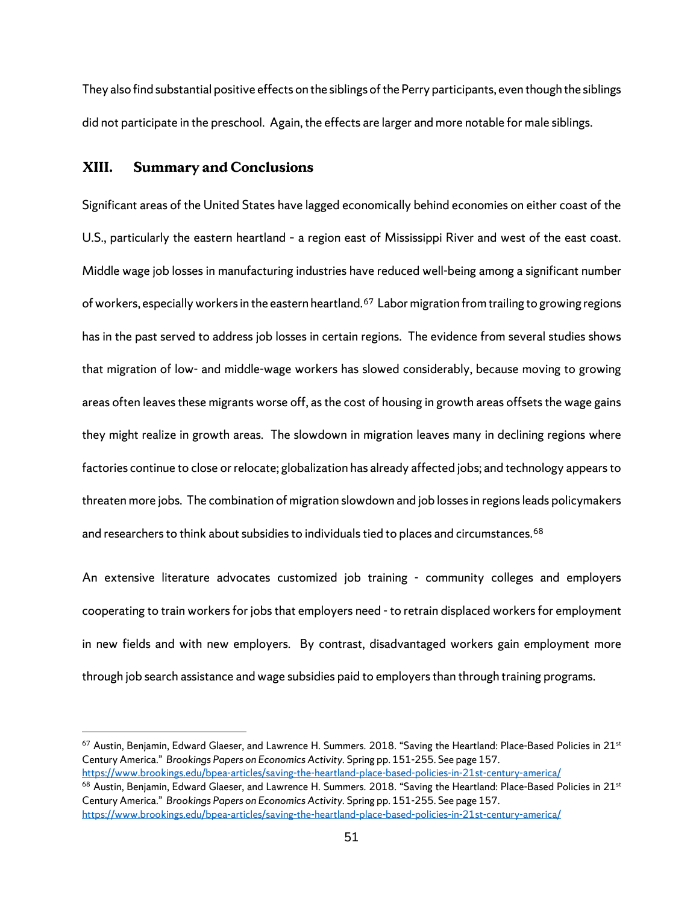They also find substantial positive effects on the siblings of the Perry participants, even though the siblings did not participate in the preschool. Again, the effects are larger and more notable for male siblings.

## XIII. Summary and Conclusions

Significant areas of the United States have lagged economically behind economies on either coast of the U.S., particularly the eastern heartland - a region east of Mississippi River and west of the east coast. Middle wage job losses in manufacturing industries have reduced well-being among a significant number of workers, especially workers in the eastern heartland.[67] Labor migration from trailing to growing regions has in the past served to address job losses in certain regions. The evidence from several studies shows that migration of low- and middle-wage workers has slowed considerably, because moving to growing areas often leaves these migrants worse off, as the cost of housing in growth areas offsets the wage gains they might realize in growth areas. The slowdown in migration leaves many in declining regions where factories continue to close or relocate; globalization has already affected jobs; and technology appears to threaten more jobs. The combination of migration slowdown and job losses in regions leads policymakers and researchers to think about subsidies to individuals tied to places and circumstances.[68]

An extensive literature advocates customized job training - community colleges and employers cooperating to train workers for jobs that employers need - to retrain displaced workers for employment in new fields and with new employers. By contrast, disadvantaged workers gain employment more through job search assistance and wage subsidies paid to employers than through training programs.

---

[67] Austin, Benjamin, Edward Glaeser, and Lawrence H. Summers. 2018. "Saving the Heartland: Place-Based Policies in 21st Century America." *Brookings Papers on Economics Activity*. Spring pp. 151-255. See page 157. https://www.brookings.edu/bpea-articles/saving-the-heartland-place-based-policies-in-21st-century-america/

[68] Austin, Benjamin, Edward Glaeser, and Lawrence H. Summers. 2018. "Saving the Heartland: Place-Based Policies in 21st Century America." *Brookings Papers on Economics Activity*. Spring pp. 151-255. See page 157. https://www.brookings.edu/bpea-articles/saving-the-heartland-place-based-policies-in-21st-century-america/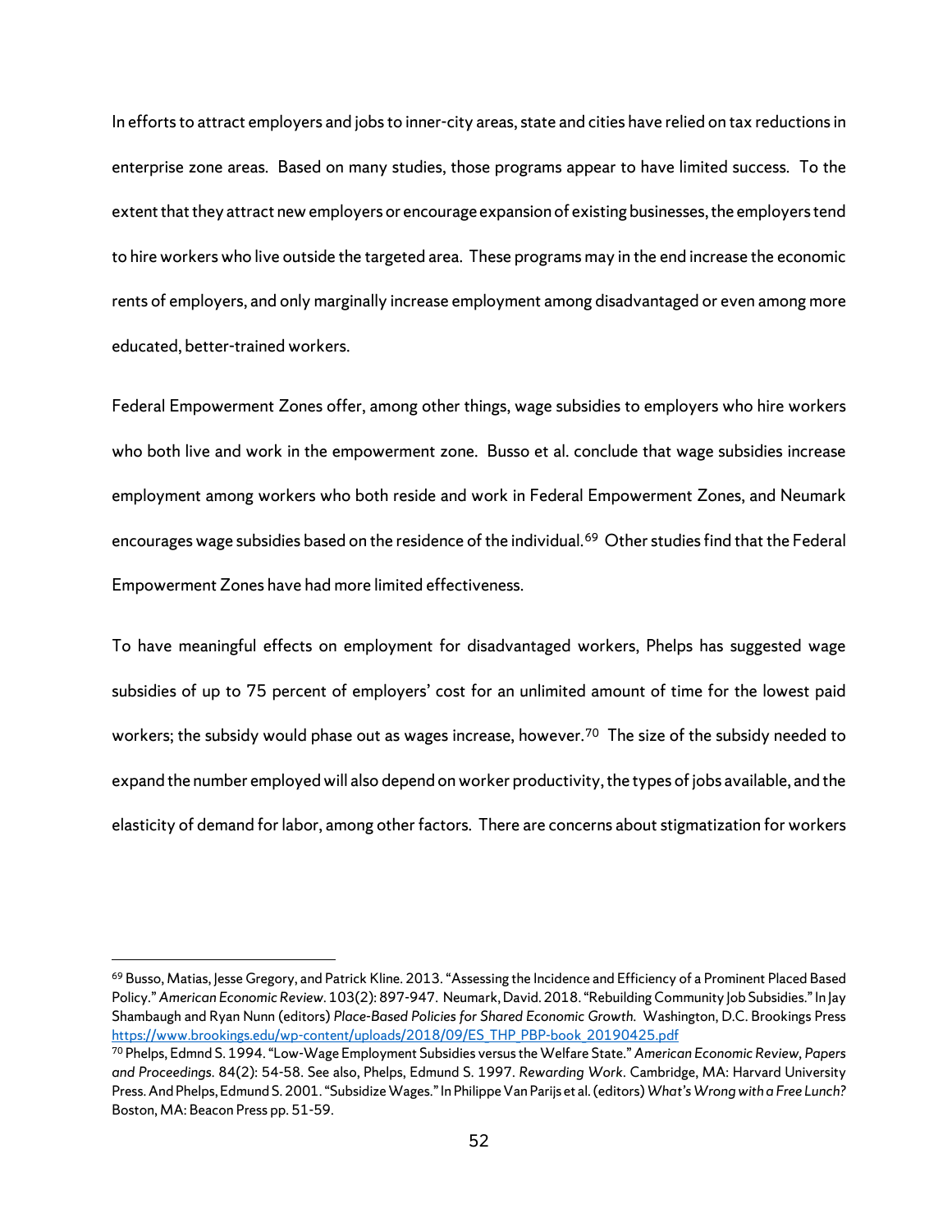In efforts to attract employers and jobs to inner-city areas, state and cities have relied on tax reductions in enterprise zone areas. Based on many studies, those programs appear to have limited success. To the extent that they attract new employers or encourage expansion of existing businesses, the employers tend to hire workers who live outside the targeted area. These programs may in the end increase the economic rents of employers, and only marginally increase employment among disadvantaged or even among more educated, better-trained workers.

Federal Empowerment Zones offer, among other things, wage subsidies to employers who hire workers who both live and work in the empowerment zone. Busso et al. conclude that wage subsidies increase employment among workers who both reside and work in Federal Empowerment Zones, and Neumark encourages wage subsidies based on the residence of the individual.[69] Other studies find that the Federal Empowerment Zones have had more limited effectiveness.

To have meaningful effects on employment for disadvantaged workers, Phelps has suggested wage subsidies of up to 75 percent of employers' cost for an unlimited amount of time for the lowest paid workers; the subsidy would phase out as wages increase, however.[70] The size of the subsidy needed to expand the number employed will also depend on worker productivity, the types of jobs available, and the elasticity of demand for labor, among other factors. There are concerns about stigmatization for workers

---

[69] Busso, Matias, Jesse Gregory, and Patrick Kline. 2013. "Assessing the Incidence and Efficiency of a Prominent Placed Based Policy." *American Economic Review*. 103(2): 897-947. Neumark, David. 2018. "Rebuilding Community Job Subsidies." In Jay Shambaugh and Ryan Nunn (editors) *Place-Based Policies for Shared Economic Growth.* Washington, D.C. Brookings Press https://www.brookings.edu/wp-content/uploads/2018/09/ES_THP_PBP-book_20190425.pdf

[70] Phelps, Edmnd S. 1994. "Low-Wage Employment Subsidies versus the Welfare State." *American Economic Review, Papers and Proceedings.* 84(2): 54-58. See also, Phelps, Edmund S. 1997. *Rewarding Work*. Cambridge, MA: Harvard University Press. And Phelps, Edmund S. 2001. "Subsidize Wages." In Philippe Van Parijs et al. (editors) *What's Wrong with a Free Lunch?* Boston, MA: Beacon Press pp. 51-59.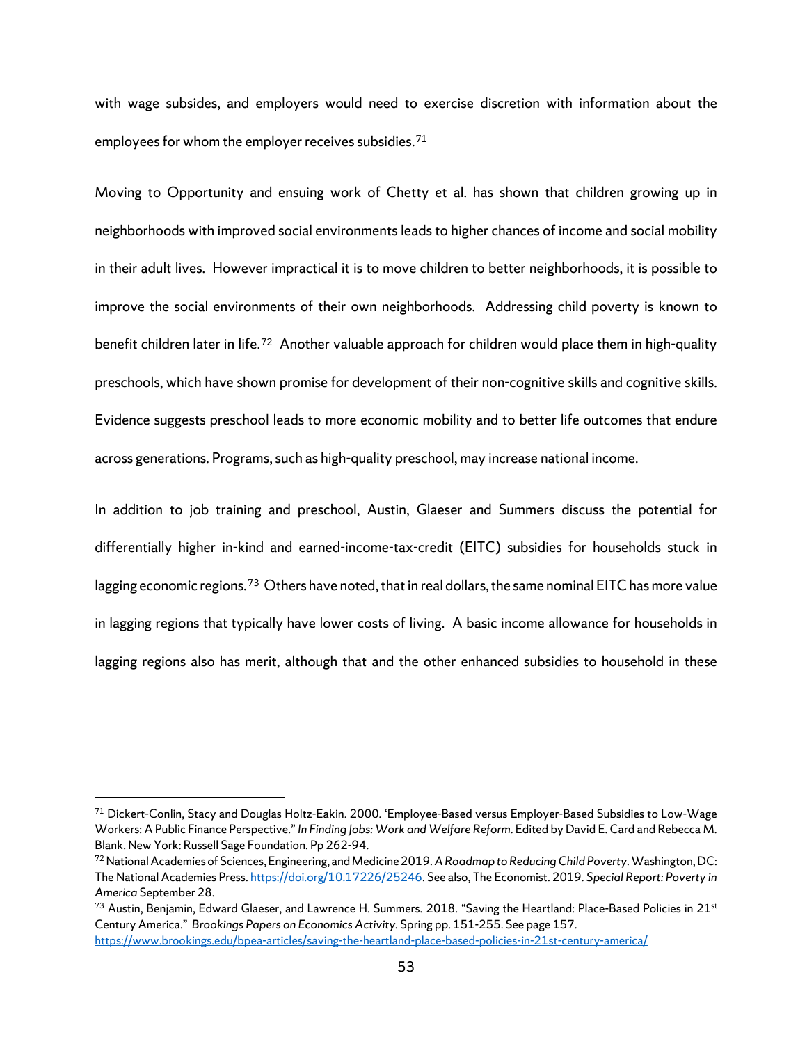with wage subsides, and employers would need to exercise discretion with information about the employees for whom the employer receives subsidies.[71]

Moving to Opportunity and ensuing work of Chetty et al. has shown that children growing up in neighborhoods with improved social environments leads to higher chances of income and social mobility in their adult lives. However impractical it is to move children to better neighborhoods, it is possible to improve the social environments of their own neighborhoods. Addressing child poverty is known to benefit children later in life.[72] Another valuable approach for children would place them in high-quality preschools, which have shown promise for development of their non-cognitive skills and cognitive skills. Evidence suggests preschool leads to more economic mobility and to better life outcomes that endure across generations. Programs, such as high-quality preschool, may increase national income.

In addition to job training and preschool, Austin, Glaeser and Summers discuss the potential for differentially higher in-kind and earned-income-tax-credit (EITC) subsidies for households stuck in lagging economic regions.[73] Others have noted, that in real dollars, the same nominal EITC has more value in lagging regions that typically have lower costs of living. A basic income allowance for households in lagging regions also has merit, although that and the other enhanced subsidies to household in these

---

[71] Dickert-Conlin, Stacy and Douglas Holtz-Eakin. 2000. 'Employee-Based versus Employer-Based Subsidies to Low-Wage Workers: A Public Finance Perspective." *In Finding Jobs: Work and Welfare Reform*. Edited by David E. Card and Rebecca M. Blank. New York: Russell Sage Foundation. Pp 262-94.

[72] National Academies of Sciences, Engineering, and Medicine 2019. *A Roadmap to Reducing Child Poverty*. Washington, DC: The National Academies Press. https://doi.org/10.17226/25246. See also, The Economist. 2019. *Special Report: Poverty in America* September 28.

[73] Austin, Benjamin, Edward Glaeser, and Lawrence H. Summers. 2018. "Saving the Heartland: Place-Based Policies in 21st Century America." *Brookings Papers on Economics Activity*. Spring pp. 151-255. See page 157. https://www.brookings.edu/bpea-articles/saving-the-heartland-place-based-policies-in-21st-century-america/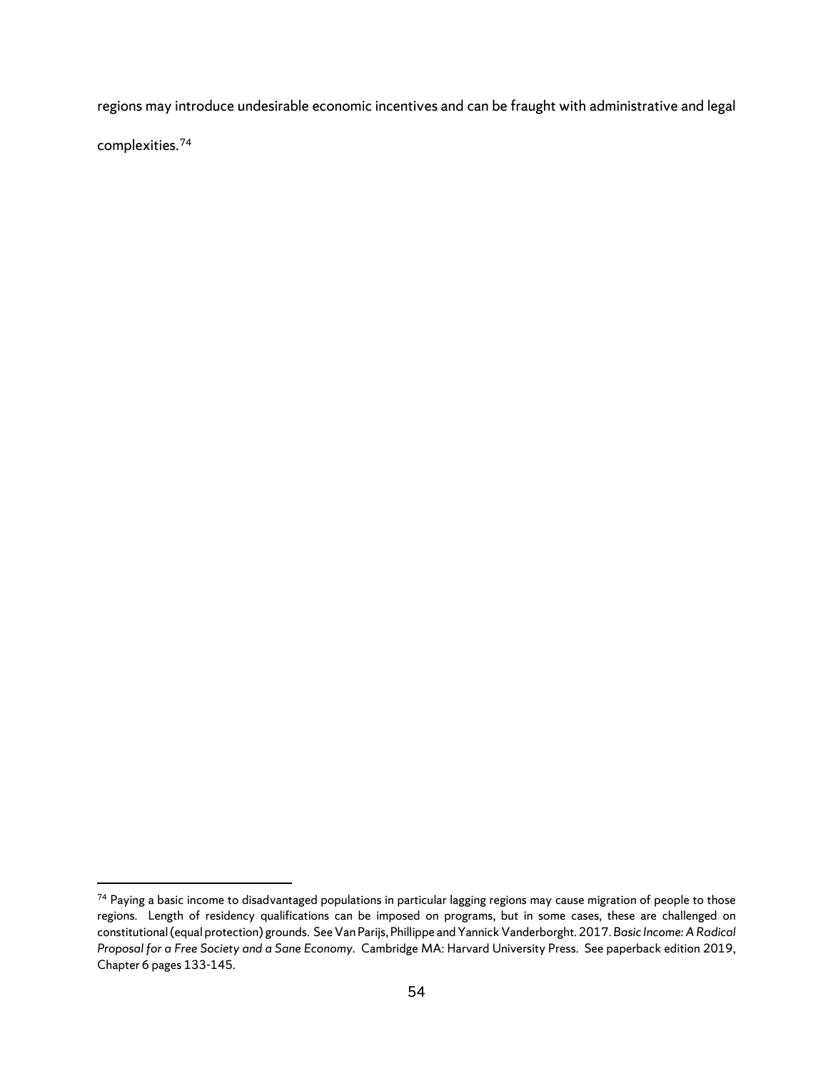regions may introduce undesirable economic incentives and can be fraught with administrative and legal complexities.[74]

---

[74] Paying a basic income to disadvantaged populations in particular lagging regions may cause migration of people to those regions. Length of residency qualifications can be imposed on programs, but in some cases, these are challenged on constitutional (equal protection) grounds. See Van Parijs, Phillippe and Yannick Vanderborght. 2017. *Basic Income: A Radical Proposal for a Free Society and a Sane Economy*. Cambridge MA: Harvard University Press. See paperback edition 2019, Chapter 6 pages 133-145.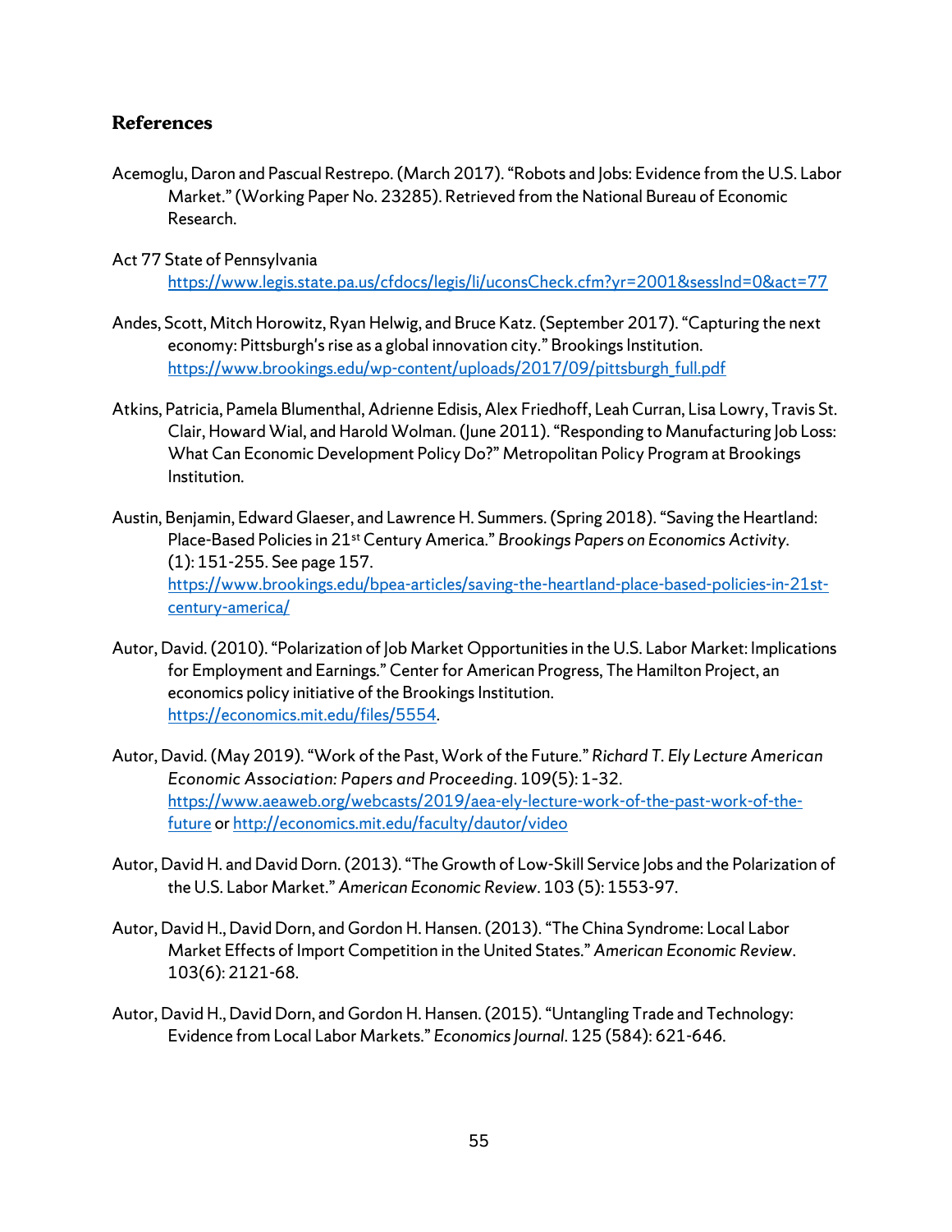## References

Acemoglu, Daron and Pascual Restrepo. (March 2017). "Robots and Jobs: Evidence from the U.S. Labor Market." (Working Paper No. 23285). Retrieved from the National Bureau of Economic Research.

Act 77 State of Pennsylvania https://www.legis.state.pa.us/cfdocs/legis/li/uconsCheck.cfm?yr=2001&sessInd=0&act=77

Andes, Scott, Mitch Horowitz, Ryan Helwig, and Bruce Katz. (September 2017). "Capturing the next economy: Pittsburgh's rise as a global innovation city." Brookings Institution. https://www.brookings.edu/wp-content/uploads/2017/09/pittsburgh_full.pdf

Atkins, Patricia, Pamela Blumenthal, Adrienne Edisis, Alex Friedhoff, Leah Curran, Lisa Lowry, Travis St. Clair, Howard Wial, and Harold Wolman. (June 2011). "Responding to Manufacturing Job Loss: What Can Economic Development Policy Do?" Metropolitan Policy Program at Brookings Institution.

Austin, Benjamin, Edward Glaeser, and Lawrence H. Summers. (Spring 2018). "Saving the Heartland: Place-Based Policies in 21st Century America." *Brookings Papers on Economics Activity*. (1): 151-255. See page 157. https://www.brookings.edu/bpea-articles/saving-the-heartland-place-based-policies-in-21st-century-america/

Autor, David. (2010). "Polarization of Job Market Opportunities in the U.S. Labor Market: Implications for Employment and Earnings." Center for American Progress, The Hamilton Project, an economics policy initiative of the Brookings Institution. https://economics.mit.edu/files/5554.

Autor, David. (May 2019). "Work of the Past, Work of the Future." *Richard T. Ely Lecture American Economic Association: Papers and Proceeding*. 109(5): 1-32. https://www.aeaweb.org/webcasts/2019/aea-ely-lecture-work-of-the-past-work-of-the-future or http://economics.mit.edu/faculty/dautor/video

Autor, David H. and David Dorn. (2013). "The Growth of Low-Skill Service Jobs and the Polarization of the U.S. Labor Market." *American Economic Review*. 103 (5): 1553-97.

Autor, David H., David Dorn, and Gordon H. Hansen. (2013). "The China Syndrome: Local Labor Market Effects of Import Competition in the United States." *American Economic Review*. 103(6): 2121-68.

Autor, David H., David Dorn, and Gordon H. Hansen. (2015). "Untangling Trade and Technology: Evidence from Local Labor Markets." *Economics Journal*. 125 (584): 621-646.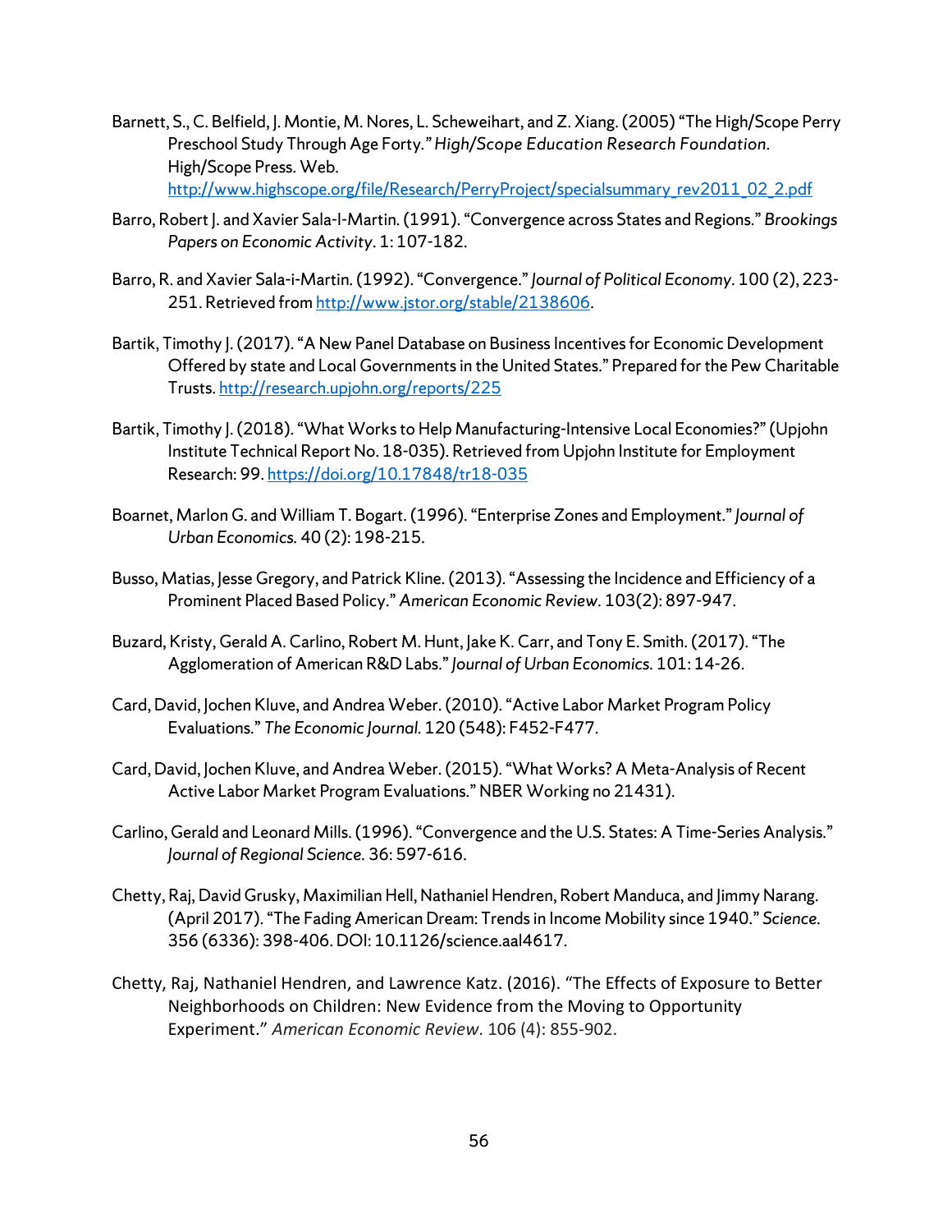Barnett, S., C. Belfield, J. Montie, M. Nores, L. Scheweihart, and Z. Xiang. (2005) "The High/Scope Perry Preschool Study Through Age Forty." *High/Scope Education Research Foundation*. High/Scope Press. Web. http://www.highscope.org/file/Research/PerryProject/specialsummary_rev2011_02_2.pdf

Barro, Robert J. and Xavier Sala-I-Martin. (1991). "Convergence across States and Regions." *Brookings Papers on Economic Activity*. 1: 107-182.

Barro, R. and Xavier Sala-i-Martin. (1992). "Convergence." *Journal of Political Economy*. 100 (2), 223-251. Retrieved from http://www.jstor.org/stable/2138606.

Bartik, Timothy J. (2017). "A New Panel Database on Business Incentives for Economic Development Offered by state and Local Governments in the United States." Prepared for the Pew Charitable Trusts. http://research.upjohn.org/reports/225

Bartik, Timothy J. (2018). "What Works to Help Manufacturing-Intensive Local Economies?" (Upjohn Institute Technical Report No. 18-035). Retrieved from Upjohn Institute for Employment Research: 99. https://doi.org/10.17848/tr18-035

Boarnet, Marlon G. and William T. Bogart. (1996). "Enterprise Zones and Employment." *Journal of Urban Economics.* 40 (2): 198-215.

Busso, Matias, Jesse Gregory, and Patrick Kline. (2013). "Assessing the Incidence and Efficiency of a Prominent Placed Based Policy." *American Economic Review*. 103(2): 897-947.

Buzard, Kristy, Gerald A. Carlino, Robert M. Hunt, Jake K. Carr, and Tony E. Smith. (2017). "The Agglomeration of American R&D Labs." *Journal of Urban Economics.* 101: 14-26.

Card, David, Jochen Kluve, and Andrea Weber. (2010). "Active Labor Market Program Policy Evaluations." *The Economic Journal.* 120 (548): F452-F477.

Card, David, Jochen Kluve, and Andrea Weber. (2015). "What Works? A Meta-Analysis of Recent Active Labor Market Program Evaluations." NBER Working no 21431).

Carlino, Gerald and Leonard Mills. (1996). "Convergence and the U.S. States: A Time-Series Analysis." *Journal of Regional Science.* 36: 597-616.

Chetty, Raj, David Grusky, Maximilian Hell, Nathaniel Hendren, Robert Manduca, and Jimmy Narang. (April 2017). "The Fading American Dream: Trends in Income Mobility since 1940." *Science.* 356 (6336): 398-406. DOI: 10.1126/science.aal4617.

Chetty, Raj, Nathaniel Hendren, and Lawrence Katz. (2016). "The Effects of Exposure to Better Neighborhoods on Children: New Evidence from the Moving to Opportunity Experiment." *American Economic Review*. 106 (4): 855-902.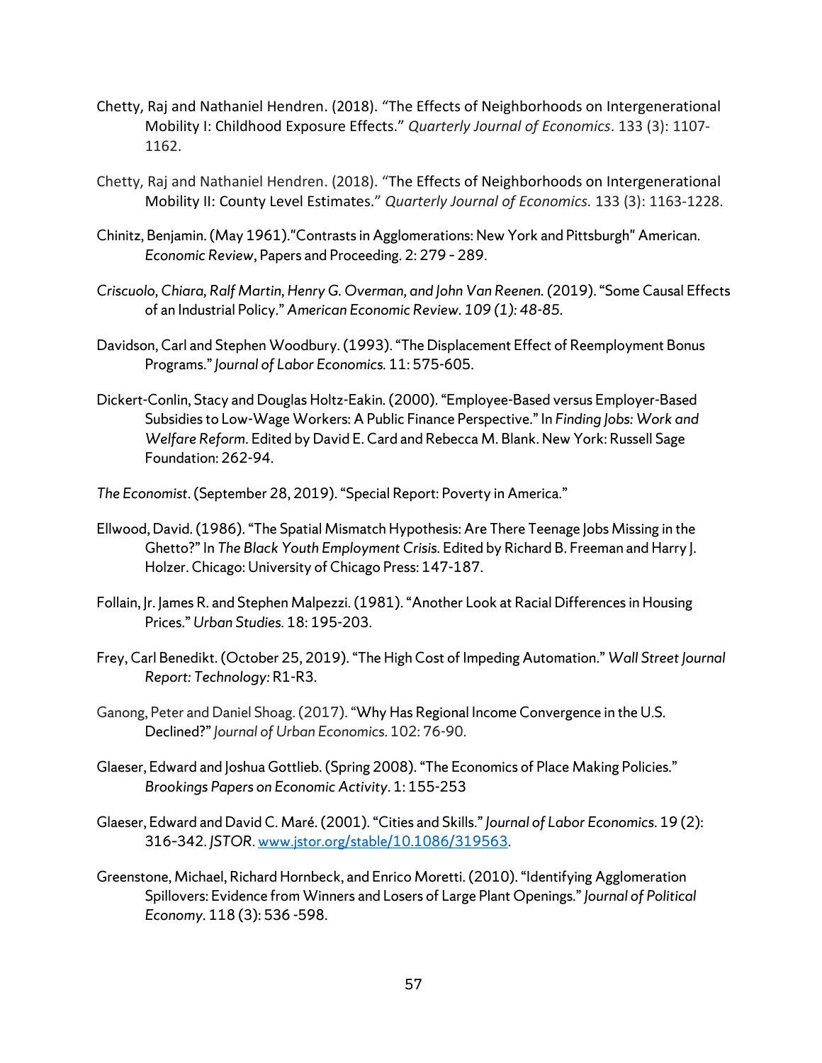Chetty, Raj and Nathaniel Hendren. (2018). "The Effects of Neighborhoods on Intergenerational Mobility I: Childhood Exposure Effects." *Quarterly Journal of Economics*. 133 (3): 1107-1162.

Chetty, Raj and Nathaniel Hendren. (2018). "The Effects of Neighborhoods on Intergenerational Mobility II: County Level Estimates." *Quarterly Journal of Economics.* 133 (3): 1163-1228.

Chinitz, Benjamin. (May 1961)."Contrasts in Agglomerations: New York and Pittsburgh" American. *Economic Review*, Papers and Proceeding. 2: 279 - 289.

*Criscuolo, Chiara, Ralf Martin, Henry G. Overman, and John Van Reenen. (*2019). "Some Causal Effects of an Industrial Policy." *American Economic Review. 109 (1): 48-85.*

Davidson, Carl and Stephen Woodbury. (1993). "The Displacement Effect of Reemployment Bonus Programs." *Journal of Labor Economics.* 11: 575-605.

Dickert-Conlin, Stacy and Douglas Holtz-Eakin. (2000). "Employee-Based versus Employer-Based Subsidies to Low-Wage Workers: A Public Finance Perspective." In *Finding Jobs: Work and Welfare Reform*. Edited by David E. Card and Rebecca M. Blank. New York: Russell Sage Foundation: 262-94.

*The Economist*. (September 28, 2019). "Special Report: Poverty in America."

Ellwood, David. (1986). "The Spatial Mismatch Hypothesis: Are There Teenage Jobs Missing in the Ghetto?" In *The Black Youth Employment Crisis.* Edited by Richard B. Freeman and Harry J. Holzer. Chicago: University of Chicago Press: 147-187.

Follain, Jr. James R. and Stephen Malpezzi. (1981). "Another Look at Racial Differences in Housing Prices." *Urban Studies.* 18: 195-203.

Frey, Carl Benedikt. (October 25, 2019). "The High Cost of Impeding Automation." *Wall Street Journal Report: Technology:* R1-R3.

Ganong, Peter and Daniel Shoag. (2017). "Why Has Regional Income Convergence in the U.S. Declined?" *Journal of Urban Economics*. 102: 76-90.

Glaeser, Edward and Joshua Gottlieb. (Spring 2008). "The Economics of Place Making Policies." *Brookings Papers on Economic Activity*. 1: 155-253

Glaeser, Edward and David C. Maré. (2001). "Cities and Skills." *Journal of Labor Economics*. 19 (2): 316-342. *JSTOR*. www.jstor.org/stable/10.1086/319563.

Greenstone, Michael, Richard Hornbeck, and Enrico Moretti. (2010). "Identifying Agglomeration Spillovers: Evidence from Winners and Losers of Large Plant Openings." *Journal of Political Economy*. 118 (3): 536 -598.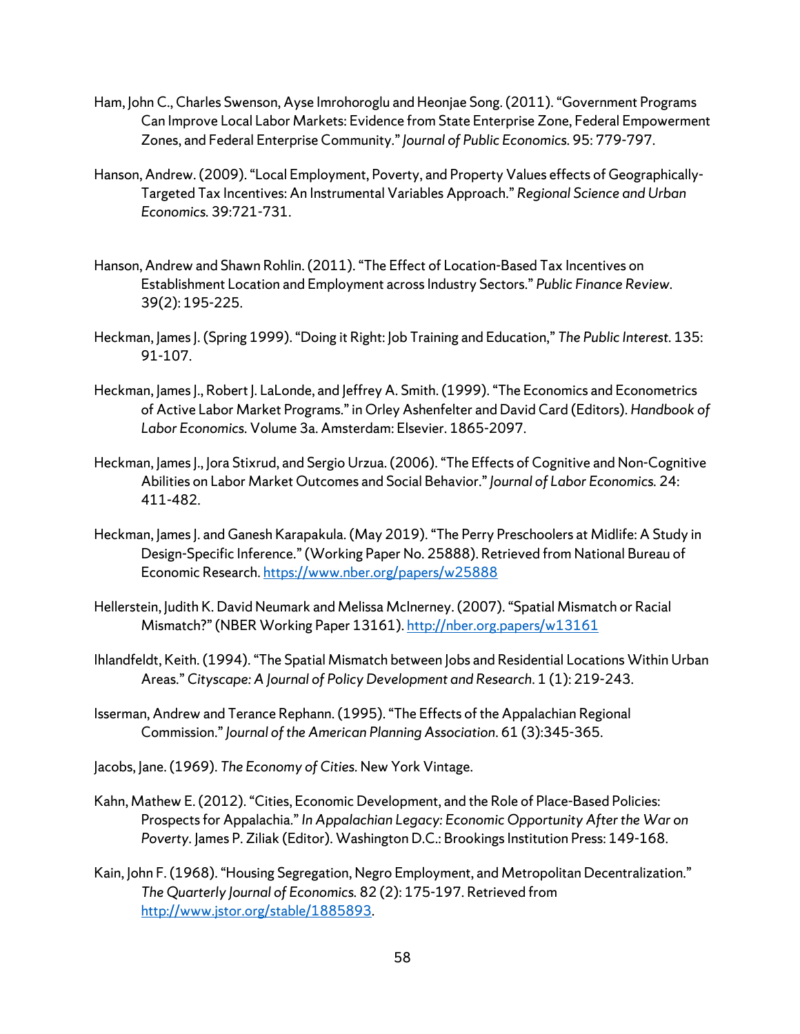Ham, John C., Charles Swenson, Ayse Imrohoroglu and Heonjae Song. (2011). "Government Programs Can Improve Local Labor Markets: Evidence from State Enterprise Zone, Federal Empowerment Zones, and Federal Enterprise Community." *Journal of Public Economics.* 95: 779-797.

Hanson, Andrew. (2009). "Local Employment, Poverty, and Property Values effects of Geographically-Targeted Tax Incentives: An Instrumental Variables Approach." *Regional Science and Urban Economics.* 39:721-731.

Hanson, Andrew and Shawn Rohlin. (2011). "The Effect of Location-Based Tax Incentives on Establishment Location and Employment across Industry Sectors." *Public Finance Review*. 39(2): 195-225.

Heckman, James J. (Spring 1999). "Doing it Right: Job Training and Education," *The Public Interest.* 135: 91-107.

Heckman, James J., Robert J. LaLonde, and Jeffrey A. Smith. (1999). "The Economics and Econometrics of Active Labor Market Programs." in Orley Ashenfelter and David Card (Editors). *Handbook of Labor Economics.* Volume 3a. Amsterdam: Elsevier. 1865-2097.

Heckman, James J., Jora Stixrud, and Sergio Urzua. (2006). "The Effects of Cognitive and Non-Cognitive Abilities on Labor Market Outcomes and Social Behavior." *Journal of Labor Economics.* 24: 411-482.

Heckman, James J. and Ganesh Karapakula. (May 2019). "The Perry Preschoolers at Midlife: A Study in Design-Specific Inference." (Working Paper No. 25888). Retrieved from National Bureau of Economic Research. https://www.nber.org/papers/w25888

Hellerstein, Judith K. David Neumark and Melissa McInerney. (2007). "Spatial Mismatch or Racial Mismatch?" (NBER Working Paper 13161). http://nber.org.papers/w13161

Ihlandfeldt, Keith. (1994). "The Spatial Mismatch between Jobs and Residential Locations Within Urban Areas." *Cityscape: A Journal of Policy Development and Research*. 1 (1): 219-243.

Isserman, Andrew and Terance Rephann. (1995). "The Effects of the Appalachian Regional Commission." *Journal of the American Planning Association*. 61 (3):345-365.

Jacobs, Jane. (1969). *The Economy of Cities.* New York Vintage.

Kahn, Mathew E. (2012). "Cities, Economic Development, and the Role of Place-Based Policies: Prospects for Appalachia." *In Appalachian Legacy: Economic Opportunity After the War on Poverty*. James P. Ziliak (Editor). Washington D.C.: Brookings Institution Press: 149-168.

Kain, John F. (1968). "Housing Segregation, Negro Employment, and Metropolitan Decentralization." *The Quarterly Journal of Economics.* 82 (2): 175-197. Retrieved from http://www.jstor.org/stable/1885893.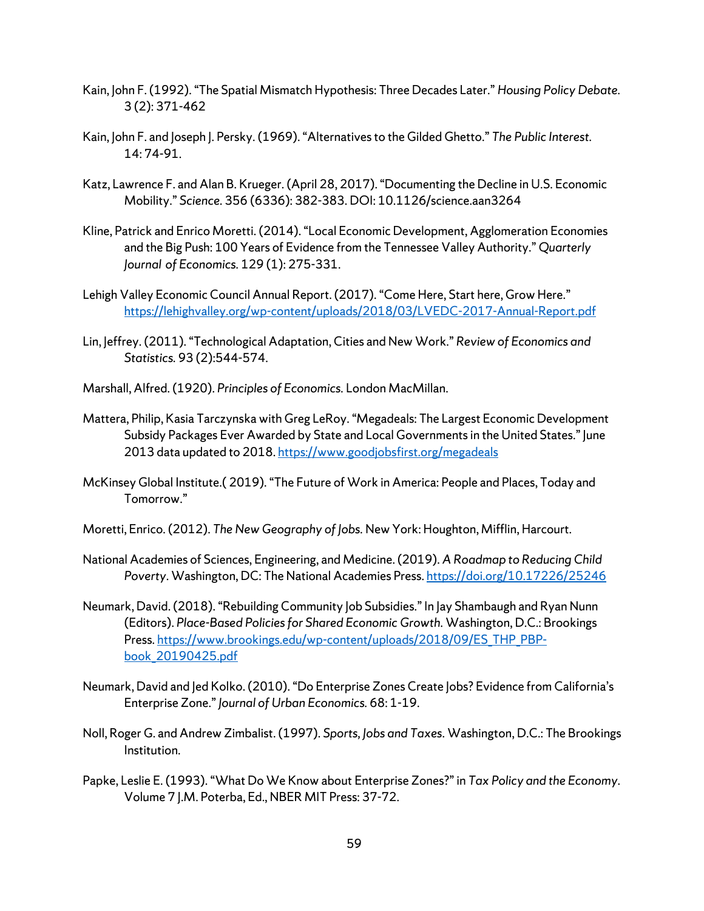Kain, John F. (1992). "The Spatial Mismatch Hypothesis: Three Decades Later." *Housing Policy Debate*. 3 (2): 371-462

Kain, John F. and Joseph J. Persky. (1969). "Alternatives to the Gilded Ghetto." *The Public Interest*. 14: 74-91.

Katz, Lawrence F. and Alan B. Krueger. (April 28, 2017). "Documenting the Decline in U.S. Economic Mobility." *Science*. 356 (6336): 382-383. DOI: 10.1126/science.aan3264

Kline, Patrick and Enrico Moretti. (2014). "Local Economic Development, Agglomeration Economies and the Big Push: 100 Years of Evidence from the Tennessee Valley Authority." *Quarterly Journal of Economics*. 129 (1): 275-331.

Lehigh Valley Economic Council Annual Report. (2017). "Come Here, Start here, Grow Here." https://lehighvalley.org/wp-content/uploads/2018/03/LVEDC-2017-Annual-Report.pdf

Lin, Jeffrey. (2011). "Technological Adaptation, Cities and New Work." *Review of Economics and Statistics*. 93 (2):544-574.

Marshall, Alfred. (1920). *Principles of Economics*. London MacMillan.

Mattera, Philip, Kasia Tarczynska with Greg LeRoy. "Megadeals: The Largest Economic Development Subsidy Packages Ever Awarded by State and Local Governments in the United States." June 2013 data updated to 2018. https://www.goodjobsfirst.org/megadeals

McKinsey Global Institute.( 2019). "The Future of Work in America: People and Places, Today and Tomorrow."

Moretti, Enrico. (2012). *The New Geography of Jobs*. New York: Houghton, Mifflin, Harcourt.

National Academies of Sciences, Engineering, and Medicine. (2019). *A Roadmap to Reducing Child Poverty*. Washington, DC: The National Academies Press. https://doi.org/10.17226/25246

Neumark, David. (2018). "Rebuilding Community Job Subsidies." In Jay Shambaugh and Ryan Nunn (Editors). *Place-Based Policies for Shared Economic Growth*. Washington, D.C.: Brookings Press. https://www.brookings.edu/wp-content/uploads/2018/09/ES_THP_PBP-book_20190425.pdf

Neumark, David and Jed Kolko. (2010). "Do Enterprise Zones Create Jobs? Evidence from California's Enterprise Zone." *Journal of Urban Economics*. 68: 1-19.

Noll, Roger G. and Andrew Zimbalist. (1997). *Sports, Jobs and Taxes*. Washington, D.C.: The Brookings Institution.

Papke, Leslie E. (1993). "What Do We Know about Enterprise Zones?" in *Tax Policy and the Economy*. Volume 7 J.M. Poterba, Ed., NBER MIT Press: 37-72.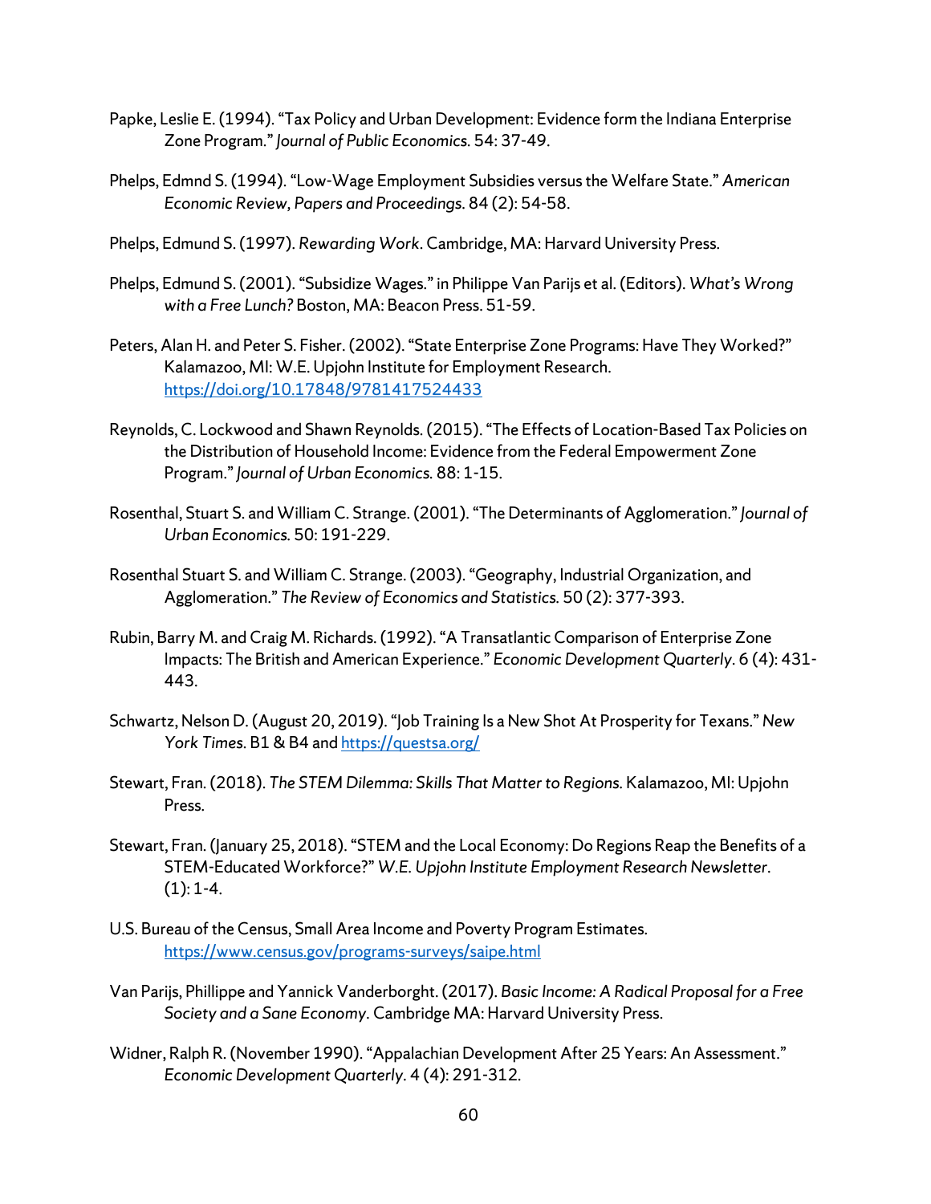Papke, Leslie E. (1994). “Tax Policy and Urban Development: Evidence form the Indiana Enterprise Zone Program.” *Journal of Public Economics*. 54: 37-49.

Phelps, Edmnd S. (1994). “Low-Wage Employment Subsidies versus the Welfare State.” *American Economic Review, Papers and Proceedings*. 84 (2): 54-58.

Phelps, Edmund S. (1997). *Rewarding Work*. Cambridge, MA: Harvard University Press.

Phelps, Edmund S. (2001). “Subsidize Wages.” in Philippe Van Parijs et al. (Editors). *What’s Wrong with a Free Lunch?* Boston, MA: Beacon Press. 51-59.

Peters, Alan H. and Peter S. Fisher. (2002). “State Enterprise Zone Programs: Have They Worked?” Kalamazoo, MI: W.E. Upjohn Institute for Employment Research. https://doi.org/10.17848/9781417524433

Reynolds, C. Lockwood and Shawn Reynolds. (2015). “The Effects of Location-Based Tax Policies on the Distribution of Household Income: Evidence from the Federal Empowerment Zone Program.” *Journal of Urban Economics*. 88: 1-15.

Rosenthal, Stuart S. and William C. Strange. (2001). “The Determinants of Agglomeration.” *Journal of Urban Economics*. 50: 191-229.

Rosenthal Stuart S. and William C. Strange. (2003). “Geography, Industrial Organization, and Agglomeration.” *The Review of Economics and Statistics*. 50 (2): 377-393.

Rubin, Barry M. and Craig M. Richards. (1992). “A Transatlantic Comparison of Enterprise Zone Impacts: The British and American Experience.” *Economic Development Quarterly*. 6 (4): 431-443.

Schwartz, Nelson D. (August 20, 2019). “Job Training Is a New Shot At Prosperity for Texans.” *New York Times*. B1 & B4 and https://questsa.org/

Stewart, Fran. (2018). *The STEM Dilemma: Skills That Matter to Regions*. Kalamazoo, MI: Upjohn Press.

Stewart, Fran. (January 25, 2018). “STEM and the Local Economy: Do Regions Reap the Benefits of a STEM-Educated Workforce?” *W.E. Upjohn Institute Employment Research Newsletter*. (1): 1-4.

U.S. Bureau of the Census, Small Area Income and Poverty Program Estimates. https://www.census.gov/programs-surveys/saipe.html

Van Parijs, Phillippe and Yannick Vanderborght. (2017). *Basic Income: A Radical Proposal for a Free Society and a Sane Economy*. Cambridge MA: Harvard University Press.

Widner, Ralph R. (November 1990). “Appalachian Development After 25 Years: An Assessment.” *Economic Development Quarterly*. 4 (4): 291-312.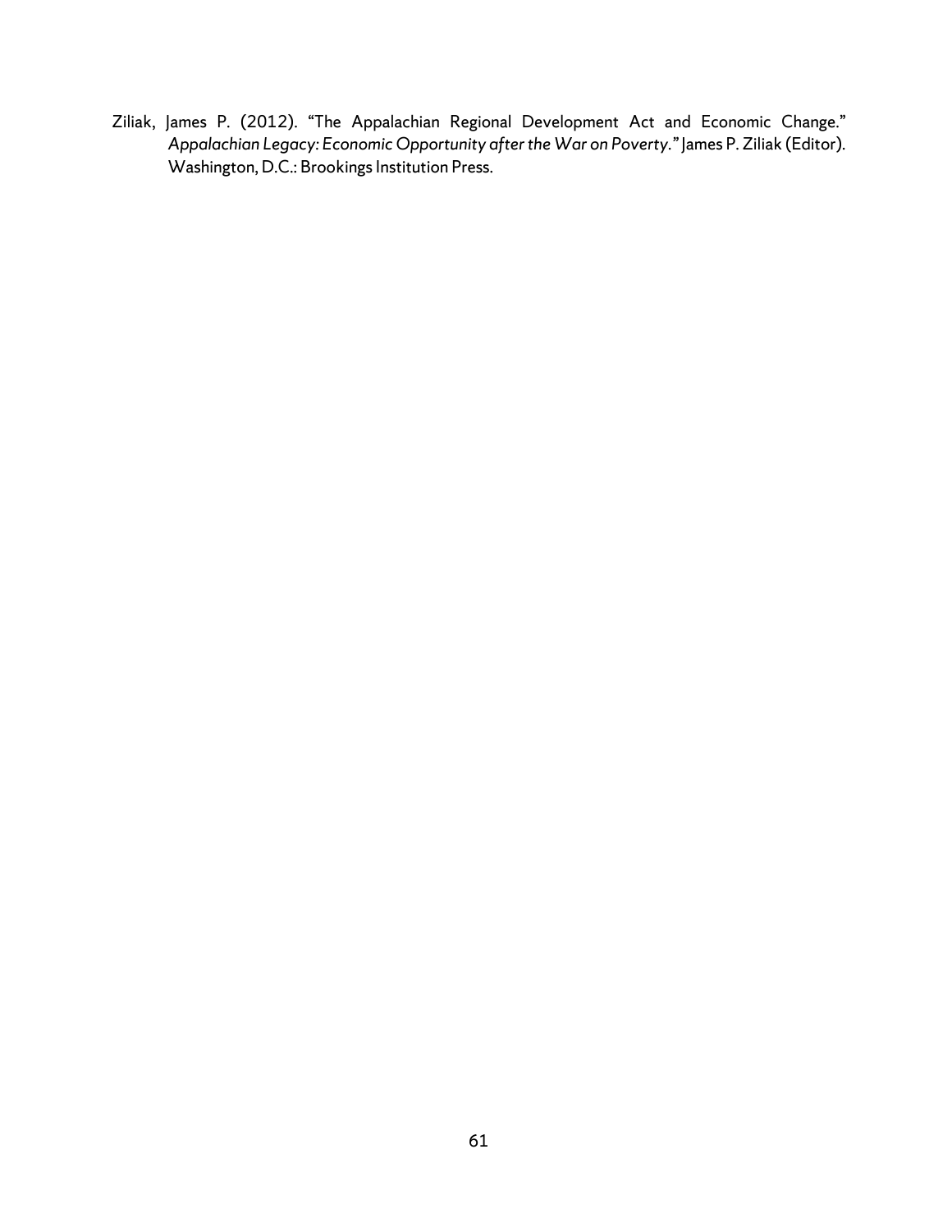Ziliak, James P. (2012). "The Appalachian Regional Development Act and Economic Change." *Appalachian Legacy: Economic Opportunity after the War on Poverty."* James P. Ziliak (Editor). Washington, D.C.: Brookings Institution Press.